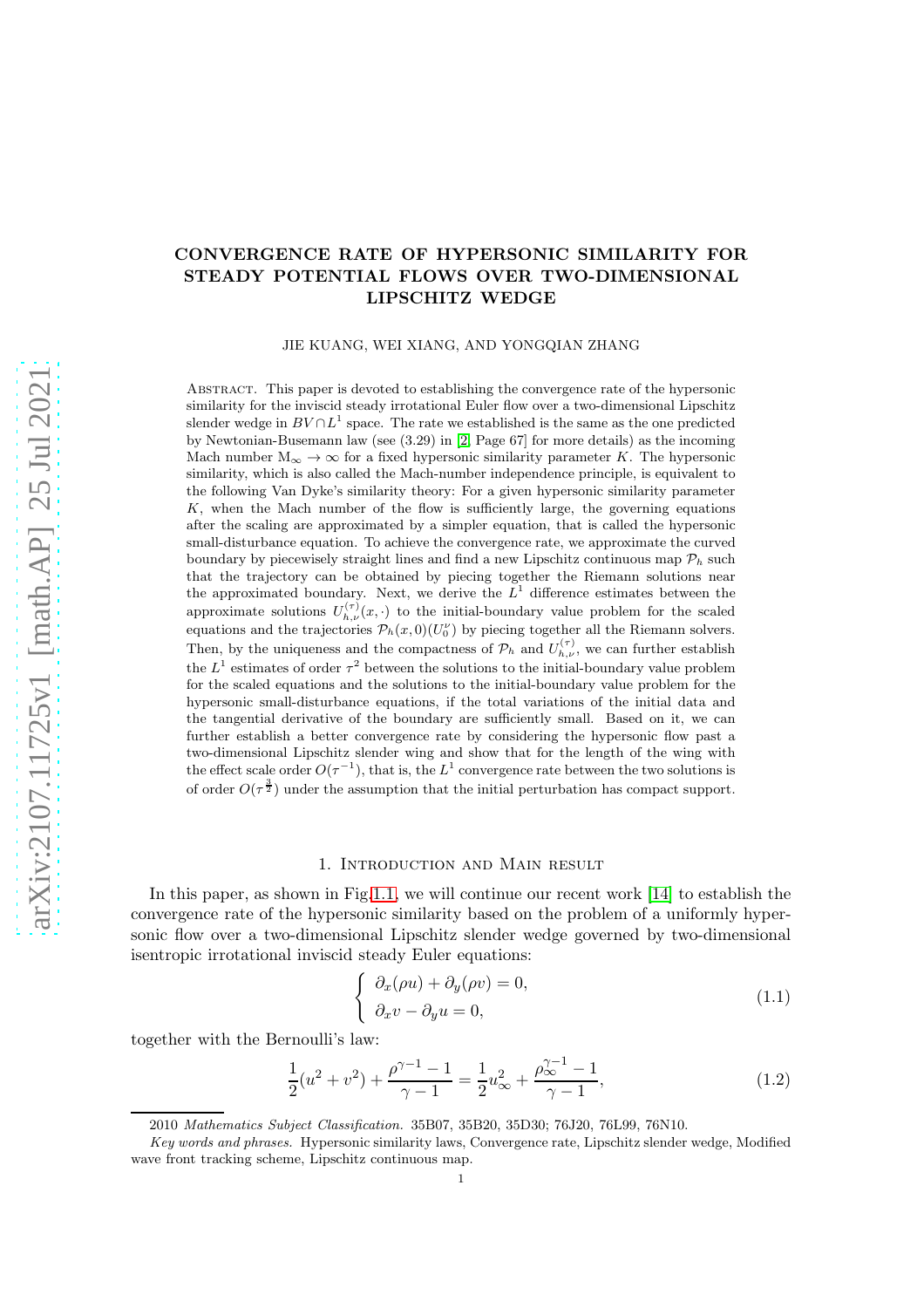# CONVERGENCE RATE OF HYPERSONIC SIMILARITY FOR STEADY POTENTIAL FLOWS OVER TWO-DIMENSIONAL LIPSCHITZ WEDGE

JIE KUANG, WEI XIANG, AND YONGQIAN ZHANG

Abstract. This paper is devoted to establishing the convergence rate of the hypersonic similarity for the inviscid steady irrotational Euler flow over a two-dimensional Lipschitz slender wedge in $BV\cap L^1$ space. The rate we established is the same as the one predicted by Newtonian-Busemann law (see (3.29) in [2, Page 67] for more details) as the incoming Mach number $\mathrm{M}_\infty\rightarrow\infty$ for a fixed hypersonic similarity parameter $K$. The hypersonic similarity, which is also called the Mach-number independence principle, is equivalent to the following Van Dyke's similarity theory: For a given hypersonic similarity parameter $K$, when the Mach number of the flow is sufficiently large, the governing equations after the scaling are approximated by a simpler equation, that is called the hypersonic small-disturbance equation. To achieve the convergence rate, we approximate the curved boundary by piecewisely straight lines and find a new Lipschitz continuous map $\mathcal{P}_h$ such that the trajectory can be obtained by piecing together the Riemann solutions near the approximated boundary. Next, we derive the $L^1$ difference estimates between the approximate solutions $U^{(\tau)}_{h,\nu}(x,\cdot)$ to the initial-boundary value problem for the scaled equations and the trajectories $\mathcal{P}_h(x,0)(U^{\nu}_0)$ by piecing together all the Riemann solvers. Then, by the uniqueness and the compactness of $\mathcal{P}_h$ and $U^{(\tau)}_{h,\nu}$, we can further establish the $L^1$ estimates of order $\tau^2$ between the solutions to the initial-boundary value problem for the scaled equations and the solutions to the initial-boundary value problem for the hypersonic small-disturbance equations, if the total variations of the initial data and the tangential derivative of the boundary are sufficiently small. Based on it, we can further establish a better convergence rate by considering the hypersonic flow past a two-dimensional Lipschitz slender wing and show that for the length of the wing with the effect scale order $O(\tau^{-1})$, that is, the $L^1$ convergence rate between the two solutions is of order $O(\tau^{\frac{3}{2}})$ under the assumption that the initial perturbation has compact support.

## 1. Introduction and Main result

In this paper, as shown in Fig.1.1, we will continue our recent work [14] to establish the convergence rate of the hypersonic similarity based on the problem of a uniformly hypersonic flow over a two-dimensional Lipschitz slender wedge governed by two-dimensional isentropic irrotational inviscid steady Euler equations:

$$
\begin{cases}
\partial_x(\rho u)+\partial_y(\rho v)=0,\\
\partial_x v-\partial_y u=0,
\end{cases}
\tag{1.1}
$$

together with the Bernoulli's law:

$$
\frac{1}{2}(u^2+v^2)+\frac{\rho^{\gamma-1}-1}{\gamma-1}=\frac{1}{2}u_\infty^2+\frac{\rho_\infty^{\gamma-1}-1}{\gamma-1},
\tag{1.2}
$$

2010 *Mathematics Subject Classification.* 35B07, 35B20, 35D30; 76J20, 76L99, 76N10.

*Key words and phrases.* Hypersonic similarity laws, Convergence rate, Lipschitz slender wedge, Modified wave front tracking scheme, Lipschitz continuous map.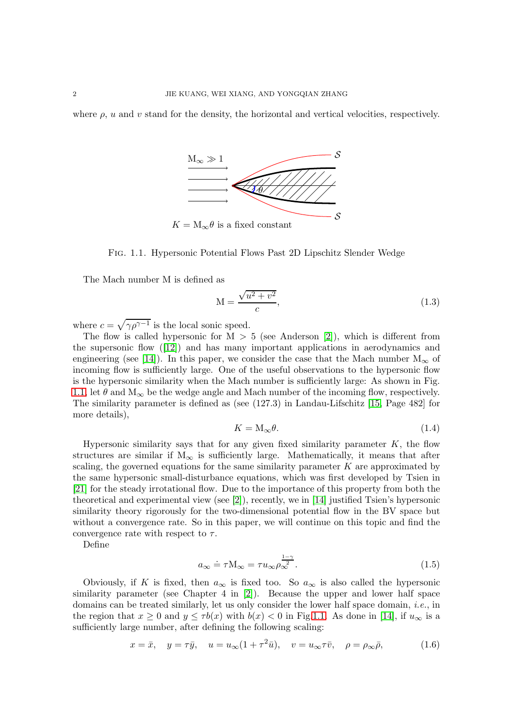where $\rho$, $u$ and $v$ stand for the density, the horizontal and vertical velocities, respectively.

$\mathrm{M}_\infty \gg 1$

$K = \mathrm{M}_\infty \theta$ is a fixed constant

Fig. 1.1. Hypersonic Potential Flows Past 2D Lipschitz Slender Wedge

The Mach number M is defined as

$$\mathrm{M} = \frac{\sqrt{u^2 + v^2}}{c}, \tag{1.3}$$

where $c = \sqrt{\gamma \rho^{\gamma - 1}}$ is the local sonic speed.

The flow is called hypersonic for $\mathrm{M} > 5$ (see Anderson [2]), which is different from the supersonic flow ([12]) and has many important applications in aerodynamics and engineering (see [14]). In this paper, we consider the case that the Mach number $\mathrm{M}_\infty$ of incoming flow is sufficiently large. One of the useful observations to the hypersonic flow is the hypersonic similarity when the Mach number is sufficiently large: As shown in Fig. 1.1, let $\theta$ and $\mathrm{M}_\infty$ be the wedge angle and Mach number of the incoming flow, respectively. The similarity parameter is defined as (see (127.3) in Landau-Lifschitz [15, Page 482] for more details),

$$K = \mathrm{M}_\infty \theta. \tag{1.4}$$

Hypersonic similarity says that for any given fixed similarity parameter $K$, the flow structures are similar if $\mathrm{M}_\infty$ is sufficiently large. Mathematically, it means that after scaling, the governed equations for the same similarity parameter $K$ are approximated by the same hypersonic small-disturbance equations, which was first developed by Tsien in [21] for the steady irrotational flow. Due to the importance of this property from both the theoretical and experimental view (see [2]), recently, we in [14] justified Tsien's hypersonic similarity theory rigorously for the two-dimensional potential flow in the BV space but without a convergence rate. So in this paper, we will continue on this topic and find the convergence rate with respect to $\tau$.

Define

$$a_\infty \doteq \tau \mathrm{M}_\infty = \tau u_\infty \rho_\infty^{\frac{1-\gamma}{2}}. \tag{1.5}$$

Obviously, if $K$ is fixed, then $a_\infty$ is fixed too. So $a_\infty$ is also called the hypersonic similarity parameter (see Chapter 4 in [2]). Because the upper and lower half space domains can be treated similarly, let us only consider the lower half space domain, *i.e.*, in the region that $x \geq 0$ and $y \leq \tau b(x)$ with $b(x) < 0$ in Fig.1.1. As done in [14], if $u_\infty$ is a sufficiently large number, after defining the following scaling:

$$x = \bar{x}, \quad y = \tau \bar{y}, \quad u = u_\infty(1 + \tau^2 \bar{u}), \quad v = u_\infty \tau \bar{v}, \quad \rho = \rho_\infty \bar{\rho}, \tag{1.6}$$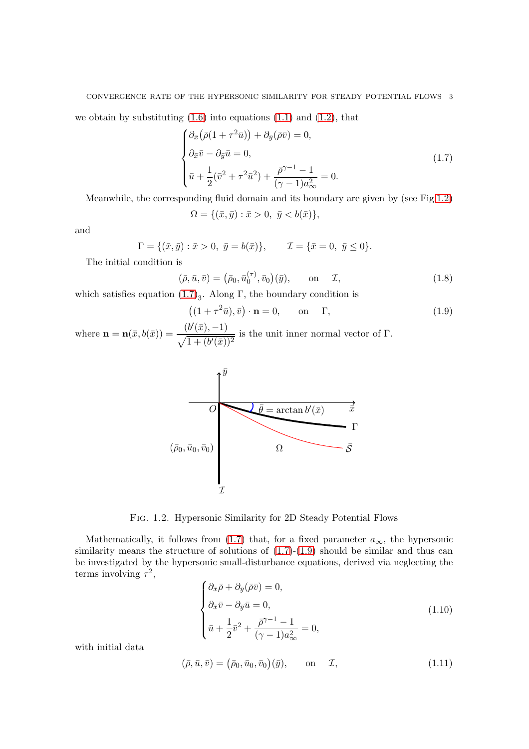we obtain by substituting (1.6) into equations (1.1) and (1.2), that

$$
\begin{cases}
\partial_{\bar{x}}\big(\bar{\rho}(1+\tau^2\bar{u})\big)+\partial_{\bar{y}}(\bar{\rho}\bar{v})=0,\\
\partial_{\bar{x}}\bar{v}-\partial_{\bar{y}}\bar{u}=0,\\
\bar{u}+\dfrac{1}{2}(\bar{v}^2+\tau^2\bar{u}^2)+\dfrac{\bar{\rho}^{\gamma-1}-1}{(\gamma-1)a_\infty^2}=0.
\end{cases}
\tag{1.7}
$$

Meanwhile, the corresponding fluid domain and its boundary are given by (see Fig.1.2)

$$
\Omega=\{(\bar{x},\bar{y}):\bar{x}>0,\ \bar{y}<b(\bar{x})\},
$$

and

$$
\Gamma=\{(\bar{x},\bar{y}):\bar{x}>0,\ \bar{y}=b(\bar{x})\},\qquad \mathcal{I}=\{\bar{x}=0,\ \bar{y}\leq 0\}.
$$

The initial condition is

$$
(\bar{\rho},\bar{u},\bar{v})=\big(\bar{\rho}_0,\bar{u}_0^{(\tau)},\bar{v}_0\big)(\bar{y}),\qquad \text{on}\quad \mathcal{I},
\tag{1.8}
$$

which satisfies equation $(1.7)_3$. Along $\Gamma$, the boundary condition is

$$
\big((1+\tau^2\bar{u}),\bar{v}\big)\cdot\mathbf{n}=0,\qquad \text{on}\quad \Gamma,
\tag{1.9}
$$

where $\mathbf{n}=\mathbf{n}(\bar{x},b(\bar{x}))=\dfrac{(b'(\bar{x}),-1)}{\sqrt{1+(b'(\bar{x}))^2}}$ is the unit inner normal vector of $\Gamma$.

Fig. 1.2. Hypersonic Similarity for 2D Steady Potential Flows

Mathematically, it follows from (1.7) that, for a fixed parameter $a_\infty$, the hypersonic similarity means the structure of solutions of (1.7)-(1.9) should be similar and thus can be investigated by the hypersonic small-disturbance equations, derived via neglecting the terms involving $\tau^2$,

$$
\begin{cases}
\partial_{\bar{x}}\bar{\rho}+\partial_{\bar{y}}(\bar{\rho}\bar{v})=0,\\
\partial_{\bar{x}}\bar{v}-\partial_{\bar{y}}\bar{u}=0,\\
\bar{u}+\dfrac{1}{2}\bar{v}^2+\dfrac{\bar{\rho}^{\gamma-1}-1}{(\gamma-1)a_\infty^2}=0,
\end{cases}
\tag{1.10}
$$

with initial data

$$
(\bar{\rho},\bar{u},\bar{v})=\big(\bar{\rho}_0,\bar{u}_0,\bar{v}_0\big)(\bar{y}),\qquad \text{on}\quad \mathcal{I},
\tag{1.11}
$$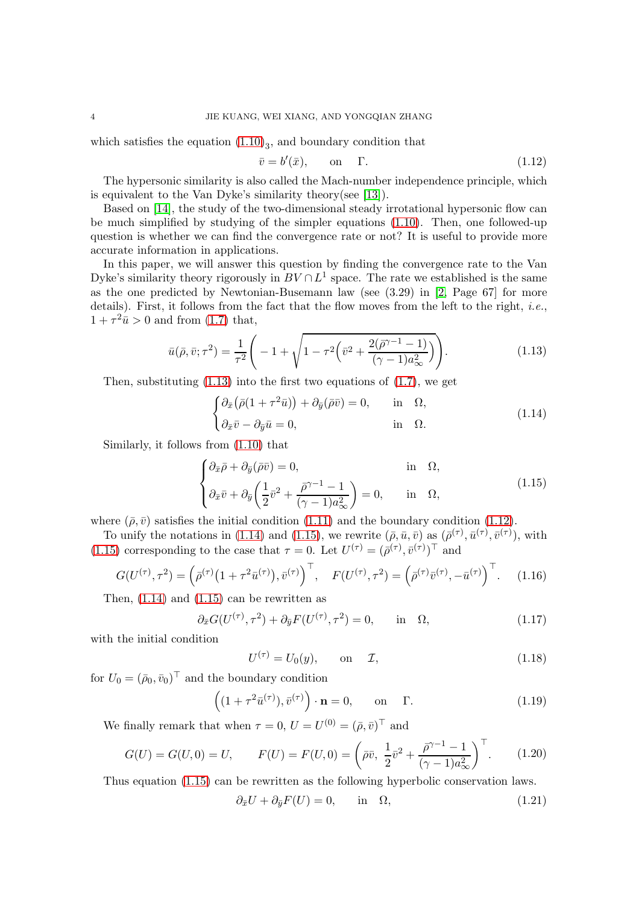which satisfies the equation $(1.10)_3$, and boundary condition that

$$
\bar{v} = b'(\bar{x}), \qquad \text{on} \quad \Gamma. \tag{1.12}
$$

The hypersonic similarity is also called the Mach-number independence principle, which is equivalent to the Van Dyke's similarity theory(see [13]).

Based on [14], the study of the two-dimensional steady irrotational hypersonic flow can be much simplified by studying of the simpler equations (1.10). Then, one followed-up question is whether we can find the convergence rate or not? It is useful to provide more accurate information in applications.

In this paper, we will answer this question by finding the convergence rate to the Van Dyke's similarity theory rigorously in $BV \cap L^1$ space. The rate we established is the same as the one predicted by Newtonian-Busemann law (see (3.29) in [2, Page 67] for more details). First, it follows from the fact that the flow moves from the left to the right, *i.e.*, $1 + \tau^2 \bar{u} > 0$ and from (1.7) that,

$$
\bar{u}(\bar{\rho}, \bar{v}; \tau^2) = \frac{1}{\tau^2}\Bigg( -1 + \sqrt{1 - \tau^2\Big(\bar{v}^2 + \frac{2(\bar{\rho}^{\gamma-1} - 1)}{(\gamma-1)a_\infty^2}\Big)}\Bigg). \tag{1.13}
$$

Then, substituting (1.13) into the first two equations of (1.7), we get

$$
\begin{cases}
\partial_{\bar{x}}\big(\bar{\rho}(1 + \tau^2 \bar{u})\big) + \partial_{\bar{y}}(\bar{\rho}\bar{v}) = 0, & \text{in} \quad \Omega, \\
\partial_{\bar{x}}\bar{v} - \partial_{\bar{y}}\bar{u} = 0, & \text{in} \quad \Omega.
\end{cases} \tag{1.14}
$$

Similarly, it follows from (1.10) that

$$
\begin{cases}
\partial_{\bar{x}}\bar{\rho} + \partial_{\bar{y}}(\bar{\rho}\bar{v}) = 0, & \text{in} \quad \Omega, \\
\partial_{\bar{x}}\bar{v} + \partial_{\bar{y}}\Big(\dfrac{1}{2}\bar{v}^2 + \dfrac{\bar{\rho}^{\gamma-1} - 1}{(\gamma-1)a_\infty^2}\Big) = 0, & \text{in} \quad \Omega,
\end{cases} \tag{1.15}
$$

where $(\bar{\rho}, \bar{v})$ satisfies the initial condition (1.11) and the boundary condition (1.12).

To unify the notations in (1.14) and (1.15), we rewrite $(\bar{\rho}, \bar{u}, \bar{v})$ as $(\bar{\rho}^{(\tau)}, \bar{u}^{(\tau)}, \bar{v}^{(\tau)})$, with (1.15) corresponding to the case that $\tau = 0$. Let $U^{(\tau)} = (\bar{\rho}^{(\tau)}, \bar{v}^{(\tau)})^\top$ and

$$
G(U^{(\tau)}, \tau^2) = \Big(\bar{\rho}^{(\tau)}\big(1 + \tau^2 \bar{u}^{(\tau)}\big), \bar{v}^{(\tau)}\Big)^\top, \quad F(U^{(\tau)}, \tau^2) = \Big(\bar{\rho}^{(\tau)}\bar{v}^{(\tau)}, -\bar{u}^{(\tau)}\Big)^\top. \tag{1.16}
$$

Then, (1.14) and (1.15) can be rewritten as

$$
\partial_{\bar{x}} G(U^{(\tau)}, \tau^2) + \partial_{\bar{y}} F(U^{(\tau)}, \tau^2) = 0, \qquad \text{in} \quad \Omega, \tag{1.17}
$$

with the initial condition

$$
U^{(\tau)} = U_0(y), \qquad \text{on} \quad \mathcal{I}, \tag{1.18}
$$

for $U_0 = (\bar{\rho}_0, \bar{v}_0)^\top$ and the boundary condition

$$
\Big((1 + \tau^2 \bar{u}^{(\tau)}), \bar{v}^{(\tau)}\Big) \cdot \mathbf{n} = 0, \qquad \text{on} \quad \Gamma. \tag{1.19}
$$

We finally remark that when $\tau = 0$, $U = U^{(0)} = (\bar{\rho}, \bar{v})^\top$ and

$$
G(U) = G(U, 0) = U, \qquad F(U) = F(U, 0) = \Big(\bar{\rho}\bar{v},\ \frac{1}{2}\bar{v}^2 + \frac{\bar{\rho}^{\gamma-1} - 1}{(\gamma-1)a_\infty^2}\Big)^\top. \tag{1.20}
$$

Thus equation (1.15) can be rewritten as the following hyperbolic conservation laws.

$$
\partial_{\bar{x}} U + \partial_{\bar{y}} F(U) = 0, \qquad \text{in} \quad \Omega, \tag{1.21}
$$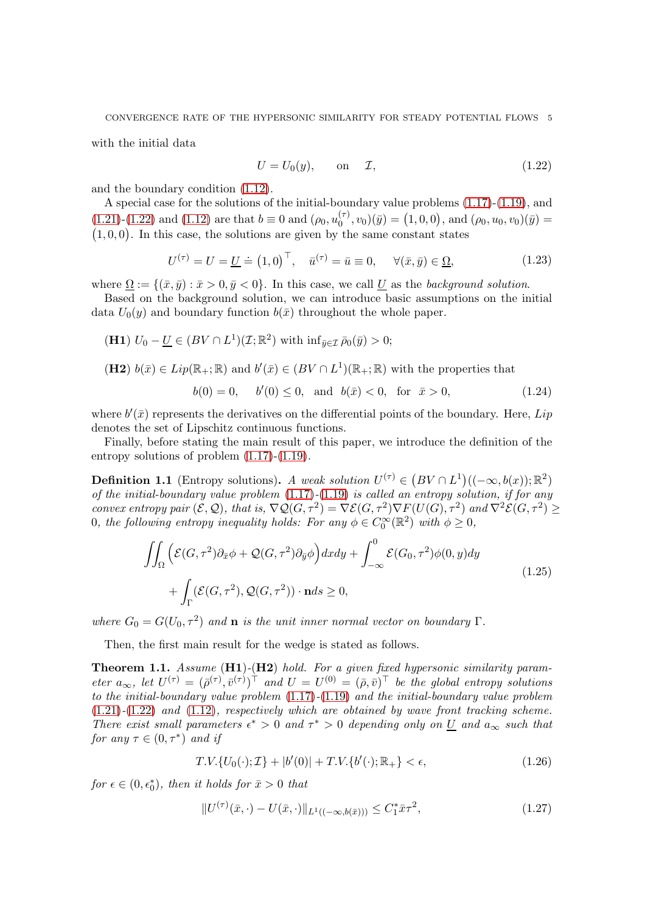with the initial data

$$
U = U_0(y), \qquad \text{on} \quad \mathcal{I}, \tag{1.22}
$$

and the boundary condition (1.12).

A special case for the solutions of the initial-boundary value problems (1.17)-(1.19), and (1.21)-(1.22) and (1.12) are that $b \equiv 0$ and $(\rho_0, u_0^{(\tau)}, v_0)(\bar{y}) = \big(1, 0, 0\big)$, and $(\rho_0, u_0, v_0)(\bar{y}) = \big(1, 0, 0\big)$. In this case, the solutions are given by the same constant states

$$
U^{(\tau)} = U = \underline{U} \doteq \big(1, 0\big)^\top, \quad \bar{u}^{(\tau)} = \bar{u} \equiv 0, \quad \forall (\bar{x}, \bar{y}) \in \underline{\Omega}, \tag{1.23}
$$

where $\underline{\Omega} := \{(\bar{x}, \bar{y}) : \bar{x} > 0, \bar{y} < 0\}$. In this case, we call $\underline{U}$ as the *background solution*.

Based on the background solution, we can introduce basic assumptions on the initial data $U_0(y)$ and boundary function $b(\bar{x})$ throughout the whole paper.

**(H1)** $U_0 - \underline{U} \in (BV \cap L^1)(\mathcal{I}; \mathbb{R}^2)$ with $\inf_{\bar{y} \in \mathcal{I}} \bar{\rho}_0(\bar{y}) > 0$;

**(H2)** $b(\bar{x}) \in Lip(\mathbb{R}_+; \mathbb{R})$ and $b'(\bar{x}) \in (BV \cap L^1)(\mathbb{R}_+; \mathbb{R})$ with the properties that

$$
b(0) = 0, \quad b'(0) \leq 0, \quad \text{and} \quad b(\bar{x}) < 0, \quad \text{for} \quad \bar{x} > 0, \tag{1.24}
$$

where $b'(\bar{x})$ represents the derivatives on the differential points of the boundary. Here, $Lip$ denotes the set of Lipschitz continuous functions.

Finally, before stating the main result of this paper, we introduce the definition of the entropy solutions of problem (1.17)-(1.19).

**Definition 1.1** (Entropy solutions)**.** *A weak solution $U^{(\tau)} \in \big(BV \cap L^1\big)((-\infty, b(x)); \mathbb{R}^2)$ of the initial-boundary value problem (1.17)-(1.19) is called an entropy solution, if for any convex entropy pair $(\mathcal{E}, \mathcal{Q})$, that is, $\nabla \mathcal{Q}(G, \tau^2) = \nabla \mathcal{E}(G, \tau^2) \nabla F(U(G), \tau^2)$ and $\nabla^2 \mathcal{E}(G, \tau^2) \geq 0$, the following entropy inequality holds: For any $\phi \in C_0^\infty(\mathbb{R}^2)$ with $\phi \geq 0$,*

$$
\begin{aligned}
\iint_{\Omega} \Big( \mathcal{E}(G, \tau^2) \partial_{\bar{x}} \phi + \mathcal{Q}(G, \tau^2) \partial_{\bar{y}} \phi \Big) dx dy &+ \int_{-\infty}^{0} \mathcal{E}(G_0, \tau^2) \phi(0, y) dy \\
&+ \int_{\Gamma} (\mathcal{E}(G, \tau^2), \mathcal{Q}(G, \tau^2)) \cdot \mathbf{n} ds \geq 0,
\end{aligned} \tag{1.25}
$$

*where $G_0 = G(U_0, \tau^2)$ and $\mathbf{n}$ is the unit inner normal vector on boundary $\Gamma$.*

Then, the first main result for the wedge is stated as follows.

**Theorem 1.1.** *Assume* **(H1)**-**(H2)** *hold. For a given fixed hypersonic similarity parameter $a_\infty$, let $U^{(\tau)} = (\bar{\rho}^{(\tau)}, \bar{v}^{(\tau)})^\top$ and $U = U^{(0)} = (\bar{\rho}, \bar{v})^\top$ be the global entropy solutions to the initial-boundary value problem (1.17)-(1.19) and the initial-boundary value problem (1.21)-(1.22) and (1.12), respectively which are obtained by wave front tracking scheme. There exist small parameters $\epsilon^* > 0$ and $\tau^* > 0$ depending only on $\underline{U}$ and $a_\infty$ such that for any $\tau \in (0, \tau^*)$ and if*

$$
T.V.\{U_0(\cdot); \mathcal{I}\} + |b'(0)| + T.V.\{b'(\cdot); \mathbb{R}_+\} < \epsilon, \tag{1.26}
$$

*for $\epsilon \in (0, \epsilon_0^*)$, then it holds for $\bar{x} > 0$ that*

$$
\|U^{(\tau)}(\bar{x}, \cdot) - U(\bar{x}, \cdot)\|_{L^1((-\infty, b(\bar{x})))} \leq C_1^* \bar{x} \tau^2, \tag{1.27}
$$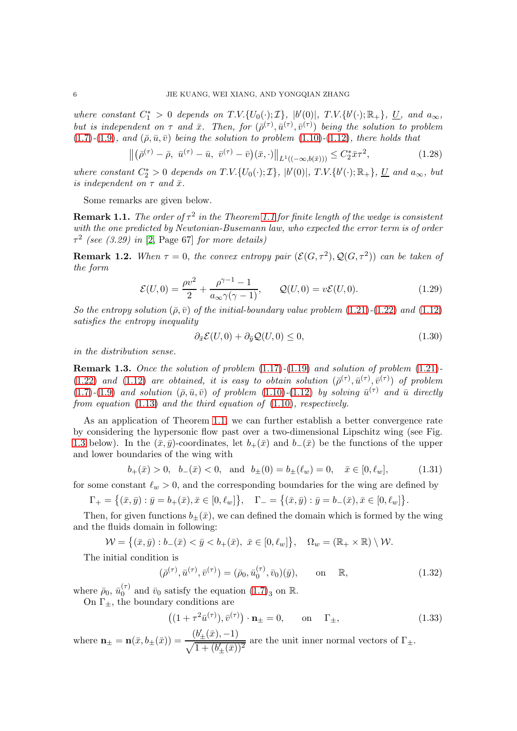*where constant $C_1^* > 0$ depends on $T.V.\{U_0(\cdot);\mathcal{I}\}$, $|b'(0)|$, $T.V.\{b'(\cdot);\mathbb{R}_+\}$, $\underline{U}$, and $a_\infty$, but is independent on $\tau$ and $\bar{x}$. Then, for $(\bar{\rho}^{(\tau)}, \bar{u}^{(\tau)}, \bar{v}^{(\tau)})$ being the solution to problem (1.7)-(1.9), and $(\bar{\rho}, \bar{u}, \bar{v})$ being the solution to problem (1.10)-(1.12), there holds that*

$$
\left\| \left(\bar{\rho}^{(\tau)} - \bar{\rho},\ \bar{u}^{(\tau)} - \bar{u},\ \bar{v}^{(\tau)} - \bar{v}\right)(\bar{x}, \cdot) \right\|_{L^1((-\infty, b(\bar{x})))} \leq C_2^* \bar{x} \tau^2, \tag{1.28}
$$

*where constant $C_2^* > 0$ depends on $T.V.\{U_0(\cdot);\mathcal{I}\}$, $|b'(0)|$, $T.V.\{b'(\cdot);\mathbb{R}_+\}$, $\underline{U}$ and $a_\infty$, but is independent on $\tau$ and $\bar{x}$.*

Some remarks are given below.

**Remark 1.1.** *The order of $\tau^2$ in the Theorem 1.1 for finite length of the wedge is consistent with the one predicted by Newtonian-Busemann law, who expected the error term is of order $\tau^2$ (see (3.29) in [2, Page 67] for more details)*

**Remark 1.2.** *When $\tau = 0$, the convex entropy pair $(\mathcal{E}(G, \tau^2), \mathcal{Q}(G, \tau^2))$ can be taken of the form*

$$
\mathcal{E}(U, 0) = \frac{\rho v^2}{2} + \frac{\rho^{\gamma-1} - 1}{a_\infty \gamma(\gamma - 1)}, \qquad \mathcal{Q}(U, 0) = v\mathcal{E}(U, 0). \tag{1.29}
$$

*So the entropy solution $(\bar{\rho}, \bar{v})$ of the initial-boundary value problem (1.21)-(1.22) and (1.12) satisfies the entropy inequality*

$$
\partial_{\bar{x}}\mathcal{E}(U, 0) + \partial_{\bar{y}}\mathcal{Q}(U, 0) \leq 0, \tag{1.30}
$$

*in the distribution sense.*

**Remark 1.3.** *Once the solution of problem (1.17)-(1.19) and solution of problem (1.21)-(1.22) and (1.12) are obtained, it is easy to obtain solution $(\bar{\rho}^{(\tau)}, \bar{u}^{(\tau)}, \bar{v}^{(\tau)})$ of problem (1.7)-(1.9) and solution $(\bar{\rho}, \bar{u}, \bar{v})$ of problem (1.10)-(1.12) by solving $\bar{u}^{(\tau)}$ and $\bar{u}$ directly from equation (1.13) and the third equation of (1.10), respectively.*

As an application of Theorem 1.1, we can further establish a better convergence rate by considering the hypersonic flow past over a two-dimensional Lipschitz wing (see Fig. 1.3 below). In the $(\bar{x}, \bar{y})$-coordinates, let $b_+(\bar{x})$ and $b_-(\bar{x})$ be the functions of the upper and lower boundaries of the wing with

$$
b_+(\bar{x}) > 0, \quad b_-(\bar{x}) < 0, \quad \text{and} \quad b_\pm(0) = b_\pm(\ell_w) = 0, \quad \bar{x} \in [0, \ell_w], \tag{1.31}
$$

for some constant $\ell_w > 0$, and the corresponding boundaries for the wing are defined by

$$
\Gamma_+ = \left\{(\bar{x}, \bar{y}) : \bar{y} = b_+(\bar{x}), \bar{x} \in [0, \ell_w]\right\}, \quad \Gamma_- = \left\{(\bar{x}, \bar{y}) : \bar{y} = b_-(\bar{x}), \bar{x} \in [0, \ell_w]\right\}.
$$

Then, for given functions $b_\pm(\bar{x})$, we can defined the domain which is formed by the wing and the fluids domain in following:

$$
\mathcal{W} = \left\{(\bar{x}, \bar{y}) : b_-(\bar{x}) < \bar{y} < b_+(\bar{x}),\ \bar{x} \in [0, \ell_w]\right\}, \quad \Omega_w = (\mathbb{R}_+ \times \mathbb{R}) \setminus \mathcal{W}.
$$

The initial condition is

$$
(\bar{\rho}^{(\tau)}, \bar{u}^{(\tau)}, \bar{v}^{(\tau)}) = (\bar{\rho}_0, \bar{u}_0^{(\tau)}, \bar{v}_0)(\bar{y}), \qquad \text{on} \quad \mathbb{R}, \tag{1.32}
$$

where $\bar{\rho}_0$, $\bar{u}_0^{(\tau)}$ and $\bar{v}_0$ satisfy the equation $(1.7)_3$ on $\mathbb{R}$.

On $\Gamma_\pm$, the boundary conditions are

$$
\left((1 + \tau^2 \bar{u}^{(\tau)}), \bar{v}^{(\tau)}\right) \cdot \mathbf{n}_\pm = 0, \qquad \text{on} \quad \Gamma_\pm, \tag{1.33}
$$

where $\mathbf{n}_\pm = \mathbf{n}(\bar{x}, b_\pm(\bar{x})) = \dfrac{(b'_\pm(\bar{x}), -1)}{\sqrt{1 + (b'_\pm(\bar{x}))^2}}$ are the unit inner normal vectors of $\Gamma_\pm$.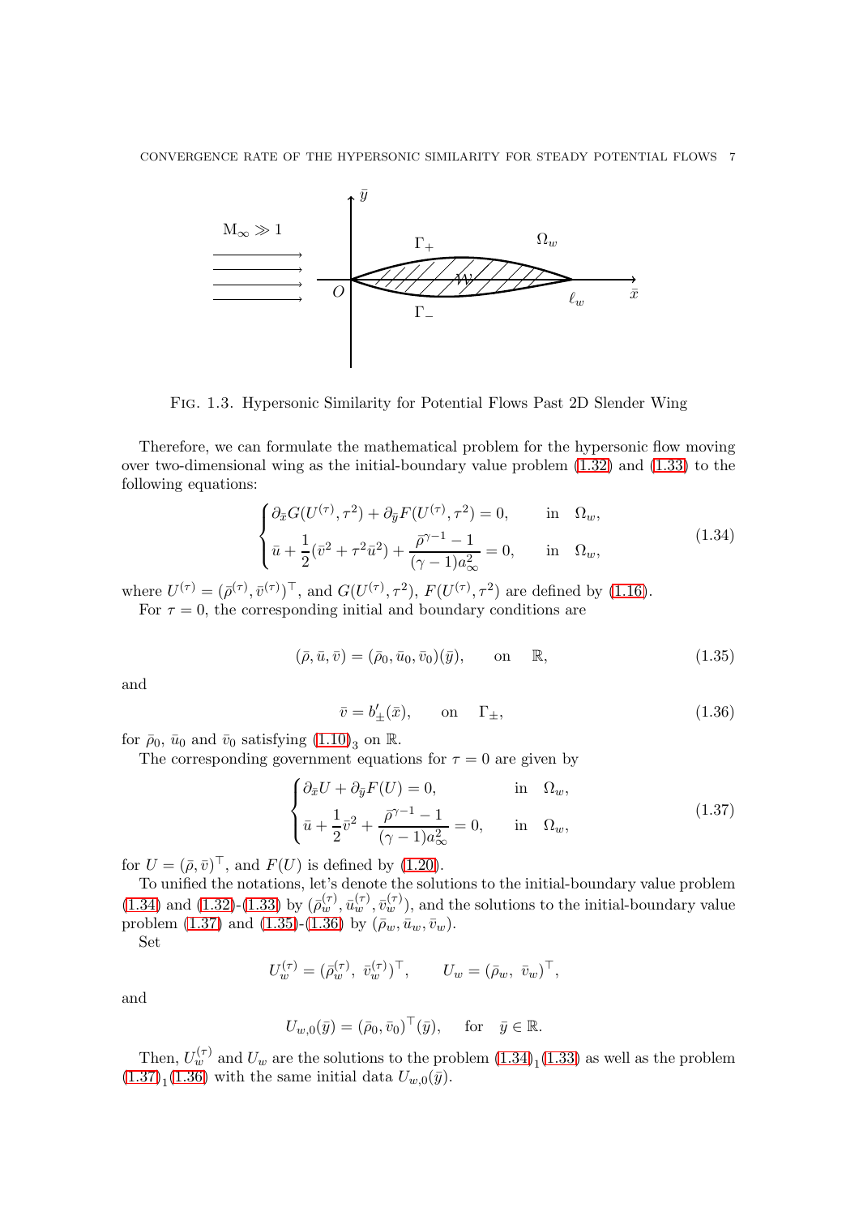Fig. 1.3. Hypersonic Similarity for Potential Flows Past 2D Slender Wing

Therefore, we can formulate the mathematical problem for the hypersonic flow moving over two-dimensional wing as the initial-boundary value problem (1.32) and (1.33) to the following equations:

$$
\begin{cases}
\partial_{\bar{x}} G(U^{(\tau)}, \tau^2) + \partial_{\bar{y}} F(U^{(\tau)}, \tau^2) = 0, & \text{in} \quad \Omega_w, \\
\bar{u} + \dfrac{1}{2}(\bar{v}^2 + \tau^2 \bar{u}^2) + \dfrac{\bar{\rho}^{\gamma-1} - 1}{(\gamma-1)a_\infty^2} = 0, & \text{in} \quad \Omega_w,
\end{cases}
\tag{1.34}
$$

where $U^{(\tau)} = (\bar{\rho}^{(\tau)}, \bar{v}^{(\tau)})^\top$, and $G(U^{(\tau)}, \tau^2)$, $F(U^{(\tau)}, \tau^2)$ are defined by (1.16).

For $\tau = 0$, the corresponding initial and boundary conditions are

$$
(\bar{\rho}, \bar{u}, \bar{v}) = (\bar{\rho}_0, \bar{u}_0, \bar{v}_0)(\bar{y}), \qquad \text{on} \quad \mathbb{R}, \tag{1.35}
$$

and

$$
\bar{v} = b'_\pm(\bar{x}), \qquad \text{on} \quad \Gamma_\pm, \tag{1.36}
$$

for $\bar{\rho}_0$, $\bar{u}_0$ and $\bar{v}_0$ satisfying $(1.10)_3$ on $\mathbb{R}$.

The corresponding government equations for $\tau = 0$ are given by

$$
\begin{cases}
\partial_{\bar{x}} U + \partial_{\bar{y}} F(U) = 0, & \text{in} \quad \Omega_w, \\
\bar{u} + \dfrac{1}{2}\bar{v}^2 + \dfrac{\bar{\rho}^{\gamma-1} - 1}{(\gamma-1)a_\infty^2} = 0, & \text{in} \quad \Omega_w,
\end{cases}
\tag{1.37}
$$

for $U = (\bar{\rho}, \bar{v})^\top$, and $F(U)$ is defined by (1.20).

To unified the notations, let's denote the solutions to the initial-boundary value problem (1.34) and (1.32)-(1.33) by $(\bar{\rho}_w^{(\tau)}, \bar{u}_w^{(\tau)}, \bar{v}_w^{(\tau)})$, and the solutions to the initial-boundary value problem (1.37) and (1.35)-(1.36) by $(\bar{\rho}_w, \bar{u}_w, \bar{v}_w)$.

Set

$$
U_w^{(\tau)} = (\bar{\rho}_w^{(\tau)},\ \bar{v}_w^{(\tau)})^\top, \qquad U_w = (\bar{\rho}_w,\ \bar{v}_w)^\top,
$$

and

$$
U_{w,0}(\bar{y}) = (\bar{\rho}_0, \bar{v}_0)^\top(\bar{y}), \qquad \text{for} \quad \bar{y} \in \mathbb{R}.
$$

Then, $U_w^{(\tau)}$ and $U_w$ are the solutions to the problem $(1.34)_1$(1.33) as well as the problem $(1.37)_1$(1.36) with the same initial data $U_{w,0}(\bar{y})$.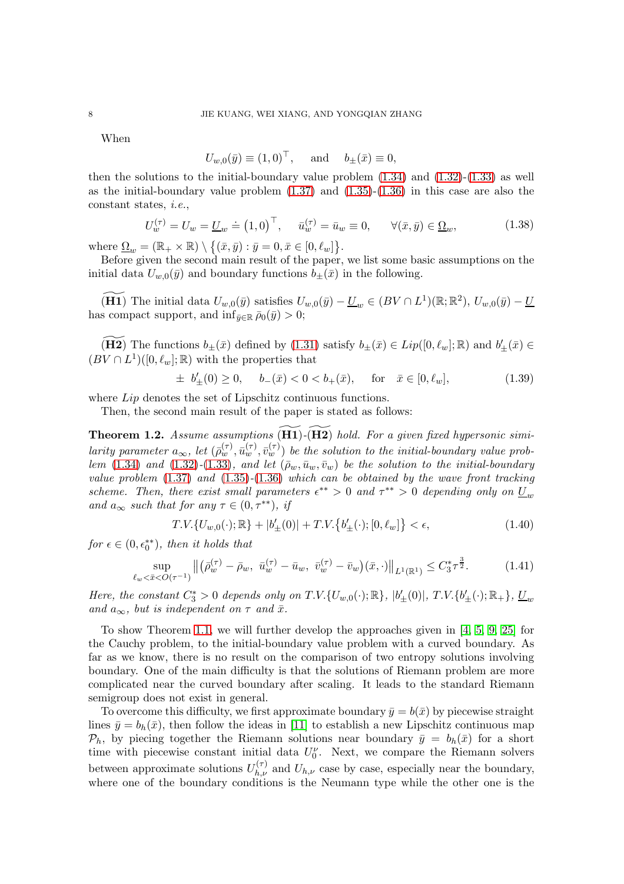When

$$U_{w,0}(\bar{y}) \equiv (1,0)^\top, \quad \text{ and } \quad b_\pm(\bar{x}) \equiv 0,$$

then the solutions to the initial-boundary value problem (1.34) and (1.32)-(1.33) as well as the initial-boundary value problem (1.37) and (1.35)-(1.36) in this case are also the constant states, *i.e.*,

$$U_w^{(\tau)} = U_w = \underline{U}_w \doteq \big(1,0\big)^\top, \quad \bar{u}_w^{(\tau)} = \bar{u}_w \equiv 0, \qquad \forall (\bar{x},\bar{y}) \in \underline{\Omega}_w, \tag{1.38}$$

where $\underline{\Omega}_w = (\mathbb{R}_+ \times \mathbb{R}) \setminus \big\{(\bar{x},\bar{y}) : \bar{y} = 0, \bar{x} \in [0,\ell_w]\big\}$.

Before given the second main result of the paper, we list some basic assumptions on the initial data $U_{w,0}(\bar{y})$ and boundary functions $b_\pm(\bar{x})$ in the following.

$(\widetilde{\mathbf{H1}})$ The initial data $U_{w,0}(\bar{y})$ satisfies $U_{w,0}(\bar{y}) - \underline{U}_w \in (BV \cap L^1)(\mathbb{R};\mathbb{R}^2)$, $U_{w,0}(\bar{y}) - \underline{U}$ has compact support, and $\inf_{\bar{y}\in\mathbb{R}} \bar{\rho}_0(\bar{y}) > 0$;

$(\widetilde{\mathbf{H2}})$ The functions $b_\pm(\bar{x})$ defined by (1.31) satisfy $b_\pm(\bar{x}) \in Lip([0,\ell_w];\mathbb{R})$ and $b'_\pm(\bar{x}) \in (BV \cap L^1)([0,\ell_w];\mathbb{R})$ with the properties that

$$\pm\ b'_\pm(0) \geq 0, \quad b_-(\bar{x}) < 0 < b_+(\bar{x}), \quad \text{ for } \quad \bar{x} \in [0,\ell_w], \tag{1.39}$$

where $Lip$ denotes the set of Lipschitz continuous functions.

Then, the second main result of the paper is stated as follows:

**Theorem 1.2.** *Assume assumptions $(\widetilde{\mathbf{H1}})$-$(\widetilde{\mathbf{H2}})$ hold. For a given fixed hypersonic similarity parameter $a_\infty$, let $(\bar{\rho}_w^{(\tau)}, \bar{u}_w^{(\tau)}, \bar{v}_w^{(\tau)})$ be the solution to the initial-boundary value problem (1.34) and (1.32)-(1.33), and let $(\bar{\rho}_w, \bar{u}_w, \bar{v}_w)$ be the solution to the initial-boundary value problem (1.37) and (1.35)-(1.36) which can be obtained by the wave front tracking scheme. Then, there exist small parameters $\epsilon^{**} > 0$ and $\tau^{**} > 0$ depending only on $\underline{U}_w$ and $a_\infty$ such that for any $\tau \in (0,\tau^{**})$, if*

$$T.V.\{U_{w,0}(\cdot);\mathbb{R}\} + |b'_\pm(0)| + T.V.\big\{b'_\pm(\cdot);[0,\ell_w]\big\} < \epsilon, \tag{1.40}$$

*for $\epsilon \in (0,\epsilon_0^{**})$, then it holds that*

$$\sup_{\ell_w < \bar{x} < O(\tau^{-1})} \big\|\big(\bar{\rho}_w^{(\tau)} - \bar{\rho}_w,\ \bar{u}_w^{(\tau)} - \bar{u}_w,\ \bar{v}_w^{(\tau)} - \bar{v}_w\big)(\bar{x},\cdot)\big\|_{L^1(\mathbb{R}^1)} \leq C_3^* \tau^{\frac{3}{2}}. \tag{1.41}$$

*Here, the constant $C_3^* > 0$ depends only on $T.V.\{U_{w,0}(\cdot);\mathbb{R}\}$, $|b'_\pm(0)|$, $T.V.\{b'_\pm(\cdot);\mathbb{R}_+\}$, $\underline{U}_w$ and $a_\infty$, but is independent on $\tau$ and $\bar{x}$.*

To show Theorem 1.1, we will further develop the approaches given in [4, 5, 9, 25] for the Cauchy problem, to the initial-boundary value problem with a curved boundary. As far as we know, there is no result on the comparison of two entropy solutions involving boundary. One of the main difficulty is that the solutions of Riemann problem are more complicated near the curved boundary after scaling. It leads to the standard Riemann semigroup does not exist in general.

To overcome this difficulty, we first approximate boundary $\bar{y} = b(\bar{x})$ by piecewise straight lines $\bar{y} = b_h(\bar{x})$, then follow the ideas in [11] to establish a new Lipschitz continuous map $\mathcal{P}_h$, by piecing together the Riemann solutions near boundary $\bar{y} = b_h(\bar{x})$ for a short time with piecewise constant initial data $U_0^\nu$. Next, we compare the Riemann solvers between approximate solutions $U_{h,\nu}^{(\tau)}$ and $U_{h,\nu}$ case by case, especially near the boundary, where one of the boundary conditions is the Neumann type while the other one is the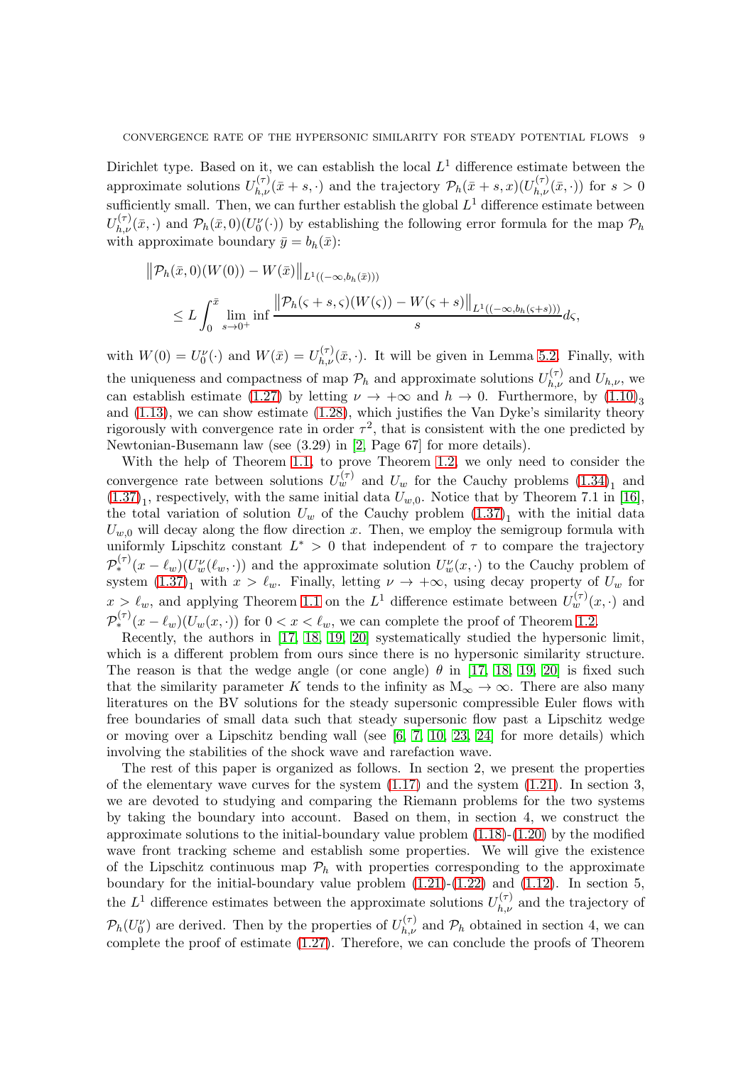Dirichlet type. Based on it, we can establish the local $L^1$ difference estimate between the approximate solutions $U^{(\tau)}_{h,\nu}(\bar{x}+s,\cdot)$ and the trajectory $\mathcal{P}_h(\bar{x}+s,x)(U^{(\tau)}_{h,\nu}(\bar{x},\cdot))$ for $s>0$ sufficiently small. Then, we can further establish the global $L^1$ difference estimate between $U^{(\tau)}_{h,\nu}(\bar{x},\cdot)$ and $\mathcal{P}_h(\bar{x},0)(U^{\nu}_0(\cdot))$ by establishing the following error formula for the map $\mathcal{P}_h$ with approximate boundary $\bar{y}=b_h(\bar{x})$:

$$
\begin{aligned}
&\left\|\mathcal{P}_h(\bar{x},0)(W(0))-W(\bar{x})\right\|_{L^1((-\infty,b_h(\bar{x})))}\\
&\qquad\le L\int_0^{\bar{x}}\liminf_{s\to0^+}\frac{\left\|\mathcal{P}_h(\varsigma+s,\varsigma)(W(\varsigma))-W(\varsigma+s)\right\|_{L^1((-\infty,b_h(\varsigma+s)))}}{s}d\varsigma,
\end{aligned}
$$

with $W(0)=U^{\nu}_0(\cdot)$ and $W(\bar{x})=U^{(\tau)}_{h,\nu}(\bar{x},\cdot)$. It will be given in Lemma 5.2. Finally, with the uniqueness and compactness of map $\mathcal{P}_h$ and approximate solutions $U^{(\tau)}_{h,\nu}$ and $U_{h,\nu}$, we can establish estimate (1.27) by letting $\nu\to+\infty$ and $h\to0$. Furthermore, by $(1.10)_3$ and (1.13), we can show estimate (1.28), which justifies the Van Dyke's similarity theory rigorously with convergence rate in order $\tau^2$, that is consistent with the one predicted by Newtonian-Busemann law (see (3.29) in [2, Page 67] for more details).

With the help of Theorem 1.1, to prove Theorem 1.2, we only need to consider the convergence rate between solutions $U^{(\tau)}_w$ and $U_w$ for the Cauchy problems $(1.34)_1$ and $(1.37)_1$, respectively, with the same initial data $U_{w,0}$. Notice that by Theorem 7.1 in [16], the total variation of solution $U_w$ of the Cauchy problem $(1.37)_1$ with the initial data $U_{w,0}$ will decay along the flow direction $x$. Then, we employ the semigroup formula with uniformly Lipschitz constant $L^*>0$ that independent of $\tau$ to compare the trajectory $\mathcal{P}^{(\tau)}_*(x-\ell_w)(U^{\nu}_w(\ell_w,\cdot))$ and the approximate solution $U^{\nu}_w(x,\cdot)$ to the Cauchy problem of system $(1.37)_1$ with $x>\ell_w$. Finally, letting $\nu\to+\infty$, using decay property of $U_w$ for $x>\ell_w$, and applying Theorem 1.1 on the $L^1$ difference estimate between $U^{(\tau)}_w(x,\cdot)$ and $\mathcal{P}^{(\tau)}_*(x-\ell_w)(U_w(x,\cdot))$ for $0<x<\ell_w$, we can complete the proof of Theorem 1.2.

Recently, the authors in [17, 18, 19, 20] systematically studied the hypersonic limit, which is a different problem from ours since there is no hypersonic similarity structure. The reason is that the wedge angle (or cone angle) $\theta$ in [17, 18, 19, 20] is fixed such that the similarity parameter $K$ tends to the infinity as $\mathrm{M}_\infty\to\infty$. There are also many literatures on the BV solutions for the steady supersonic compressible Euler flows with free boundaries of small data such that steady supersonic flow past a Lipschitz wedge or moving over a Lipschitz bending wall (see [6, 7, 10, 23, 24] for more details) which involving the stabilities of the shock wave and rarefaction wave.

The rest of this paper is organized as follows. In section 2, we present the properties of the elementary wave curves for the system (1.17) and the system (1.21). In section 3, we are devoted to studying and comparing the Riemann problems for the two systems by taking the boundary into account. Based on them, in section 4, we construct the approximate solutions to the initial-boundary value problem (1.18)-(1.20) by the modified wave front tracking scheme and establish some properties. We will give the existence of the Lipschitz continuous map $\mathcal{P}_h$ with properties corresponding to the approximate boundary for the initial-boundary value problem (1.21)-(1.22) and (1.12). In section 5, the $L^1$ difference estimates between the approximate solutions $U^{(\tau)}_{h,\nu}$ and the trajectory of $\mathcal{P}_h(U^{\nu}_0)$ are derived. Then by the properties of $U^{(\tau)}_{h,\nu}$ and $\mathcal{P}_h$ obtained in section 4, we can complete the proof of estimate (1.27). Therefore, we can conclude the proofs of Theorem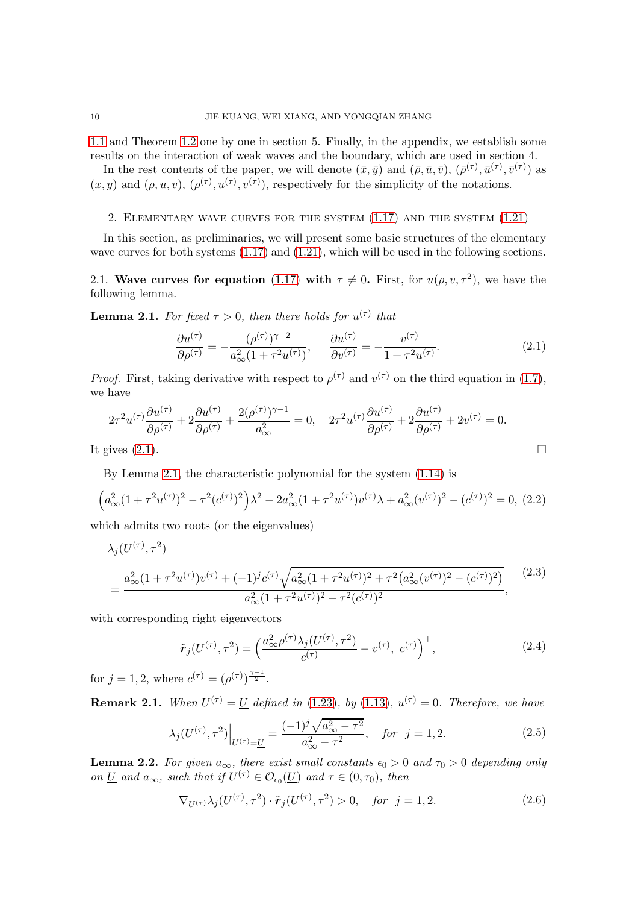1.1 and Theorem 1.2 one by one in section 5. Finally, in the appendix, we establish some results on the interaction of weak waves and the boundary, which are used in section 4.

In the rest contents of the paper, we will denote $(\bar{x}, \bar{y})$ and $(\bar{\rho}, \bar{u}, \bar{v})$, $(\bar{\rho}^{(\tau)}, \bar{u}^{(\tau)}, \bar{v}^{(\tau)})$ as $(x, y)$ and $(\rho, u, v)$, $(\rho^{(\tau)}, u^{(\tau)}, v^{(\tau)})$, respectively for the simplicity of the notations.

## 2. Elementary wave curves for the system (1.17) and the system (1.21)

In this section, as preliminaries, we will present some basic structures of the elementary wave curves for both systems (1.17) and (1.21), which will be used in the following sections.

**2.1. Wave curves for equation (1.17) with $\tau \neq 0$.** First, for $u(\rho, v, \tau^2)$, we have the following lemma.

**Lemma 2.1.** *For fixed $\tau > 0$, then there holds for $u^{(\tau)}$ that*

$$
\frac{\partial u^{(\tau)}}{\partial \rho^{(\tau)}} = -\frac{(\rho^{(\tau)})^{\gamma-2}}{a_\infty^2(1+\tau^2 u^{(\tau)})}, \qquad \frac{\partial u^{(\tau)}}{\partial v^{(\tau)}} = -\frac{v^{(\tau)}}{1+\tau^2 u^{(\tau)}}. \tag{2.1}
$$

*Proof.* First, taking derivative with respect to $\rho^{(\tau)}$ and $v^{(\tau)}$ on the third equation in (1.7), we have

$$
2\tau^2 u^{(\tau)} \frac{\partial u^{(\tau)}}{\partial \rho^{(\tau)}} + 2\frac{\partial u^{(\tau)}}{\partial \rho^{(\tau)}} + \frac{2(\rho^{(\tau)})^{\gamma-1}}{a_\infty^2} = 0, \quad 2\tau^2 u^{(\tau)} \frac{\partial u^{(\tau)}}{\partial \rho^{(\tau)}} + 2\frac{\partial u^{(\tau)}}{\partial \rho^{(\tau)}} + 2v^{(\tau)} = 0.
$$

It gives (2.1). $\square$

By Lemma 2.1, the characteristic polynomial for the system (1.14) is

$$
\Big(a_\infty^2(1+\tau^2 u^{(\tau)})^2 - \tau^2 (c^{(\tau)})^2\Big)\lambda^2 - 2a_\infty^2(1+\tau^2 u^{(\tau)})v^{(\tau)}\lambda + a_\infty^2 (v^{(\tau)})^2 - (c^{(\tau)})^2 = 0, \tag{2.2}
$$

which admits two roots (or the eigenvalues)

$$
\begin{aligned}
&\lambda_j(U^{(\tau)}, \tau^2) \\
&= \frac{a_\infty^2(1+\tau^2 u^{(\tau)})v^{(\tau)} + (-1)^j c^{(\tau)}\sqrt{a_\infty^2(1+\tau^2 u^{(\tau)})^2 + \tau^2\big(a_\infty^2 (v^{(\tau)})^2 - (c^{(\tau)})^2\big)}}{a_\infty^2(1+\tau^2 u^{(\tau)})^2 - \tau^2 (c^{(\tau)})^2},
\end{aligned} \tag{2.3}
$$

with corresponding right eigenvectors

$$
\tilde{\boldsymbol{r}}_j(U^{(\tau)}, \tau^2) = \Big(\frac{a_\infty^2 \rho^{(\tau)} \lambda_j(U^{(\tau)}, \tau^2)}{c^{(\tau)}} - v^{(\tau)},\ c^{(\tau)}\Big)^\top, \tag{2.4}
$$

for $j = 1, 2$, where $c^{(\tau)} = (\rho^{(\tau)})^{\frac{\gamma-1}{2}}$.

**Remark 2.1.** *When $U^{(\tau)} = \underline{U}$ defined in (1.23), by (1.13), $u^{(\tau)} = 0$. Therefore, we have*

$$
\lambda_j(U^{(\tau)}, \tau^2)\Big|_{U^{(\tau)}=\underline{U}} = \frac{(-1)^j \sqrt{a_\infty^2 - \tau^2}}{a_\infty^2 - \tau^2}, \quad \textit{for} \ \ j = 1, 2. \tag{2.5}
$$

**Lemma 2.2.** *For given $a_\infty$, there exist small constants $\epsilon_0 > 0$ and $\tau_0 > 0$ depending only on $\underline{U}$ and $a_\infty$, such that if $U^{(\tau)} \in \mathcal{O}_{\epsilon_0}(\underline{U})$ and $\tau \in (0, \tau_0)$, then*

$$
\nabla_{U^{(\tau)}} \lambda_j(U^{(\tau)}, \tau^2) \cdot \tilde{\boldsymbol{r}}_j(U^{(\tau)}, \tau^2) > 0, \quad \textit{for} \ \ j = 1, 2. \tag{2.6}
$$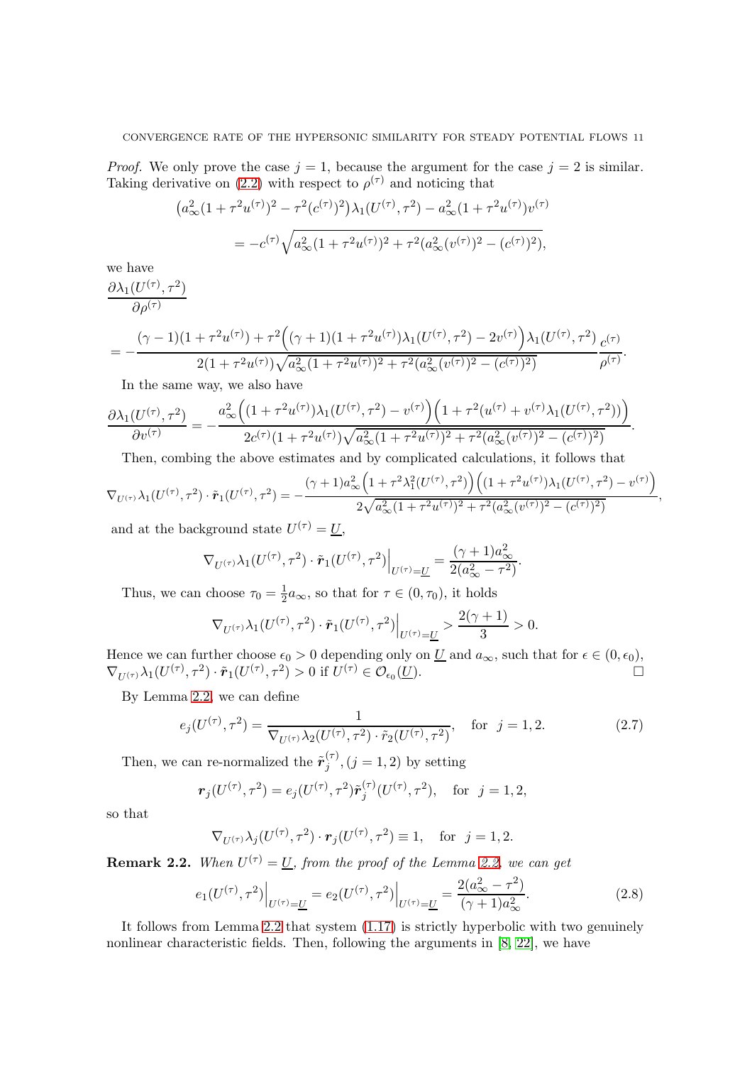*Proof.* We only prove the case $j = 1$, because the argument for the case $j = 2$ is similar. Taking derivative on (2.2) with respect to $\rho^{(\tau)}$ and noticing that

$$
\begin{aligned}
&\big(a_\infty^2(1+\tau^2 u^{(\tau)})^2 - \tau^2 (c^{(\tau)})^2\big)\lambda_1(U^{(\tau)},\tau^2) - a_\infty^2(1+\tau^2 u^{(\tau)})v^{(\tau)} \\
&\qquad = -c^{(\tau)}\sqrt{a_\infty^2(1+\tau^2 u^{(\tau)})^2 + \tau^2(a_\infty^2 (v^{(\tau)})^2 - (c^{(\tau)})^2)},
\end{aligned}
$$

we have

$$
\begin{aligned}
&\frac{\partial \lambda_1(U^{(\tau)},\tau^2)}{\partial \rho^{(\tau)}} \\
&= -\frac{(\gamma-1)(1+\tau^2 u^{(\tau)}) + \tau^2\Big((\gamma+1)(1+\tau^2 u^{(\tau)})\lambda_1(U^{(\tau)},\tau^2) - 2v^{(\tau)}\Big)\lambda_1(U^{(\tau)},\tau^2)}{2(1+\tau^2 u^{(\tau)})\sqrt{a_\infty^2(1+\tau^2 u^{(\tau)})^2 + \tau^2(a_\infty^2 (v^{(\tau)})^2 - (c^{(\tau)})^2)}}\frac{c^{(\tau)}}{\rho^{(\tau)}}.
\end{aligned}
$$

In the same way, we also have

$$
\frac{\partial \lambda_1(U^{(\tau)},\tau^2)}{\partial v^{(\tau)}} = -\frac{a_\infty^2\Big((1+\tau^2 u^{(\tau)})\lambda_1(U^{(\tau)},\tau^2) - v^{(\tau)}\Big)\Big(1+\tau^2(u^{(\tau)}+v^{(\tau)}\lambda_1(U^{(\tau)},\tau^2))\Big)}{2c^{(\tau)}(1+\tau^2 u^{(\tau)})\sqrt{a_\infty^2(1+\tau^2 u^{(\tau)})^2 + \tau^2(a_\infty^2 (v^{(\tau)})^2 - (c^{(\tau)})^2)}}.
$$

Then, combing the above estimates and by complicated calculations, it follows that

$$
\nabla_{U^{(\tau)}}\lambda_1(U^{(\tau)},\tau^2)\cdot\tilde{\boldsymbol{r}}_1(U^{(\tau)},\tau^2) = -\frac{(\gamma+1)a_\infty^2\Big(1+\tau^2\lambda_1^2(U^{(\tau)},\tau^2)\Big)\Big((1+\tau^2 u^{(\tau)})\lambda_1(U^{(\tau)},\tau^2) - v^{(\tau)}\Big)}{2\sqrt{a_\infty^2(1+\tau^2 u^{(\tau)})^2 + \tau^2(a_\infty^2 (v^{(\tau)})^2 - (c^{(\tau)})^2)}},
$$

and at the background state $U^{(\tau)} = \underline{U}$,

$$
\nabla_{U^{(\tau)}}\lambda_1(U^{(\tau)},\tau^2)\cdot\tilde{\boldsymbol{r}}_1(U^{(\tau)},\tau^2)\Big|_{U^{(\tau)}=\underline{U}} = \frac{(\gamma+1)a_\infty^2}{2(a_\infty^2-\tau^2)}.
$$

Thus, we can choose $\tau_0 = \frac{1}{2}a_\infty$, so that for $\tau \in (0,\tau_0)$, it holds

$$
\nabla_{U^{(\tau)}}\lambda_1(U^{(\tau)},\tau^2)\cdot\tilde{\boldsymbol{r}}_1(U^{(\tau)},\tau^2)\Big|_{U^{(\tau)}=\underline{U}} > \frac{2(\gamma+1)}{3} > 0.
$$

Hence we can further choose $\epsilon_0 > 0$ depending only on $\underline{U}$ and $a_\infty$, such that for $\epsilon \in (0,\epsilon_0)$, $\nabla_{U^{(\tau)}}\lambda_1(U^{(\tau)},\tau^2)\cdot\tilde{\boldsymbol{r}}_1(U^{(\tau)},\tau^2) > 0$ if $U^{(\tau)} \in \mathcal{O}_{\epsilon_0}(\underline{U})$. □

By Lemma 2.2, we can define

$$
e_j(U^{(\tau)},\tau^2) = \frac{1}{\nabla_{U^{(\tau)}}\lambda_2(U^{(\tau)},\tau^2)\cdot\tilde{r}_2(U^{(\tau)},\tau^2)}, \quad \text{for } \ j = 1,2. \tag{2.7}
$$

Then, we can re-normalized the $\tilde{\boldsymbol{r}}_j^{(\tau)}, (j=1,2)$ by setting

$$
\boldsymbol{r}_j(U^{(\tau)},\tau^2) = e_j(U^{(\tau)},\tau^2)\tilde{\boldsymbol{r}}_j^{(\tau)}(U^{(\tau)},\tau^2), \quad \text{for } \ j = 1,2,
$$

so that

$$
\nabla_{U^{(\tau)}}\lambda_j(U^{(\tau)},\tau^2)\cdot\boldsymbol{r}_j(U^{(\tau)},\tau^2) \equiv 1, \quad \text{for } \ j = 1,2.
$$

**Remark 2.2.** *When $U^{(\tau)} = \underline{U}$, from the proof of the Lemma 2.2, we can get*

$$
e_1(U^{(\tau)},\tau^2)\Big|_{U^{(\tau)}=\underline{U}} = e_2(U^{(\tau)},\tau^2)\Big|_{U^{(\tau)}=\underline{U}} = \frac{2(a_\infty^2-\tau^2)}{(\gamma+1)a_\infty^2}. \tag{2.8}
$$

It follows from Lemma 2.2 that system (1.17) is strictly hyperbolic with two genuinely nonlinear characteristic fields. Then, following the arguments in [8, 22], we have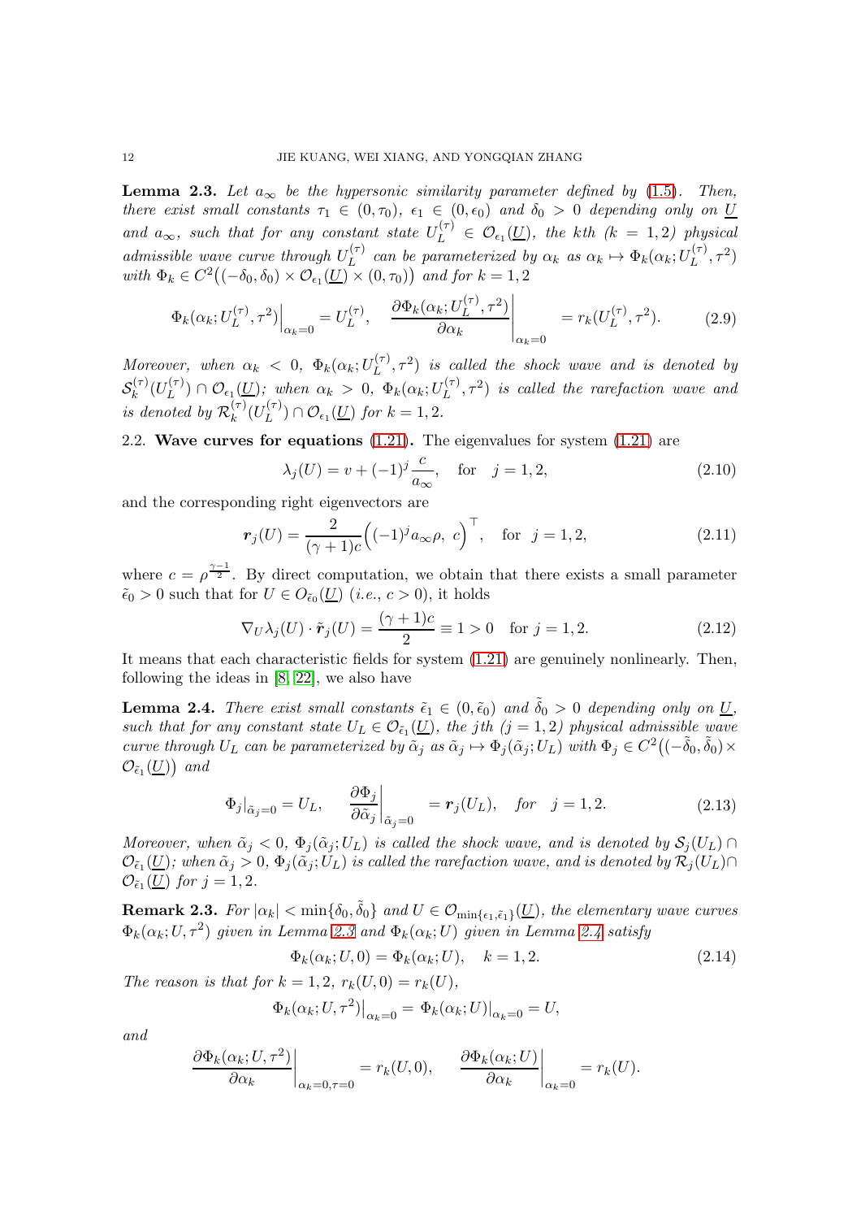**Lemma 2.3.** *Let $a_\infty$ be the hypersonic similarity parameter defined by (1.5). Then, there exist small constants $\tau_1 \in (0, \tau_0)$, $\epsilon_1 \in (0, \epsilon_0)$ and $\delta_0 > 0$ depending only on $\underline{U}$ and $a_\infty$, such that for any constant state $U_L^{(\tau)} \in \mathcal{O}_{\epsilon_1}(\underline{U})$, the kth ($k = 1, 2$) physical admissible wave curve through $U_L^{(\tau)}$ can be parameterized by $\alpha_k$ as $\alpha_k \mapsto \Phi_k(\alpha_k; U_L^{(\tau)}, \tau^2)$ with $\Phi_k \in C^2\big((-\delta_0, \delta_0) \times \mathcal{O}_{\epsilon_1}(\underline{U}) \times (0, \tau_0)\big)$ and for $k = 1, 2$*

$$
\Phi_k(\alpha_k; U_L^{(\tau)}, \tau^2)\Big|_{\alpha_k=0} = U_L^{(\tau)}, \quad \frac{\partial \Phi_k(\alpha_k; U_L^{(\tau)}, \tau^2)}{\partial \alpha_k}\bigg|_{\alpha_k=0} = r_k(U_L^{(\tau)}, \tau^2). \tag{2.9}
$$

*Moreover, when $\alpha_k < 0$, $\Phi_k(\alpha_k; U_L^{(\tau)}, \tau^2)$ is called the shock wave and is denoted by $\mathcal{S}_k^{(\tau)}(U_L^{(\tau)}) \cap \mathcal{O}_{\epsilon_1}(\underline{U})$; when $\alpha_k > 0$, $\Phi_k(\alpha_k; U_L^{(\tau)}, \tau^2)$ is called the rarefaction wave and is denoted by $\mathcal{R}_k^{(\tau)}(U_L^{(\tau)}) \cap \mathcal{O}_{\epsilon_1}(\underline{U})$ for $k = 1, 2$.*

## 2.2. Wave curves for equations (1.21).

The eigenvalues for system (1.21) are

$$
\lambda_j(U) = v + (-1)^j \frac{c}{a_\infty}, \quad \text{for} \quad j = 1, 2, \tag{2.10}
$$

and the corresponding right eigenvectors are

$$
\boldsymbol{r}_j(U) = \frac{2}{(\gamma+1)c}\Big((-1)^j a_\infty \rho, \ c\Big)^\top, \quad \text{for} \ \ j = 1, 2, \tag{2.11}
$$

where $c = \rho^{\frac{\gamma-1}{2}}$. By direct computation, we obtain that there exists a small parameter $\tilde{\epsilon}_0 > 0$ such that for $U \in O_{\tilde{\epsilon}_0}(\underline{U})$ (*i.e.*, $c > 0$), it holds

$$
\nabla_U \lambda_j(U) \cdot \tilde{\boldsymbol{r}}_j(U) = \frac{(\gamma+1)c}{2} \equiv 1 > 0 \quad \text{for } j = 1, 2. \tag{2.12}
$$

It means that each characteristic fields for system (1.21) are genuinely nonlinearly. Then, following the ideas in [8, 22], we also have

**Lemma 2.4.** *There exist small constants $\tilde{\epsilon}_1 \in (0, \tilde{\epsilon}_0)$ and $\tilde{\delta}_0 > 0$ depending only on $\underline{U}$, such that for any constant state $U_L \in \mathcal{O}_{\tilde{\epsilon}_1}(\underline{U})$, the jth ($j = 1, 2$) physical admissible wave curve through $U_L$ can be parameterized by $\tilde{\alpha}_j$ as $\tilde{\alpha}_j \mapsto \Phi_j(\tilde{\alpha}_j; U_L)$ with $\Phi_j \in C^2\big((-\tilde{\delta}_0, \tilde{\delta}_0) \times \mathcal{O}_{\tilde{\epsilon}_1}(\underline{U})\big)$ and*

$$
\Phi_j\big|_{\tilde{\alpha}_j=0} = U_L, \quad \frac{\partial \Phi_j}{\partial \tilde{\alpha}_j}\bigg|_{\tilde{\alpha}_j=0} = \boldsymbol{r}_j(U_L), \quad \textit{for} \quad j = 1, 2. \tag{2.13}
$$

*Moreover, when $\tilde{\alpha}_j < 0$, $\Phi_j(\tilde{\alpha}_j; U_L)$ is called the shock wave, and is denoted by $\mathcal{S}_j(U_L) \cap \mathcal{O}_{\tilde{\epsilon}_1}(\underline{U})$; when $\tilde{\alpha}_j > 0$, $\Phi_j(\tilde{\alpha}_j; U_L)$ is called the rarefaction wave, and is denoted by $\mathcal{R}_j(U_L) \cap \mathcal{O}_{\tilde{\epsilon}_1}(\underline{U})$ for $j = 1, 2$.*

**Remark 2.3.** *For $|\alpha_k| < \min\{\delta_0, \tilde{\delta}_0\}$ and $U \in \mathcal{O}_{\min\{\epsilon_1, \tilde{\epsilon}_1\}}(\underline{U})$, the elementary wave curves $\Phi_k(\alpha_k; U, \tau^2)$ given in Lemma 2.3 and $\Phi_k(\alpha_k; U)$ given in Lemma 2.4 satisfy*

$$
\Phi_k(\alpha_k; U, 0) = \Phi_k(\alpha_k; U), \quad k = 1, 2. \tag{2.14}
$$

*The reason is that for $k = 1, 2$, $r_k(U, 0) = r_k(U)$,*

$$
\Phi_k(\alpha_k; U, \tau^2)\big|_{\alpha_k=0} = \Phi_k(\alpha_k; U)\big|_{\alpha_k=0} = U,
$$

*and*

$$
\frac{\partial \Phi_k(\alpha_k; U, \tau^2)}{\partial \alpha_k}\bigg|_{\alpha_k=0, \tau=0} = r_k(U, 0), \qquad \frac{\partial \Phi_k(\alpha_k; U)}{\partial \alpha_k}\bigg|_{\alpha_k=0} = r_k(U).
$$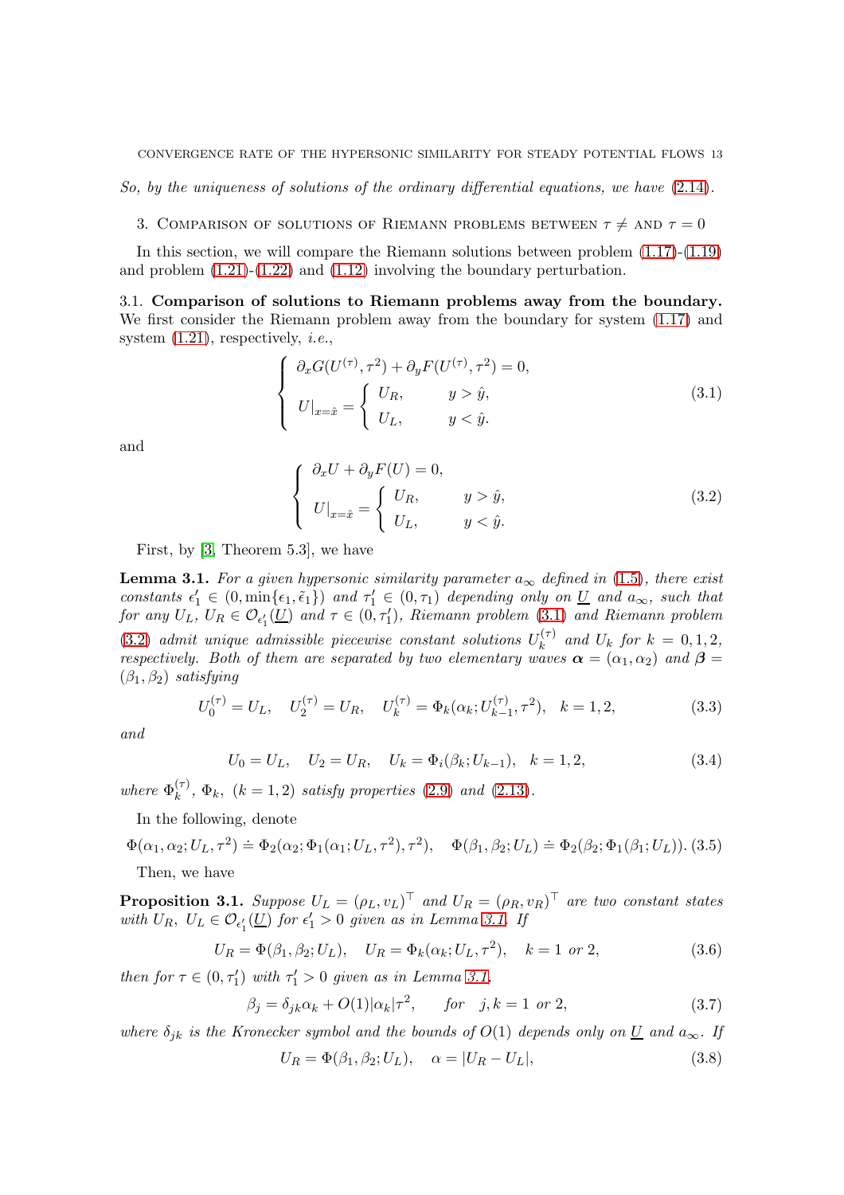*So, by the uniqueness of solutions of the ordinary differential equations, we have (2.14).*

## 3. Comparison of solutions of Riemann problems between $\tau \neq$ and $\tau = 0$

In this section, we will compare the Riemann solutions between problem (1.17)-(1.19) and problem (1.21)-(1.22) and (1.12) involving the boundary perturbation.

### 3.1. Comparison of solutions to Riemann problems away from the boundary.

We first consider the Riemann problem away from the boundary for system (1.17) and system (1.21), respectively, *i.e.*,

$$
\begin{cases} \partial_x G(U^{(\tau)}, \tau^2) + \partial_y F(U^{(\tau)}, \tau^2) = 0, \\ U|_{x=\hat{x}} = \begin{cases} U_R, & y > \hat{y}, \\ U_L, & y < \hat{y}. \end{cases} \end{cases} \tag{3.1}
$$

and

$$
\begin{cases} \partial_x U + \partial_y F(U) = 0, \\ U|_{x=\hat{x}} = \begin{cases} U_R, & y > \hat{y}, \\ U_L, & y < \hat{y}. \end{cases} \end{cases} \tag{3.2}
$$

First, by [3, Theorem 5.3], we have

**Lemma 3.1.** *For a given hypersonic similarity parameter $a_\infty$ defined in (1.5), there exist constants $\epsilon_1' \in (0, \min\{\epsilon_1, \tilde{\epsilon}_1\})$ and $\tau_1' \in (0, \tau_1)$ depending only on $\underline{U}$ and $a_\infty$, such that for any $U_L$, $U_R \in \mathcal{O}_{\epsilon_1'}(\underline{U})$ and $\tau \in (0, \tau_1')$, Riemann problem (3.1) and Riemann problem (3.2) admit unique admissible piecewise constant solutions $U_k^{(\tau)}$ and $U_k$ for $k = 0, 1, 2$, respectively. Both of them are separated by two elementary waves $\boldsymbol{\alpha} = (\alpha_1, \alpha_2)$ and $\boldsymbol{\beta} = (\beta_1, \beta_2)$ satisfying*

$$
U_0^{(\tau)} = U_L, \quad U_2^{(\tau)} = U_R, \quad U_k^{(\tau)} = \Phi_k(\alpha_k; U_{k-1}^{(\tau)}, \tau^2), \quad k = 1, 2, \tag{3.3}
$$

*and*

$$
U_0 = U_L, \quad U_2 = U_R, \quad U_k = \Phi_i(\beta_k; U_{k-1}), \quad k = 1, 2, \tag{3.4}
$$

*where $\Phi_k^{(\tau)}$, $\Phi_k$, $(k = 1, 2)$ satisfy properties (2.9) and (2.13).*

In the following, denote

$$
\Phi(\alpha_1, \alpha_2; U_L, \tau^2) \doteq \Phi_2(\alpha_2; \Phi_1(\alpha_1; U_L, \tau^2), \tau^2), \quad \Phi(\beta_1, \beta_2; U_L) \doteq \Phi_2(\beta_2; \Phi_1(\beta_1; U_L)). \tag{3.5}
$$

Then, we have

**Proposition 3.1.** *Suppose $U_L = (\rho_L, v_L)^\top$ and $U_R = (\rho_R, v_R)^\top$ are two constant states with $U_R$, $U_L \in \mathcal{O}_{\epsilon_1'}(\underline{U})$ for $\epsilon_1' > 0$ given as in Lemma 3.1. If*

$$
U_R = \Phi(\beta_1, \beta_2; U_L), \quad U_R = \Phi_k(\alpha_k; U_L, \tau^2), \quad k = 1 \text{ or } 2, \tag{3.6}
$$

*then for $\tau \in (0, \tau_1')$ with $\tau_1' > 0$ given as in Lemma 3.1,*

$$
\beta_j = \delta_{jk}\alpha_k + O(1)|\alpha_k|\tau^2, \qquad \text{for} \quad j, k = 1 \text{ or } 2, \tag{3.7}
$$

*where $\delta_{jk}$ is the Kronecker symbol and the bounds of $O(1)$ depends only on $\underline{U}$ and $a_\infty$. If*

$$
U_R = \Phi(\beta_1, \beta_2; U_L), \quad \alpha = |U_R - U_L|, \tag{3.8}
$$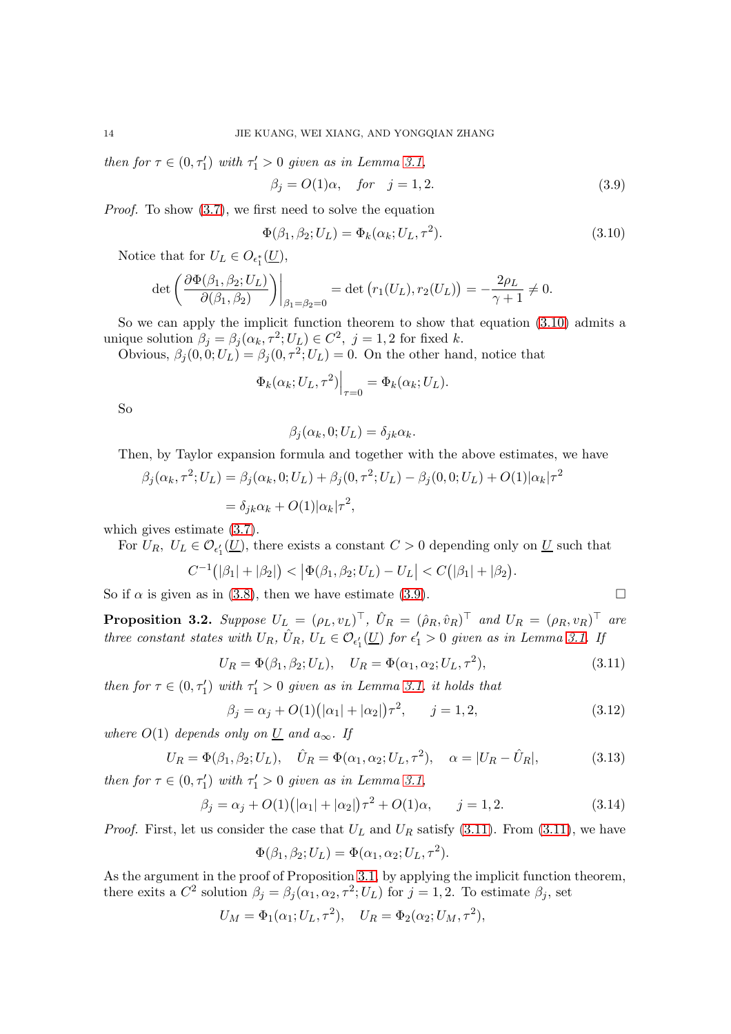*then for* $\tau \in (0, \tau_1')$ *with* $\tau_1' > 0$ *given as in Lemma 3.1,*

$$\beta_j = O(1)\alpha, \quad \textit{for} \quad j = 1, 2. \tag{3.9}$$

*Proof.* To show (3.7), we first need to solve the equation

$$\Phi(\beta_1, \beta_2; U_L) = \Phi_k(\alpha_k; U_L, \tau^2). \tag{3.10}$$

Notice that for $U_L \in O_{\epsilon_1^*}(\underline{U})$,

$$\det\left(\frac{\partial \Phi(\beta_1, \beta_2; U_L)}{\partial(\beta_1, \beta_2)}\right)\Big|_{\beta_1=\beta_2=0} = \det\big(r_1(U_L), r_2(U_L)\big) = -\frac{2\rho_L}{\gamma+1} \neq 0.$$

So we can apply the implicit function theorem to show that equation (3.10) admits a unique solution $\beta_j = \beta_j(\alpha_k, \tau^2; U_L) \in C^2$, $j = 1, 2$ for fixed $k$.

Obvious, $\beta_j(0, 0; U_L) = \beta_j(0, \tau^2; U_L) = 0$. On the other hand, notice that

$$\Phi_k(\alpha_k; U_L, \tau^2)\Big|_{\tau=0} = \Phi_k(\alpha_k; U_L).$$

So

$$\beta_j(\alpha_k, 0; U_L) = \delta_{jk}\alpha_k.$$

Then, by Taylor expansion formula and together with the above estimates, we have

$$\begin{aligned}
\beta_j(\alpha_k, \tau^2; U_L) &= \beta_j(\alpha_k, 0; U_L) + \beta_j(0, \tau^2; U_L) - \beta_j(0, 0; U_L) + O(1)|\alpha_k|\tau^2 \\
&= \delta_{jk}\alpha_k + O(1)|\alpha_k|\tau^2,
\end{aligned}$$

which gives estimate (3.7).

For $U_R$, $U_L \in \mathcal{O}_{\epsilon_1'}(\underline{U})$, there exists a constant $C > 0$ depending only on $\underline{U}$ such that

$$C^{-1}\big(|\beta_1| + |\beta_2|\big) < \big|\Phi(\beta_1, \beta_2; U_L) - U_L\big| < C\big(|\beta_1| + |\beta_2|\big).$$

So if $\alpha$ is given as in (3.8), then we have estimate (3.9). □

**Proposition 3.2.** *Suppose* $U_L = (\rho_L, v_L)^\top$, $\hat{U}_R = (\hat{\rho}_R, \hat{v}_R)^\top$ *and* $U_R = (\rho_R, v_R)^\top$ *are three constant states with* $U_R$, $\hat{U}_R$, $U_L \in \mathcal{O}_{\epsilon_1'}(\underline{U})$ *for* $\epsilon_1' > 0$ *given as in Lemma 3.1. If*

$$U_R = \Phi(\beta_1, \beta_2; U_L), \quad U_R = \Phi(\alpha_1, \alpha_2; U_L, \tau^2), \tag{3.11}$$

*then for* $\tau \in (0, \tau_1')$ *with* $\tau_1' > 0$ *given as in Lemma 3.1, it holds that*

$$\beta_j = \alpha_j + O(1)\big(|\alpha_1| + |\alpha_2|\big)\tau^2, \qquad j = 1, 2, \tag{3.12}$$

*where* $O(1)$ *depends only on* $\underline{U}$ *and* $a_\infty$*. If*

$$U_R = \Phi(\beta_1, \beta_2; U_L), \quad \hat{U}_R = \Phi(\alpha_1, \alpha_2; U_L, \tau^2), \quad \alpha = |U_R - \hat{U}_R|, \tag{3.13}$$

*then for* $\tau \in (0, \tau_1')$ *with* $\tau_1' > 0$ *given as in Lemma 3.1,*

$$\beta_j = \alpha_j + O(1)\big(|\alpha_1| + |\alpha_2|\big)\tau^2 + O(1)\alpha, \qquad j = 1, 2. \tag{3.14}$$

*Proof.* First, let us consider the case that $U_L$ and $U_R$ satisfy (3.11). From (3.11), we have

$$\Phi(\beta_1, \beta_2; U_L) = \Phi(\alpha_1, \alpha_2; U_L, \tau^2).$$

As the argument in the proof of Proposition 3.1, by applying the implicit function theorem, there exits a $C^2$ solution $\beta_j = \beta_j(\alpha_1, \alpha_2, \tau^2; U_L)$ for $j = 1, 2$. To estimate $\beta_j$, set

$$U_M = \Phi_1(\alpha_1; U_L, \tau^2), \quad U_R = \Phi_2(\alpha_2; U_M, \tau^2),$$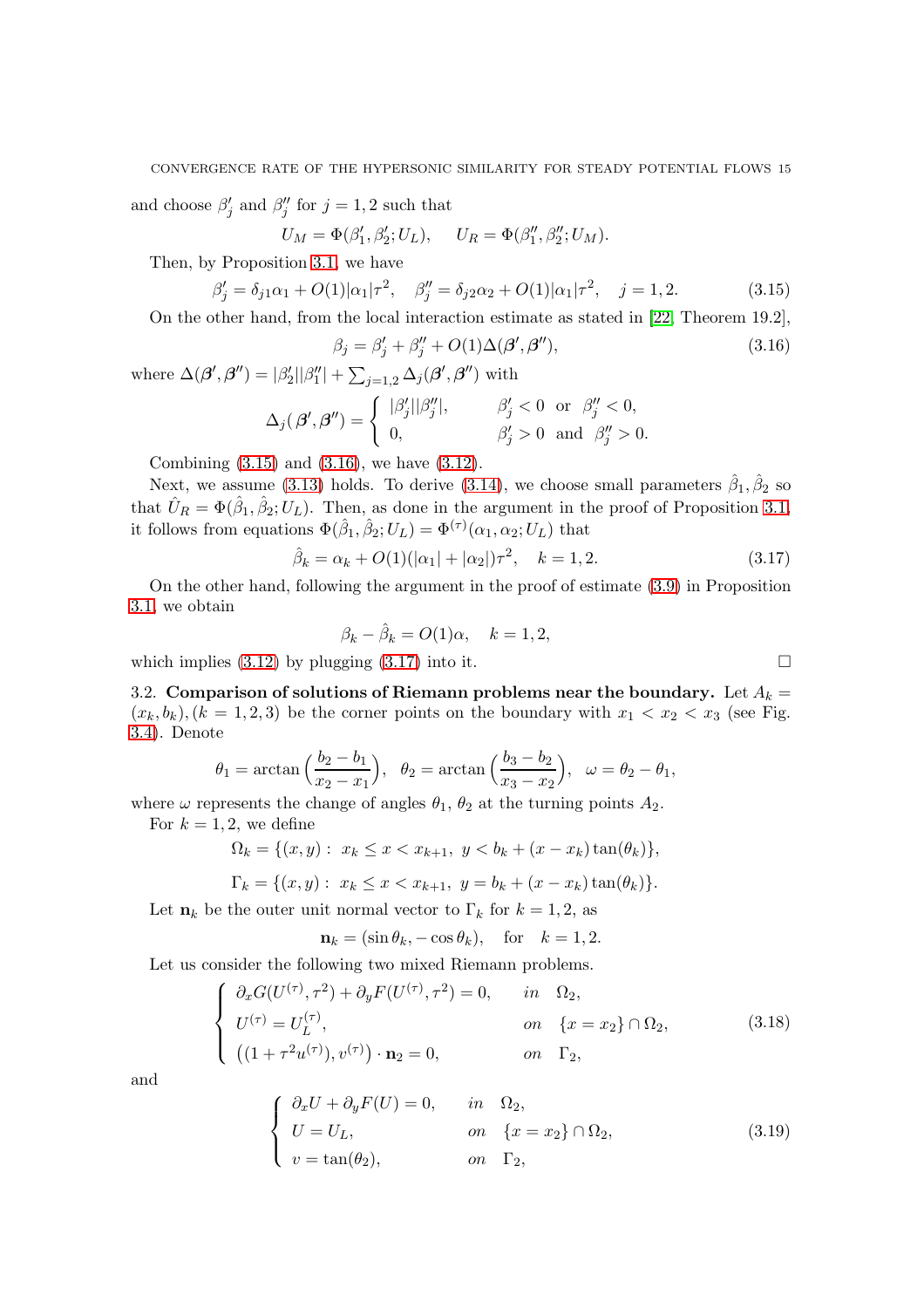and choose $\beta'_j$ and $\beta''_j$ for $j = 1, 2$ such that

$$U_M = \Phi(\beta'_1, \beta'_2; U_L), \quad U_R = \Phi(\beta''_1, \beta''_2; U_M).$$

Then, by Proposition 3.1, we have

$$\beta'_j = \delta_{j1}\alpha_1 + O(1)|\alpha_1|\tau^2, \quad \beta''_j = \delta_{j2}\alpha_2 + O(1)|\alpha_1|\tau^2, \quad j = 1, 2. \tag{3.15}$$

On the other hand, from the local interaction estimate as stated in [22, Theorem 19.2],

$$\beta_j = \beta'_j + \beta''_j + O(1)\Delta(\boldsymbol{\beta}', \boldsymbol{\beta}''), \tag{3.16}$$

where $\Delta(\boldsymbol{\beta}', \boldsymbol{\beta}'') = |\beta'_2||\beta''_1| + \sum_{j=1,2} \Delta_j(\boldsymbol{\beta}', \boldsymbol{\beta}'')$ with

$$\Delta_j(\boldsymbol{\beta}', \boldsymbol{\beta}'') = \begin{cases} |\beta'_j||\beta''_j|, & \beta'_j < 0 \ \text{ or } \ \beta''_j < 0, \\ 0, & \beta'_j > 0 \ \text{ and } \ \beta''_j > 0. \end{cases}$$

Combining (3.15) and (3.16), we have (3.12).

Next, we assume (3.13) holds. To derive (3.14), we choose small parameters $\hat{\beta}_1, \hat{\beta}_2$ so that $\hat{U}_R = \Phi(\hat{\beta}_1, \hat{\beta}_2; U_L)$. Then, as done in the argument in the proof of Proposition 3.1, it follows from equations $\Phi(\hat{\beta}_1, \hat{\beta}_2; U_L) = \Phi^{(\tau)}(\alpha_1, \alpha_2; U_L)$ that

$$\hat{\beta}_k = \alpha_k + O(1)(|\alpha_1| + |\alpha_2|)\tau^2, \quad k = 1, 2. \tag{3.17}$$

On the other hand, following the argument in the proof of estimate (3.9) in Proposition 3.1, we obtain

$$\beta_k - \hat{\beta}_k = O(1)\alpha, \quad k = 1, 2,$$

which implies (3.12) by plugging (3.17) into it. $\square$

3.2. **Comparison of solutions of Riemann problems near the boundary.** Let $A_k = (x_k, b_k), (k = 1, 2, 3)$ be the corner points on the boundary with $x_1 < x_2 < x_3$ (see Fig. 3.4). Denote

$$\theta_1 = \arctan\Big(\frac{b_2 - b_1}{x_2 - x_1}\Big), \quad \theta_2 = \arctan\Big(\frac{b_3 - b_2}{x_3 - x_2}\Big), \quad \omega = \theta_2 - \theta_1,$$

where $\omega$ represents the change of angles $\theta_1$, $\theta_2$ at the turning points $A_2$.

For $k = 1, 2$, we define

$$\Omega_k = \{(x, y) : \ x_k \le x < x_{k+1}, \ y < b_k + (x - x_k)\tan(\theta_k)\},$$

$$\Gamma_k = \{(x, y) : \ x_k \le x < x_{k+1}, \ y = b_k + (x - x_k)\tan(\theta_k)\}.$$

Let $\mathbf{n}_k$ be the outer unit normal vector to $\Gamma_k$ for $k = 1, 2$, as

$$\mathbf{n}_k = (\sin\theta_k, -\cos\theta_k), \quad \text{for} \quad k = 1, 2.$$

Let us consider the following two mixed Riemann problems.

$$\begin{cases} \partial_x G(U^{(\tau)}, \tau^2) + \partial_y F(U^{(\tau)}, \tau^2) = 0, & \textit{in} \quad \Omega_2, \\ U^{(\tau)} = U_L^{(\tau)}, & \textit{on} \quad \{x = x_2\} \cap \Omega_2, \\ \big((1 + \tau^2 u^{(\tau)}), v^{(\tau)}\big) \cdot \mathbf{n}_2 = 0, & \textit{on} \quad \Gamma_2, \end{cases} \tag{3.18}$$

and

$$\begin{cases} \partial_x U + \partial_y F(U) = 0, & \textit{in} \quad \Omega_2, \\ U = U_L, & \textit{on} \quad \{x = x_2\} \cap \Omega_2, \\ v = \tan(\theta_2), & \textit{on} \quad \Gamma_2, \end{cases} \tag{3.19}$$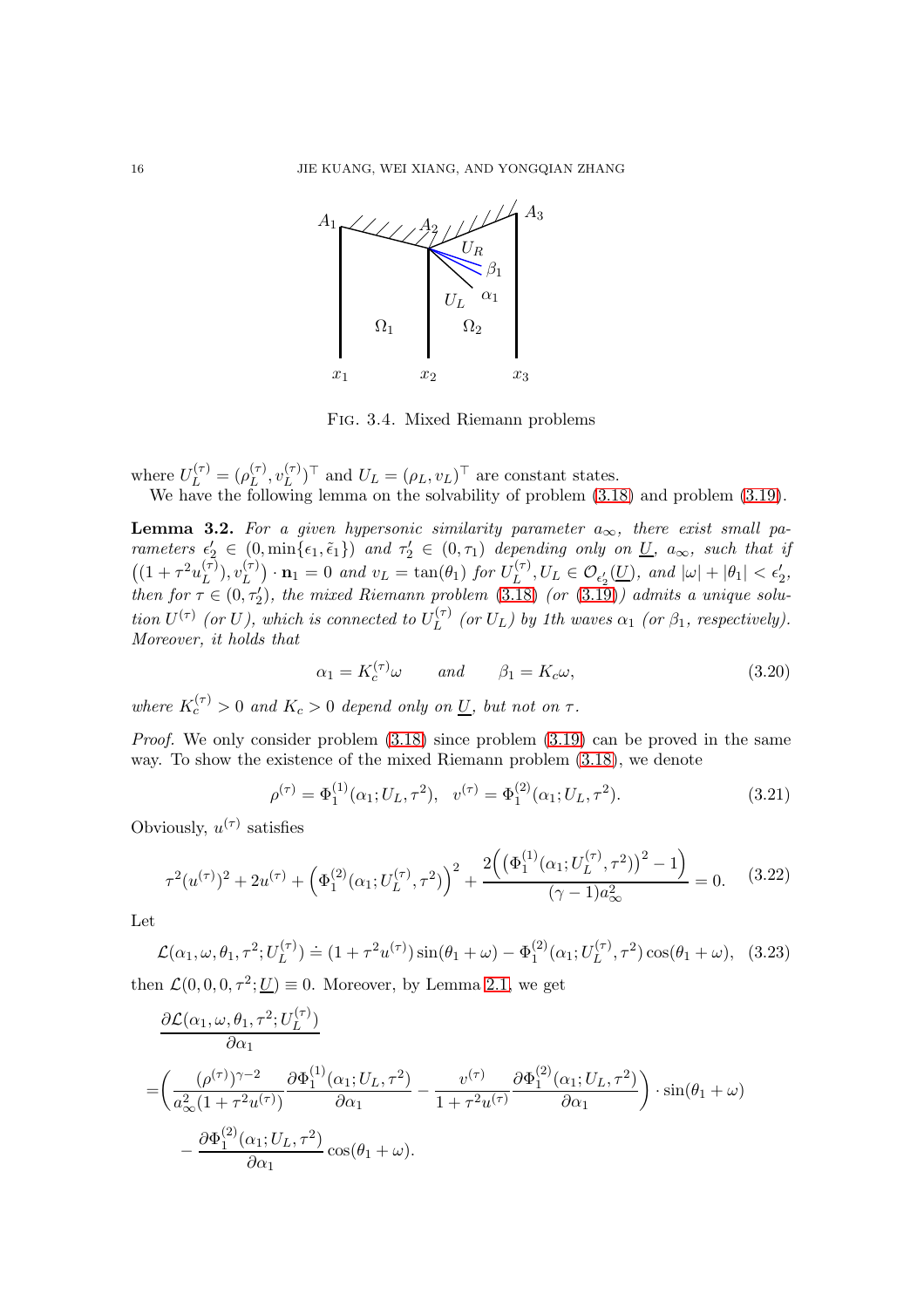Fig. 3.4. Mixed Riemann problems

where $U_L^{(\tau)} = (\rho_L^{(\tau)}, v_L^{(\tau)})^\top$ and $U_L = (\rho_L, v_L)^\top$ are constant states.

We have the following lemma on the solvability of problem (3.18) and problem (3.19).

**Lemma 3.2.** *For a given hypersonic similarity parameter $a_\infty$, there exist small parameters $\epsilon_2' \in (0, \min\{\epsilon_1, \tilde{\epsilon}_1\})$ and $\tau_2' \in (0, \tau_1)$ depending only on $\underline{U}$, $a_\infty$, such that if $\big((1+\tau^2 u_L^{(\tau)}), v_L^{(\tau)}\big) \cdot \mathbf{n}_1 = 0$ and $v_L = \tan(\theta_1)$ for $U_L^{(\tau)}, U_L \in \mathcal{O}_{\epsilon_2'}(\underline{U})$, and $|\omega| + |\theta_1| < \epsilon_2'$, then for $\tau \in (0, \tau_2')$, the mixed Riemann problem (3.18) (or (3.19)) admits a unique solution $U^{(\tau)}$ (or $U$), which is connected to $U_L^{(\tau)}$ (or $U_L$) by 1th waves $\alpha_1$ (or $\beta_1$, respectively). Moreover, it holds that*

$$\alpha_1 = K_c^{(\tau)} \omega \qquad \text{and} \qquad \beta_1 = K_c \omega, \tag{3.20}$$

*where $K_c^{(\tau)} > 0$ and $K_c > 0$ depend only on $\underline{U}$, but not on $\tau$.*

*Proof.* We only consider problem (3.18) since problem (3.19) can be proved in the same way. To show the existence of the mixed Riemann problem (3.18), we denote

$$\rho^{(\tau)} = \Phi_1^{(1)}(\alpha_1; U_L, \tau^2), \quad v^{(\tau)} = \Phi_1^{(2)}(\alpha_1; U_L, \tau^2). \tag{3.21}$$

Obviously, $u^{(\tau)}$ satisfies

$$\tau^2 (u^{(\tau)})^2 + 2u^{(\tau)} + \Big(\Phi_1^{(2)}(\alpha_1; U_L^{(\tau)}, \tau^2)\Big)^2 + \frac{2\Big(\big(\Phi_1^{(1)}(\alpha_1; U_L^{(\tau)}, \tau^2)\big)^2 - 1\Big)}{(\gamma-1)a_\infty^2} = 0. \tag{3.22}$$

Let

$$\mathcal{L}(\alpha_1, \omega, \theta_1, \tau^2; U_L^{(\tau)}) \doteq (1+\tau^2 u^{(\tau)}) \sin(\theta_1 + \omega) - \Phi_1^{(2)}(\alpha_1; U_L^{(\tau)}, \tau^2) \cos(\theta_1 + \omega), \tag{3.23}$$

then $\mathcal{L}(0, 0, 0, \tau^2; \underline{U}) \equiv 0$. Moreover, by Lemma 2.1, we get

$$\begin{aligned}
&\frac{\partial \mathcal{L}(\alpha_1, \omega, \theta_1, \tau^2; U_L^{(\tau)})}{\partial \alpha_1} \\
=&\bigg(\frac{(\rho^{(\tau)})^{\gamma-2}}{a_\infty^2 (1+\tau^2 u^{(\tau)})} \frac{\partial \Phi_1^{(1)}(\alpha_1; U_L, \tau^2)}{\partial \alpha_1} - \frac{v^{(\tau)}}{1+\tau^2 u^{(\tau)}} \frac{\partial \Phi_1^{(2)}(\alpha_1; U_L, \tau^2)}{\partial \alpha_1}\bigg) \cdot \sin(\theta_1 + \omega) \\
&- \frac{\partial \Phi_1^{(2)}(\alpha_1; U_L, \tau^2)}{\partial \alpha_1} \cos(\theta_1 + \omega).
\end{aligned}$$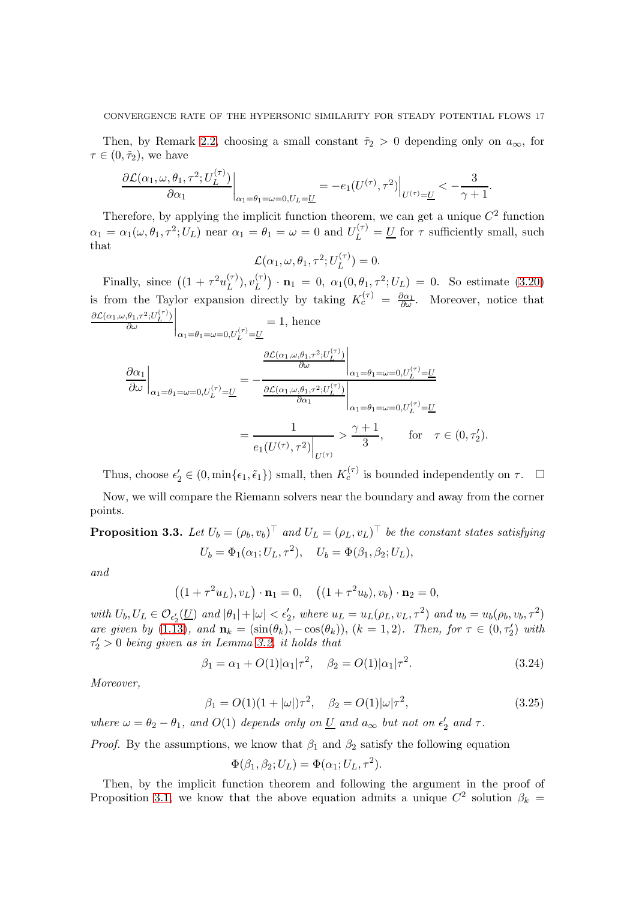Then, by Remark 2.2, choosing a small constant $\tilde{\tau}_2 > 0$ depending only on $a_\infty$, for $\tau \in (0, \tilde{\tau}_2)$, we have

$$\frac{\partial \mathcal{L}(\alpha_1, \omega, \theta_1, \tau^2; U_L^{(\tau)})}{\partial \alpha_1}\bigg|_{\alpha_1=\theta_1=\omega=0, U_L=\underline{U}} = -e_1(U^{(\tau)}, \tau^2)\Big|_{U^{(\tau)}=\underline{U}} < -\frac{3}{\gamma+1}.$$

Therefore, by applying the implicit function theorem, we can get a unique $C^2$ function $\alpha_1 = \alpha_1(\omega, \theta_1, \tau^2; U_L)$ near $\alpha_1 = \theta_1 = \omega = 0$ and $U_L^{(\tau)} = \underline{U}$ for $\tau$ sufficiently small, such that

$$\mathcal{L}(\alpha_1, \omega, \theta_1, \tau^2; U_L^{(\tau)}) = 0.$$

Finally, since $\big((1 + \tau^2 u_L^{(\tau)}), v_L^{(\tau)}\big) \cdot \mathbf{n}_1 = 0$, $\alpha_1(0, \theta_1, \tau^2; U_L) = 0$. So estimate (3.20) is from the Taylor expansion directly by taking $K_c^{(\tau)} = \frac{\partial \alpha_1}{\partial \omega}$. Moreover, notice that $\frac{\partial \mathcal{L}(\alpha_1,\omega,\theta_1,\tau^2;U_L^{(\tau)})}{\partial \omega}\Big|_{\alpha_1=\theta_1=\omega=0, U_L^{(\tau)}=\underline{U}} = 1$, hence

$$\begin{aligned}
\frac{\partial \alpha_1}{\partial \omega}\bigg|_{\alpha_1=\theta_1=\omega=0, U_L^{(\tau)}=\underline{U}} &= -\frac{\frac{\partial \mathcal{L}(\alpha_1,\omega,\theta_1,\tau^2;U_L^{(\tau)})}{\partial \omega}\Big|_{\alpha_1=\theta_1=\omega=0, U_L^{(\tau)}=\underline{U}}}{\frac{\partial \mathcal{L}(\alpha_1,\omega,\theta_1,\tau^2;U_L^{(\tau)})}{\partial \alpha_1}\Big|_{\alpha_1=\theta_1=\omega=0, U_L^{(\tau)}=\underline{U}}} \\
&= \frac{1}{e_1(U^{(\tau)}, \tau^2)\Big|_{U^{(\tau)}}} > \frac{\gamma+1}{3}, \qquad \text{for} \quad \tau \in (0, \tau_2').
\end{aligned}$$

Thus, choose $\epsilon_2' \in (0, \min\{\epsilon_1, \tilde{\epsilon}_1\})$ small, then $K_c^{(\tau)}$ is bounded independently on $\tau$. $\square$

Now, we will compare the Riemann solvers near the boundary and away from the corner points.

**Proposition 3.3.** *Let $U_b = (\rho_b, v_b)^\top$ and $U_L = (\rho_L, v_L)^\top$ be the constant states satisfying*

$$U_b = \Phi_1(\alpha_1; U_L, \tau^2), \quad U_b = \Phi(\beta_1, \beta_2; U_L),$$

*and*

$$\big((1 + \tau^2 u_L), v_L\big) \cdot \mathbf{n}_1 = 0, \quad \big((1 + \tau^2 u_b), v_b\big) \cdot \mathbf{n}_2 = 0,$$

*with $U_b, U_L \in \mathcal{O}_{\epsilon_2'}(\underline{U})$ and $|\theta_1| + |\omega| < \epsilon_2'$, where $u_L = u_L(\rho_L, v_L, \tau^2)$ and $u_b = u_b(\rho_b, v_b, \tau^2)$ are given by (1.13), and $\mathbf{n}_k = (\sin(\theta_k), -\cos(\theta_k))$, $(k = 1, 2)$. Then, for $\tau \in (0, \tau_2')$ with $\tau_2' > 0$ being given as in Lemma 3.2, it holds that*

$$\beta_1 = \alpha_1 + O(1)|\alpha_1|\tau^2, \quad \beta_2 = O(1)|\alpha_1|\tau^2. \tag{3.24}$$

*Moreover,*

$$\beta_1 = O(1)(1 + |\omega|)\tau^2, \quad \beta_2 = O(1)|\omega|\tau^2, \tag{3.25}$$

*where $\omega = \theta_2 - \theta_1$, and $O(1)$ depends only on $\underline{U}$ and $a_\infty$ but not on $\epsilon_2'$ and $\tau$.*

*Proof.* By the assumptions, we know that $\beta_1$ and $\beta_2$ satisfy the following equation

$$\Phi(\beta_1, \beta_2; U_L) = \Phi(\alpha_1; U_L, \tau^2).$$

Then, by the implicit function theorem and following the argument in the proof of Proposition 3.1, we know that the above equation admits a unique $C^2$ solution $\beta_k =$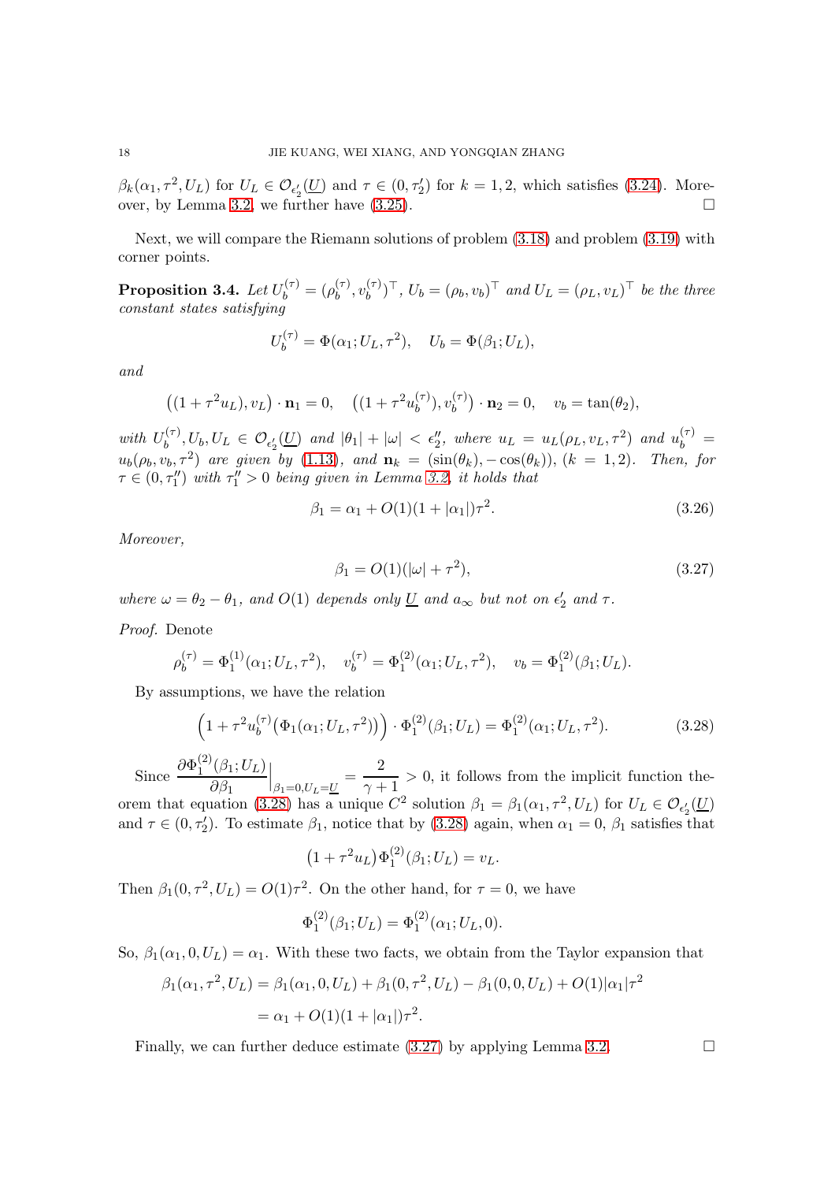$\beta_k(\alpha_1, \tau^2, U_L)$ for $U_L \in \mathcal{O}_{\epsilon_2'}(\underline{U})$ and $\tau \in (0, \tau_2')$ for $k = 1, 2$, which satisfies (3.24). Moreover, by Lemma 3.2, we further have (3.25). $\square$

Next, we will compare the Riemann solutions of problem (3.18) and problem (3.19) with corner points.

**Proposition 3.4.** *Let $U_b^{(\tau)} = (\rho_b^{(\tau)}, v_b^{(\tau)})^\top$, $U_b = (\rho_b, v_b)^\top$ and $U_L = (\rho_L, v_L)^\top$ be the three constant states satisfying*

$$U_b^{(\tau)} = \Phi(\alpha_1; U_L, \tau^2), \quad U_b = \Phi(\beta_1; U_L),$$

*and*

$$\big((1+\tau^2 u_L), v_L\big) \cdot \mathbf{n}_1 = 0, \quad \big((1+\tau^2 u_b^{(\tau)}), v_b^{(\tau)}\big) \cdot \mathbf{n}_2 = 0, \quad v_b = \tan(\theta_2),$$

*with $U_b^{(\tau)}, U_b, U_L \in \mathcal{O}_{\epsilon_2'}(\underline{U})$ and $|\theta_1| + |\omega| < \epsilon_2''$, where $u_L = u_L(\rho_L, v_L, \tau^2)$ and $u_b^{(\tau)} = u_b(\rho_b, v_b, \tau^2)$ are given by (1.13), and $\mathbf{n}_k = (\sin(\theta_k), -\cos(\theta_k))$, $(k = 1, 2)$. Then, for $\tau \in (0, \tau_1'')$ with $\tau_1'' > 0$ being given in Lemma 3.2, it holds that*

$$\beta_1 = \alpha_1 + O(1)(1 + |\alpha_1|)\tau^2. \tag{3.26}$$

*Moreover,*

$$\beta_1 = O(1)(|\omega| + \tau^2), \tag{3.27}$$

*where $\omega = \theta_2 - \theta_1$, and $O(1)$ depends only $\underline{U}$ and $a_\infty$ but not on $\epsilon_2'$ and $\tau$.*

*Proof.* Denote

$$\rho_b^{(\tau)} = \Phi_1^{(1)}(\alpha_1; U_L, \tau^2), \quad v_b^{(\tau)} = \Phi_1^{(2)}(\alpha_1; U_L, \tau^2), \quad v_b = \Phi_1^{(2)}(\beta_1; U_L).$$

By assumptions, we have the relation

$$\Big(1 + \tau^2 u_b^{(\tau)}\big(\Phi_1(\alpha_1; U_L, \tau^2)\big)\Big) \cdot \Phi_1^{(2)}(\beta_1; U_L) = \Phi_1^{(2)}(\alpha_1; U_L, \tau^2). \tag{3.28}$$

Since $\dfrac{\partial \Phi_1^{(2)}(\beta_1; U_L)}{\partial \beta_1}\Big|_{\beta_1 = 0, U_L = \underline{U}} = \dfrac{2}{\gamma+1} > 0$, it follows from the implicit function theorem that equation (3.28) has a unique $C^2$ solution $\beta_1 = \beta_1(\alpha_1, \tau^2, U_L)$ for $U_L \in \mathcal{O}_{\epsilon_2'}(\underline{U})$ and $\tau \in (0, \tau_2')$. To estimate $\beta_1$, notice that by (3.28) again, when $\alpha_1 = 0$, $\beta_1$ satisfies that

$$\big(1 + \tau^2 u_L\big)\Phi_1^{(2)}(\beta_1; U_L) = v_L.$$

Then $\beta_1(0, \tau^2, U_L) = O(1)\tau^2$. On the other hand, for $\tau = 0$, we have

$$\Phi_1^{(2)}(\beta_1; U_L) = \Phi_1^{(2)}(\alpha_1; U_L, 0).$$

So, $\beta_1(\alpha_1, 0, U_L) = \alpha_1$. With these two facts, we obtain from the Taylor expansion that

$$\begin{aligned}
\beta_1(\alpha_1, \tau^2, U_L) &= \beta_1(\alpha_1, 0, U_L) + \beta_1(0, \tau^2, U_L) - \beta_1(0, 0, U_L) + O(1)|\alpha_1|\tau^2 \\
&= \alpha_1 + O(1)(1 + |\alpha_1|)\tau^2.
\end{aligned}$$

Finally, we can further deduce estimate (3.27) by applying Lemma 3.2. $\square$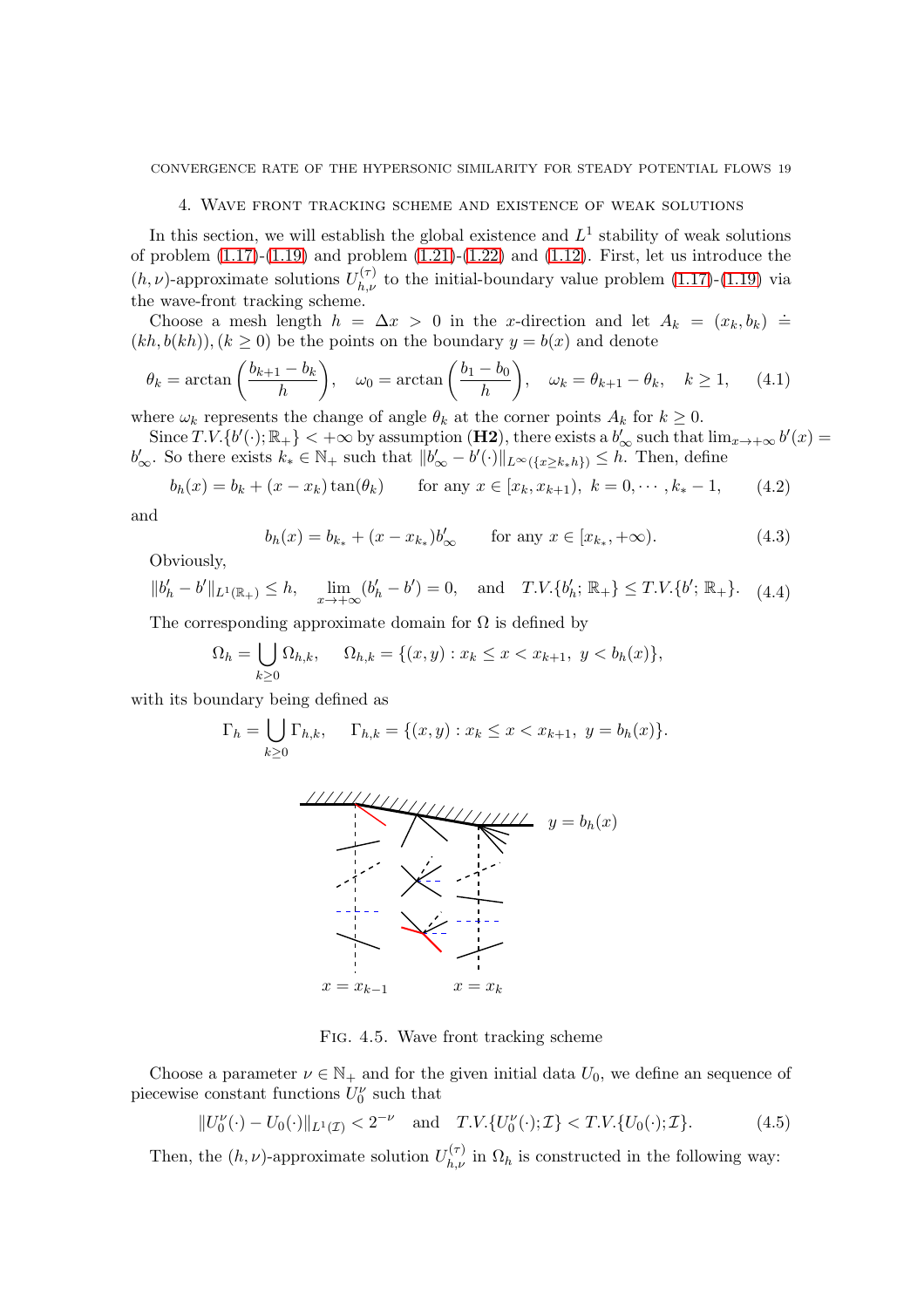## 4. Wave front tracking scheme and existence of weak solutions

In this section, we will establish the global existence and $L^1$ stability of weak solutions of problem (1.17)-(1.19) and problem (1.21)-(1.22) and (1.12). First, let us introduce the $(h,\nu)$-approximate solutions $U^{(\tau)}_{h,\nu}$ to the initial-boundary value problem (1.17)-(1.19) via the wave-front tracking scheme.

Choose a mesh length $h = \Delta x > 0$ in the $x$-direction and let $A_k = (x_k, b_k) \doteq (kh, b(kh)), (k \geq 0)$ be the points on the boundary $y = b(x)$ and denote

$$\theta_k = \arctan\left(\frac{b_{k+1} - b_k}{h}\right), \quad \omega_0 = \arctan\left(\frac{b_1 - b_0}{h}\right), \quad \omega_k = \theta_{k+1} - \theta_k, \quad k \geq 1, \tag{4.1}$$

where $\omega_k$ represents the change of angle $\theta_k$ at the corner points $A_k$ for $k \geq 0$.

Since $T.V.\{b'(\cdot); \mathbb{R}_+\} < +\infty$ by assumption (**H2**), there exists a $b'_\infty$ such that $\lim_{x\to+\infty} b'(x) = b'_\infty$. So there exists $k_* \in \mathbb{N}_+$ such that $\|b'_\infty - b'(\cdot)\|_{L^\infty(\{x \geq k_* h\})} \leq h$. Then, define

$$b_h(x) = b_k + (x - x_k)\tan(\theta_k) \qquad \text{for any } x \in [x_k, x_{k+1}),\ k = 0, \cdots, k_* - 1, \tag{4.2}$$

and

$$b_h(x) = b_{k_*} + (x - x_{k_*})b'_\infty \qquad \text{for any } x \in [x_{k_*}, +\infty). \tag{4.3}$$

Obviously,

$$\|b'_h - b'\|_{L^1(\mathbb{R}_+)} \leq h, \quad \lim_{x\to+\infty}(b'_h - b') = 0, \quad \text{and} \quad T.V.\{b'_h; \mathbb{R}_+\} \leq T.V.\{b'; \mathbb{R}_+\}. \tag{4.4}$$

The corresponding approximate domain for $\Omega$ is defined by

$$\Omega_h = \bigcup_{k\geq 0} \Omega_{h,k}, \quad \Omega_{h,k} = \{(x,y) : x_k \leq x < x_{k+1},\ y < b_h(x)\},$$

with its boundary being defined as

$$\Gamma_h = \bigcup_{k\geq 0} \Gamma_{h,k}, \quad \Gamma_{h,k} = \{(x,y) : x_k \leq x < x_{k+1},\ y = b_h(x)\}.$$

Fig. 4.5. Wave front tracking scheme

Choose a parameter $\nu \in \mathbb{N}_+$ and for the given initial data $U_0$, we define an sequence of piecewise constant functions $U_0^\nu$ such that

$$\|U_0^\nu(\cdot) - U_0(\cdot)\|_{L^1(\mathcal{I})} < 2^{-\nu} \quad \text{and} \quad T.V.\{U_0^\nu(\cdot); \mathcal{I}\} < T.V.\{U_0(\cdot); \mathcal{I}\}. \tag{4.5}$$

Then, the $(h,\nu)$-approximate solution $U^{(\tau)}_{h,\nu}$ in $\Omega_h$ is constructed in the following way: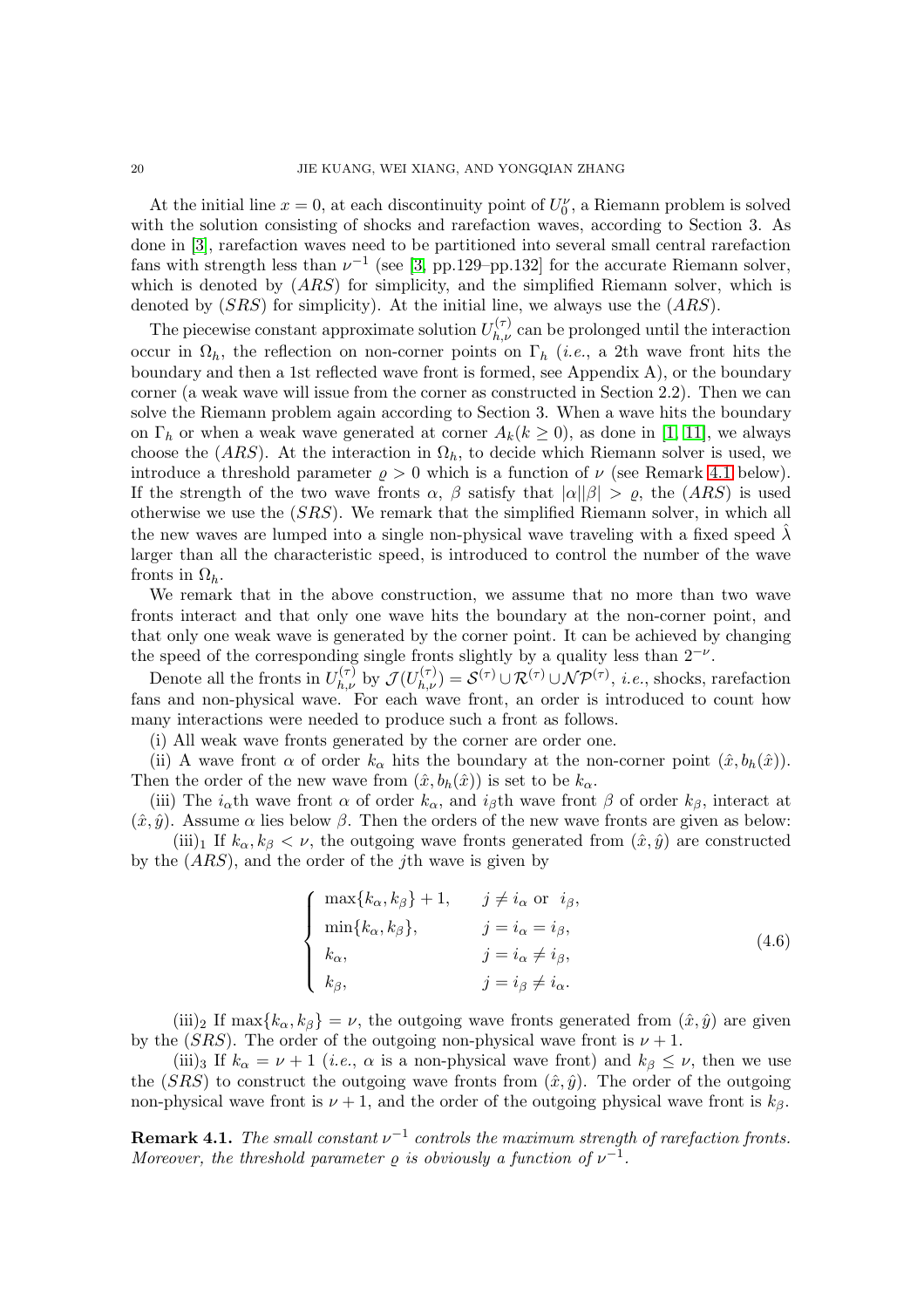At the initial line $x = 0$, at each discontinuity point of $U_0^\nu$, a Riemann problem is solved with the solution consisting of shocks and rarefaction waves, according to Section 3. As done in [3], rarefaction waves need to be partitioned into several small central rarefaction fans with strength less than $\nu^{-1}$ (see [3, pp.129–pp.132] for the accurate Riemann solver, which is denoted by $(ARS)$ for simplicity, and the simplified Riemann solver, which is denoted by $(SRS)$ for simplicity). At the initial line, we always use the $(ARS)$.

The piecewise constant approximate solution $U_{h,\nu}^{(\tau)}$ can be prolonged until the interaction occur in $\Omega_h$, the reflection on non-corner points on $\Gamma_h$ (*i.e.*, a 2th wave front hits the boundary and then a 1st reflected wave front is formed, see Appendix A), or the boundary corner (a weak wave will issue from the corner as constructed in Section 2.2). Then we can solve the Riemann problem again according to Section 3. When a wave hits the boundary on $\Gamma_h$ or when a weak wave generated at corner $A_k (k \geq 0)$, as done in [1, 11], we always choose the $(ARS)$. At the interaction in $\Omega_h$, to decide which Riemann solver is used, we introduce a threshold parameter $\varrho > 0$ which is a function of $\nu$ (see Remark 4.1 below). If the strength of the two wave fronts $\alpha$, $\beta$ satisfy that $|\alpha||\beta| > \varrho$, the $(ARS)$ is used otherwise we use the $(SRS)$. We remark that the simplified Riemann solver, in which all the new waves are lumped into a single non-physical wave traveling with a fixed speed $\hat{\lambda}$ larger than all the characteristic speed, is introduced to control the number of the wave fronts in $\Omega_h$.

We remark that in the above construction, we assume that no more than two wave fronts interact and that only one wave hits the boundary at the non-corner point, and that only one weak wave is generated by the corner point. It can be achieved by changing the speed of the corresponding single fronts slightly by a quality less than $2^{-\nu}$.

Denote all the fronts in $U_{h,\nu}^{(\tau)}$ by $\mathcal{J}(U_{h,\nu}^{(\tau)}) = \mathcal{S}^{(\tau)} \cup \mathcal{R}^{(\tau)} \cup \mathcal{NP}^{(\tau)}$, *i.e.*, shocks, rarefaction fans and non-physical wave. For each wave front, an order is introduced to count how many interactions were needed to produce such a front as follows.

(i) All weak wave fronts generated by the corner are order one.

(ii) A wave front $\alpha$ of order $k_\alpha$ hits the boundary at the non-corner point $(\hat{x}, b_h(\hat{x}))$. Then the order of the new wave from $(\hat{x}, b_h(\hat{x}))$ is set to be $k_\alpha$.

(iii) The $i_\alpha$th wave front $\alpha$ of order $k_\alpha$, and $i_\beta$th wave front $\beta$ of order $k_\beta$, interact at $(\hat{x}, \hat{y})$. Assume $\alpha$ lies below $\beta$. Then the orders of the new wave fronts are given as below:

(iii)$_1$ If $k_\alpha, k_\beta < \nu$, the outgoing wave fronts generated from $(\hat{x}, \hat{y})$ are constructed by the $(ARS)$, and the order of the $j$th wave is given by

$$
\begin{cases}
\max\{k_\alpha, k_\beta\} + 1, & j \neq i_\alpha \text{ or } \ i_\beta, \\
\min\{k_\alpha, k_\beta\}, & j = i_\alpha = i_\beta, \\
k_\alpha, & j = i_\alpha \neq i_\beta, \\
k_\beta, & j = i_\beta \neq i_\alpha.
\end{cases}
\tag{4.6}
$$

(iii)$_2$ If $\max\{k_\alpha, k_\beta\} = \nu$, the outgoing wave fronts generated from $(\hat{x}, \hat{y})$ are given by the $(SRS)$. The order of the outgoing non-physical wave front is $\nu + 1$.

(iii)$_3$ If $k_\alpha = \nu + 1$ (*i.e.*, $\alpha$ is a non-physical wave front) and $k_\beta \leq \nu$, then we use the $(SRS)$ to construct the outgoing wave fronts from $(\hat{x}, \hat{y})$. The order of the outgoing non-physical wave front is $\nu + 1$, and the order of the outgoing physical wave front is $k_\beta$.

**Remark 4.1.** *The small constant $\nu^{-1}$ controls the maximum strength of rarefaction fronts. Moreover, the threshold parameter $\varrho$ is obviously a function of $\nu^{-1}$.*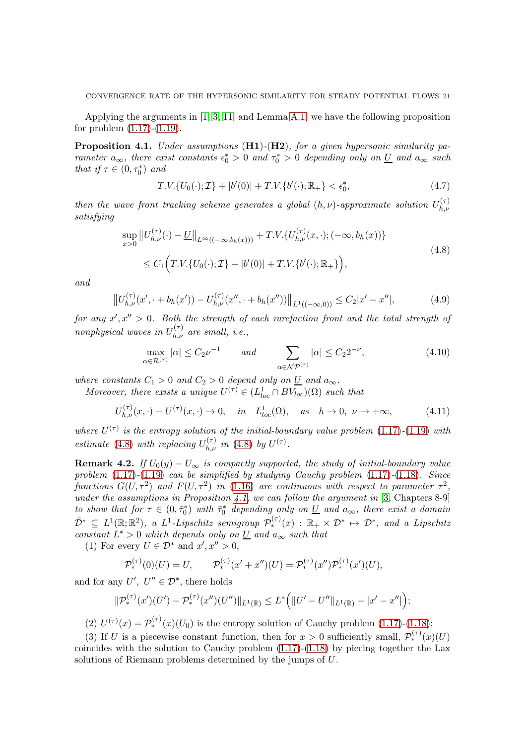Applying the arguments in [1, 3, 11] and Lemma A.1, we have the following proposition for problem (1.17)-(1.19).

**Proposition 4.1.** *Under assumptions* (**H1**)*-*(**H2**)*, for a given hypersonic similarity parameter $a_\infty$, there exist constants $\epsilon_0^* > 0$ and $\tau_0^* > 0$ depending only on $\underline{U}$ and $a_\infty$ such that if $\tau \in (0, \tau_0^*)$ and*

$$
T.V.\{U_0(\cdot); \mathcal{I}\} + |b'(0)| + T.V.\{b'(\cdot); \mathbb{R}_+\} < \epsilon_0^*, \tag{4.7}
$$

*then the wave front tracking scheme generates a global $(h,\nu)$-approximate solution $U_{h,\nu}^{(\tau)}$ satisfying*

$$
\begin{aligned}
&\sup_{x>0} \big\| U_{h,\nu}^{(\tau)}(\cdot) - \underline{U} \big\|_{L^\infty((-\infty, b_h(x)))} + T.V.\{U_{h,\nu}^{(\tau)}(x,\cdot); (-\infty, b_h(x))\} \\
&\quad \le C_1 \Big( T.V.\{U_0(\cdot); \mathcal{I}\} + |b'(0)| + T.V.\{b'(\cdot); \mathbb{R}_+\} \Big),
\end{aligned} \tag{4.8}
$$

*and*

$$
\big\| U_{h,\nu}^{(\tau)}(x', \cdot + b_h(x')) - U_{h,\nu}^{(\tau)}(x'', \cdot + b_h(x'')) \big\|_{L^1((-\infty,0))} \le C_2 |x' - x''|, \tag{4.9}
$$

*for any $x', x'' > 0$. Both the strength of each rarefaction front and the total strength of nonphysical waves in $U_{h,\nu}^{(\tau)}$ are small, i.e.,*

$$
\max_{\alpha \in \mathcal{R}^{(\tau)}} |\alpha| \le C_2 \nu^{-1} \qquad \text{and} \qquad \sum_{\alpha \in \mathcal{NP}^{(\tau)}} |\alpha| \le C_2 2^{-\nu}, \tag{4.10}
$$

*where constants $C_1 > 0$ and $C_2 > 0$ depend only on $\underline{U}$ and $a_\infty$.*

*Moreover, there exists a unique $U^{(\tau)} \in (L^1_{loc} \cap BV_{loc})(\Omega)$ such that*

$$
U_{h,\nu}^{(\tau)}(x,\cdot) - U^{(\tau)}(x,\cdot) \to 0, \quad \text{in} \quad L^1_{loc}(\Omega), \quad \text{as} \quad h \to 0, \ \nu \to +\infty, \tag{4.11}
$$

*where $U^{(\tau)}$ is the entropy solution of the initial-boundary value problem (1.17)-(1.19) with estimate (4.8) with replacing $U_{h,\nu}^{(\tau)}$ in (4.8) by $U^{(\tau)}$.*

**Remark 4.2.** *If $U_0(y) - U_\infty$ is compactly supported, the study of initial-boundary value problem (1.17)-(1.19) can be simplified by studying Cauchy problem (1.17)-(1.18). Since functions $G(U,\tau^2)$ and $F(U,\tau^2)$ in (1.16) are continuous with respect to parameter $\tau^2$, under the assumptions in Proposition 4.1, we can follow the argument in [3, Chapters 8-9] to show that for $\tau \in (0, \bar{\tau}_0^*)$ with $\bar{\tau}_0^*$ depending only on $\underline{U}$ and $a_\infty$, there exist a domain $\bar{\mathcal{D}}^* \subseteq L^1(\mathbb{R};\mathbb{R}^2)$, a $L^1$-Lipschitz semigroup $\mathcal{P}_*^{(\tau)}(x) : \mathbb{R}_+ \times \mathcal{D}^* \mapsto \mathcal{D}^*$, and a Lipschitz constant $L^* > 0$ which depends only on $\underline{U}$ and $a_\infty$ such that*

(1) For every $U \in \mathcal{D}^*$ and $x', x'' > 0$,

$$
\mathcal{P}_*^{(\tau)}(0)(U) = U, \qquad \mathcal{P}_*^{(\tau)}(x' + x'')(U) = \mathcal{P}_*^{(\tau)}(x'')\mathcal{P}_*^{(\tau)}(x')(U),
$$

and for any $U', U'' \in \mathcal{D}^*$, there holds

$$
\|\mathcal{P}_*^{(\tau)}(x')(U') - \mathcal{P}_*^{(\tau)}(x'')(U'')\|_{L^1(\mathbb{R})} \le L^* \Big( \|U' - U''\|_{L^1(\mathbb{R})} + |x' - x''| \Big);
$$

(2) $U^{(\tau)}(x) = \mathcal{P}_*^{(\tau)}(x)(U_0)$ is the entropy solution of Cauchy problem (1.17)-(1.18);

(3) If $U$ is a piecewise constant function, then for $x > 0$ sufficiently small, $\mathcal{P}_*^{(\tau)}(x)(U)$ coincides with the solution to Cauchy problem (1.17)-(1.18) by piecing together the Lax solutions of Riemann problems determined by the jumps of $U$.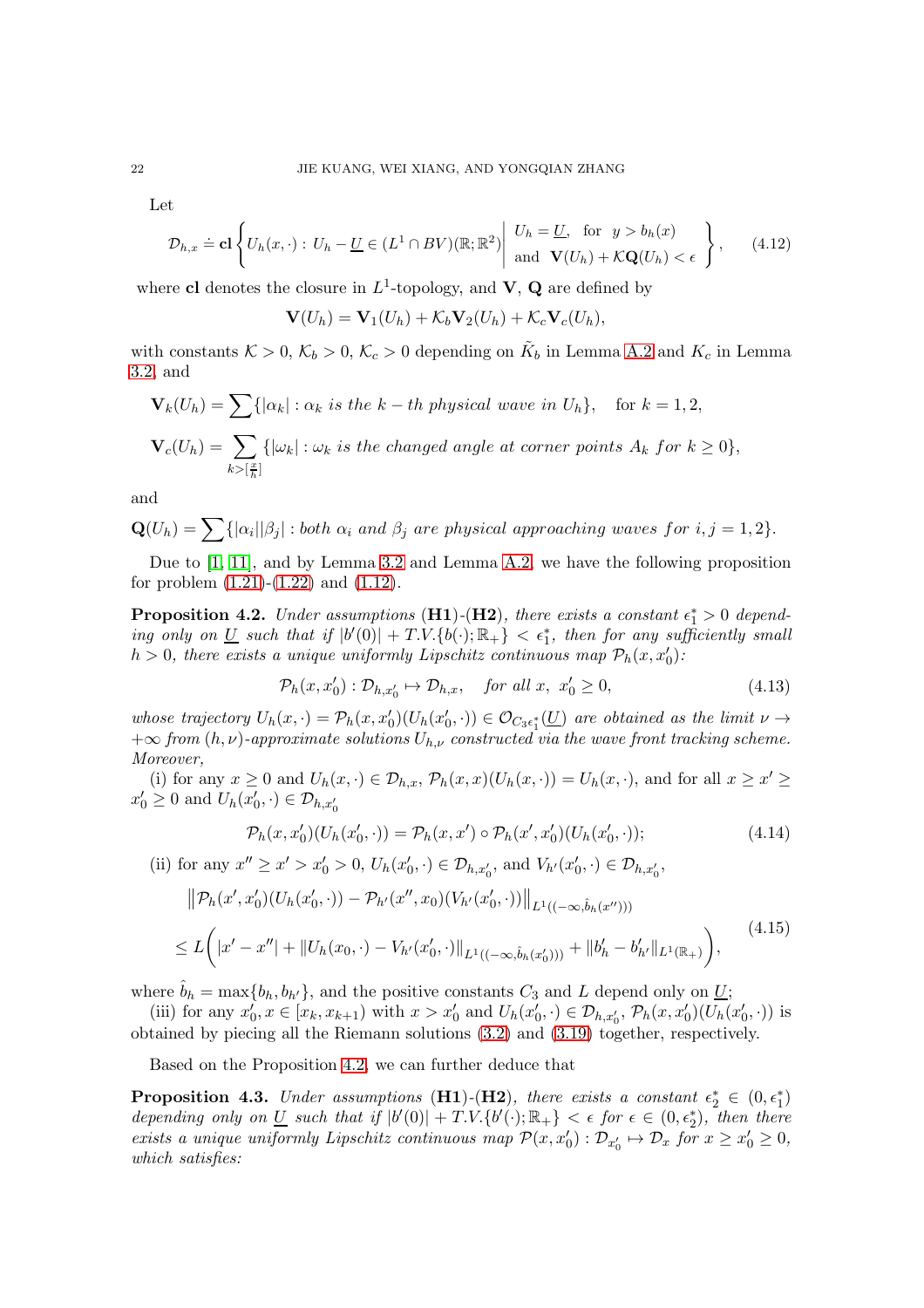Let

$$
\mathcal{D}_{h,x} \doteq \mathbf{cl}\left\{ U_h(x,\cdot) : U_h - \underline{U} \in (L^1 \cap BV)(\mathbb{R};\mathbb{R}^2) \middle| \begin{array}{l} U_h = \underline{U}, \quad \text{for} \quad y > b_h(x) \\ \text{and} \quad \mathbf{V}(U_h) + \mathcal{K}\mathbf{Q}(U_h) < \epsilon \end{array} \right\}, \tag{4.12}
$$

where **cl** denotes the closure in $L^1$-topology, and $\mathbf{V}$, $\mathbf{Q}$ are defined by

$$
\mathbf{V}(U_h) = \mathbf{V}_1(U_h) + \mathcal{K}_b \mathbf{V}_2(U_h) + \mathcal{K}_c \mathbf{V}_c(U_h),
$$

with constants $\mathcal{K} > 0$, $\mathcal{K}_b > 0$, $\mathcal{K}_c > 0$ depending on $\tilde{K}_b$ in Lemma A.2 and $K_c$ in Lemma 3.2, and

$$
\mathbf{V}_k(U_h) = \sum \{|\alpha_k| : \alpha_k \textit{ is the } k-th \textit{ physical wave in } U_h\}, \quad \text{for } k = 1, 2,
$$

$$
\mathbf{V}_c(U_h) = \sum_{k > [\frac{x}{h}]} \{|\omega_k| : \omega_k \textit{ is the changed angle at corner points } A_k \textit{ for } k \geq 0\},
$$

and

$$
\mathbf{Q}(U_h) = \sum \{|\alpha_i||\beta_j| : \textit{both } \alpha_i \textit{ and } \beta_j \textit{ are physical approaching waves for } i, j = 1, 2\}.
$$

Due to [1, 11], and by Lemma 3.2 and Lemma A.2, we have the following proposition for problem (1.21)-(1.22) and (1.12).

**Proposition 4.2.** *Under assumptions* (**H1**)-(**H2**)*, there exists a constant $\epsilon_1^* > 0$ depending only on $\underline{U}$ such that if $|b'(0)| + T.V.\{b(\cdot);\mathbb{R}_+\} < \epsilon_1^*$, then for any sufficiently small $h > 0$, there exists a unique uniformly Lipschitz continuous map $\mathcal{P}_h(x, x_0')$:*

$$
\mathcal{P}_h(x, x_0') : \mathcal{D}_{h,x_0'} \mapsto \mathcal{D}_{h,x}, \quad \textit{for all } x, \ x_0' \geq 0, \tag{4.13}
$$

*whose trajectory $U_h(x,\cdot) = \mathcal{P}_h(x, x_0')(U_h(x_0',\cdot)) \in \mathcal{O}_{C_3\epsilon_1^*}(\underline{U})$ are obtained as the limit $\nu \to +\infty$ from $(h,\nu)$-approximate solutions $U_{h,\nu}$ constructed via the wave front tracking scheme. Moreover,*

(i) for any $x \geq 0$ and $U_h(x,\cdot) \in \mathcal{D}_{h,x}$, $\mathcal{P}_h(x,x)(U_h(x,\cdot)) = U_h(x,\cdot)$, and for all $x \geq x' \geq x_0' \geq 0$ and $U_h(x_0',\cdot) \in \mathcal{D}_{h,x_0'}$

$$
\mathcal{P}_h(x, x_0')(U_h(x_0',\cdot)) = \mathcal{P}_h(x, x') \circ \mathcal{P}_h(x', x_0')(U_h(x_0',\cdot)); \tag{4.14}
$$

(ii) for any $x'' \geq x' > x_0' > 0$, $U_h(x_0',\cdot) \in \mathcal{D}_{h,x_0'}$, and $V_{h'}(x_0',\cdot) \in \mathcal{D}_{h,x_0'}$,

$$
\begin{aligned}
&\left\| \mathcal{P}_h(x', x_0')(U_h(x_0',\cdot)) - \mathcal{P}_{h'}(x'', x_0)(V_{h'}(x_0',\cdot)) \right\|_{L^1((-\infty, \hat{b}_h(x'')))} \\
&\leq L\bigg( |x' - x''| + \|U_h(x_0,\cdot) - V_{h'}(x_0',\cdot)\|_{L^1((-\infty,\hat{b}_h(x_0')))} + \|b_h' - b_{h'}'\|_{L^1(\mathbb{R}_+)} \bigg),
\end{aligned} \tag{4.15}
$$

where $\hat{b}_h = \max\{b_h, b_{h'}\}$, and the positive constants $C_3$ and $L$ depend only on $\underline{U}$;

(iii) for any $x_0', x \in [x_k, x_{k+1})$ with $x > x_0'$ and $U_h(x_0',\cdot) \in \mathcal{D}_{h,x_0'}$, $\mathcal{P}_h(x, x_0')(U_h(x_0',\cdot))$ is obtained by piecing all the Riemann solutions (3.2) and (3.19) together, respectively.

Based on the Proposition 4.2, we can further deduce that

**Proposition 4.3.** *Under assumptions* (**H1**)-(**H2**)*, there exists a constant $\epsilon_2^* \in (0, \epsilon_1^*)$ depending only on $\underline{U}$ such that if $|b'(0)| + T.V.\{b'(\cdot);\mathbb{R}_+\} < \epsilon$ for $\epsilon \in (0, \epsilon_2^*)$, then there exists a unique uniformly Lipschitz continuous map $\mathcal{P}(x, x_0') : \mathcal{D}_{x_0'} \mapsto \mathcal{D}_x$ for $x \geq x_0' \geq 0$, which satisfies:*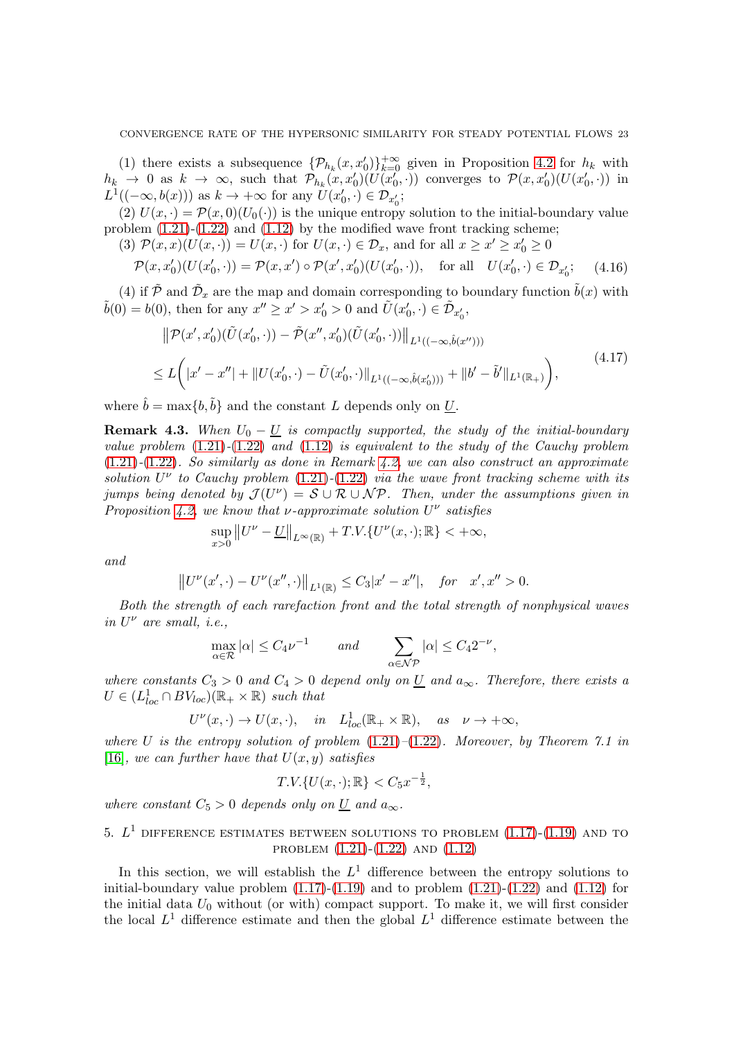(1) there exists a subsequence $\{\mathcal{P}_{h_k}(x, x_0')\}_{k=0}^{+\infty}$ given in Proposition 4.2 for $h_k$ with $h_k \to 0$ as $k \to \infty$, such that $\mathcal{P}_{h_k}(x, x_0')(U(x_0', \cdot))$ converges to $\mathcal{P}(x, x_0')(U(x_0', \cdot))$ in $L^1((-\infty, b(x)))$ as $k \to +\infty$ for any $U(x_0', \cdot) \in \mathcal{D}_{x_0'}$;

(2) $U(x, \cdot) = \mathcal{P}(x, 0)(U_0(\cdot))$ is the unique entropy solution to the initial-boundary value problem (1.21)-(1.22) and (1.12) by the modified wave front tracking scheme;

(3) $\mathcal{P}(x, x)(U(x, \cdot)) = U(x, \cdot)$ for $U(x, \cdot) \in \mathcal{D}_x$, and for all $x \geq x' \geq x_0' \geq 0$

$$
\mathcal{P}(x, x_0')(U(x_0', \cdot)) = \mathcal{P}(x, x') \circ \mathcal{P}(x', x_0')(U(x_0', \cdot)), \quad \text{for all} \quad U(x_0', \cdot) \in \mathcal{D}_{x_0'}; \tag{4.16}
$$

(4) if $\tilde{\mathcal{P}}$ and $\tilde{\mathcal{D}}_x$ are the map and domain corresponding to boundary function $\tilde{b}(x)$ with $\tilde{b}(0) = b(0)$, then for any $x'' \geq x' > x_0' > 0$ and $\tilde{U}(x_0', \cdot) \in \tilde{\mathcal{D}}_{x_0'}$,

$$
\begin{aligned}
&\left\|\mathcal{P}(x', x_0')(\tilde{U}(x_0', \cdot)) - \tilde{\mathcal{P}}(x'', x_0')(\tilde{U}(x_0', \cdot))\right\|_{L^1((-\infty, \hat{b}(x'')))} \\
&\leq L\bigg(|x' - x''| + \|U(x_0', \cdot) - \tilde{U}(x_0', \cdot)\|_{L^1((-\infty, \hat{b}(x_0')))} + \|b' - \tilde{b}'\|_{L^1(\mathbb{R}_+)}\bigg),
\end{aligned} \tag{4.17}
$$

where $\hat{b} = \max\{b, \tilde{b}\}$ and the constant $L$ depends only on $\underline{U}$.

**Remark 4.3.** *When $U_0 - \underline{U}$ is compactly supported, the study of the initial-boundary value problem (1.21)-(1.22) and (1.12) is equivalent to the study of the Cauchy problem (1.21)-(1.22). So similarly as done in Remark 4.2, we can also construct an approximate solution $U^\nu$ to Cauchy problem (1.21)-(1.22) via the wave front tracking scheme with its jumps being denoted by $\mathcal{J}(U^\nu) = \mathcal{S} \cup \mathcal{R} \cup \mathcal{NP}$. Then, under the assumptions given in Proposition 4.2, we know that $\nu$-approximate solution $U^\nu$ satisfies*

$$
\sup_{x>0} \left\|U^\nu - \underline{U}\right\|_{L^\infty(\mathbb{R})} + T.V.\{U^\nu(x, \cdot); \mathbb{R}\} < +\infty,
$$

*and*

$$
\left\|U^\nu(x', \cdot) - U^\nu(x'', \cdot)\right\|_{L^1(\mathbb{R})} \leq C_3|x' - x''|, \quad \text{for} \quad x', x'' > 0.
$$

*Both the strength of each rarefaction front and the total strength of nonphysical waves in $U^\nu$ are small, i.e.,*

$$
\max_{\alpha \in \mathcal{R}} |\alpha| \leq C_4 \nu^{-1} \qquad \text{and} \qquad \sum_{\alpha \in \mathcal{NP}} |\alpha| \leq C_4 2^{-\nu},
$$

*where constants $C_3 > 0$ and $C_4 > 0$ depend only on $\underline{U}$ and $a_\infty$. Therefore, there exists a $U \in (L^1_{loc} \cap BV_{loc})(\mathbb{R}_+ \times \mathbb{R})$ such that*

$$
U^\nu(x, \cdot) \to U(x, \cdot), \quad \text{in} \quad L^1_{loc}(\mathbb{R}_+ \times \mathbb{R}), \quad \text{as} \quad \nu \to +\infty,
$$

*where $U$ is the entropy solution of problem (1.21)–(1.22). Moreover, by Theorem 7.1 in [16], we can further have that $U(x, y)$ satisfies*

$$
T.V.\{U(x, \cdot); \mathbb{R}\} < C_5 x^{-\frac{1}{2}},
$$

*where constant $C_5 > 0$ depends only on $\underline{U}$ and $a_\infty$.*

## 5. $L^1$ difference estimates between solutions to problem (1.17)-(1.19) and to problem (1.21)-(1.22) and (1.12)

In this section, we will establish the $L^1$ difference between the entropy solutions to initial-boundary value problem (1.17)-(1.19) and to problem (1.21)-(1.22) and (1.12) for the initial data $U_0$ without (or with) compact support. To make it, we will first consider the local $L^1$ difference estimate and then the global $L^1$ difference estimate between the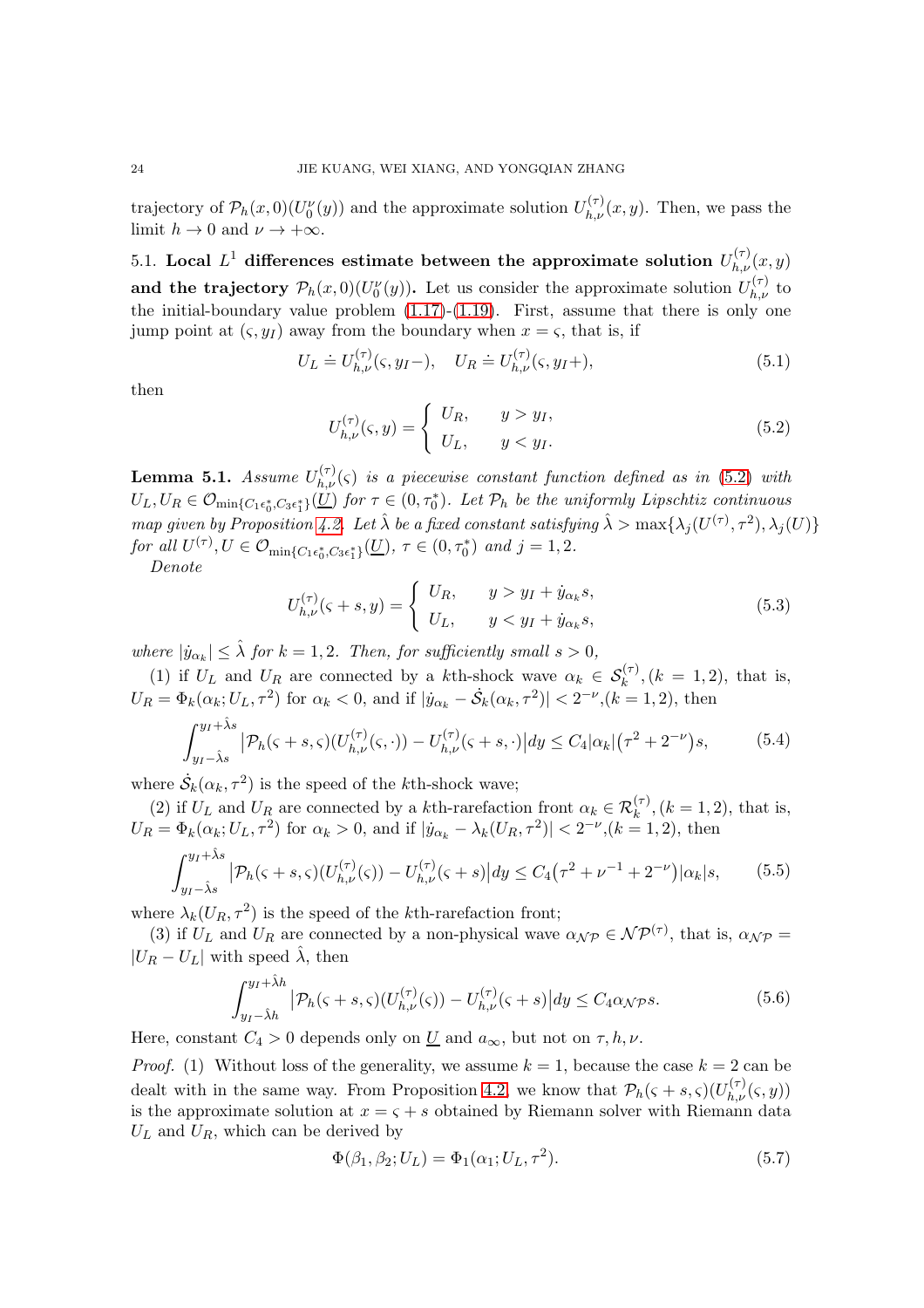trajectory of $\mathcal{P}_h(x,0)(U_0^\nu(y))$ and the approximate solution $U_{h,\nu}^{(\tau)}(x,y)$. Then, we pass the limit $h \to 0$ and $\nu \to +\infty$.

## 5.1. Local $L^1$ differences estimate between the approximate solution $U_{h,\nu}^{(\tau)}(x,y)$ and the trajectory $\mathcal{P}_h(x,0)(U_0^\nu(y))$.

Let us consider the approximate solution $U_{h,\nu}^{(\tau)}$ to the initial-boundary value problem (1.17)-(1.19). First, assume that there is only one jump point at $(\varsigma, y_I)$ away from the boundary when $x = \varsigma$, that is, if

$$U_L \doteq U_{h,\nu}^{(\tau)}(\varsigma, y_I-), \quad U_R \doteq U_{h,\nu}^{(\tau)}(\varsigma, y_I+), \tag{5.1}$$

then

$$U_{h,\nu}^{(\tau)}(\varsigma, y) = \begin{cases} U_R, & y > y_I, \\ U_L, & y < y_I. \end{cases} \tag{5.2}$$

**Lemma 5.1.** *Assume $U_{h,\nu}^{(\tau)}(\varsigma)$ is a piecewise constant function defined as in (5.2) with $U_L, U_R \in \mathcal{O}_{\min\{C_1\epsilon_0^*, C_3\epsilon_1^*\}}(\underline{U})$ for $\tau \in (0, \tau_0^*)$. Let $\mathcal{P}_h$ be the uniformly Lipschitz continuous map given by Proposition 4.2. Let $\hat{\lambda}$ be a fixed constant satisfying $\hat{\lambda} > \max\{\lambda_j(U^{(\tau)}, \tau^2), \lambda_j(U)\}$ for all $U^{(\tau)}, U \in \mathcal{O}_{\min\{C_1\epsilon_0^*, C_3\epsilon_1^*\}}(\underline{U})$, $\tau \in (0, \tau_0^*)$ and $j = 1, 2$.*

*Denote*

$$U_{h,\nu}^{(\tau)}(\varsigma + s, y) = \begin{cases} U_R, & y > y_I + \dot{y}_{\alpha_k} s, \\ U_L, & y < y_I + \dot{y}_{\alpha_k} s, \end{cases} \tag{5.3}$$

*where $|\dot{y}_{\alpha_k}| \le \hat{\lambda}$ for $k = 1, 2$. Then, for sufficiently small $s > 0$,*

(1) if $U_L$ and $U_R$ are connected by a $k$th-shock wave $\alpha_k \in \mathcal{S}_k^{(\tau)}, (k = 1, 2)$, that is, $U_R = \Phi_k(\alpha_k; U_L, \tau^2)$ for $\alpha_k < 0$, and if $|\dot{y}_{\alpha_k} - \dot{\mathcal{S}}_k(\alpha_k, \tau^2)| < 2^{-\nu}, (k = 1, 2)$, then

$$\int_{y_I - \hat{\lambda}s}^{y_I + \hat{\lambda}s} \big|\mathcal{P}_h(\varsigma + s, \varsigma)(U_{h,\nu}^{(\tau)}(\varsigma, \cdot)) - U_{h,\nu}^{(\tau)}(\varsigma + s, \cdot)\big| dy \le C_4 |\alpha_k| \big(\tau^2 + 2^{-\nu}\big) s, \tag{5.4}$$

where $\dot{\mathcal{S}}_k(\alpha_k, \tau^2)$ is the speed of the $k$th-shock wave;

(2) if $U_L$ and $U_R$ are connected by a $k$th-rarefaction front $\alpha_k \in \mathcal{R}_k^{(\tau)}, (k = 1, 2)$, that is, $U_R = \Phi_k(\alpha_k; U_L, \tau^2)$ for $\alpha_k > 0$, and if $|\dot{y}_{\alpha_k} - \lambda_k(U_R, \tau^2)| < 2^{-\nu}, (k = 1, 2)$, then

$$\int_{y_I - \hat{\lambda}s}^{y_I + \hat{\lambda}s} \big|\mathcal{P}_h(\varsigma + s, \varsigma)(U_{h,\nu}^{(\tau)}(\varsigma)) - U_{h,\nu}^{(\tau)}(\varsigma + s)\big| dy \le C_4 \big(\tau^2 + \nu^{-1} + 2^{-\nu}\big) |\alpha_k| s, \tag{5.5}$$

where $\lambda_k(U_R, \tau^2)$ is the speed of the $k$th-rarefaction front;

(3) if $U_L$ and $U_R$ are connected by a non-physical wave $\alpha_{\mathcal{NP}} \in \mathcal{NP}^{(\tau)}$, that is, $\alpha_{\mathcal{NP}} = |U_R - U_L|$ with speed $\hat{\lambda}$, then

$$\int_{y_I - \hat{\lambda}h}^{y_I + \hat{\lambda}h} \big|\mathcal{P}_h(\varsigma + s, \varsigma)(U_{h,\nu}^{(\tau)}(\varsigma)) - U_{h,\nu}^{(\tau)}(\varsigma + s)\big| dy \le C_4 \alpha_{\mathcal{NP}} s. \tag{5.6}$$

Here, constant $C_4 > 0$ depends only on $\underline{U}$ and $a_\infty$, but not on $\tau, h, \nu$.

*Proof.* (1) Without loss of the generality, we assume $k = 1$, because the case $k = 2$ can be dealt with in the same way. From Proposition 4.2, we know that $\mathcal{P}_h(\varsigma + s, \varsigma)(U_{h,\nu}^{(\tau)}(\varsigma, y))$ is the approximate solution at $x = \varsigma + s$ obtained by Riemann solver with Riemann data $U_L$ and $U_R$, which can be derived by

$$\Phi(\beta_1, \beta_2; U_L) = \Phi_1(\alpha_1; U_L, \tau^2). \tag{5.7}$$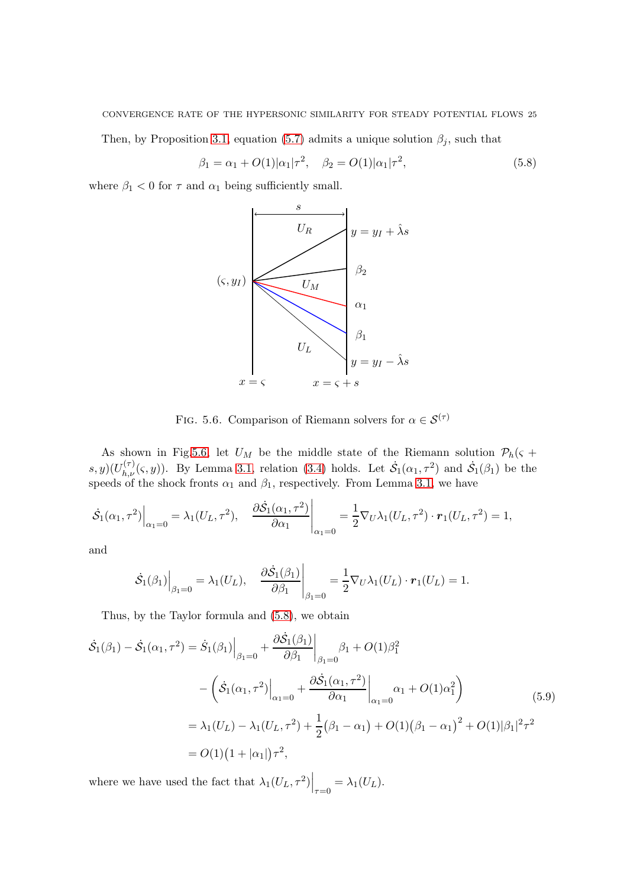Then, by Proposition 3.1, equation (5.7) admits a unique solution $\beta_j$, such that

$$\beta_1 = \alpha_1 + O(1)|\alpha_1|\tau^2, \quad \beta_2 = O(1)|\alpha_1|\tau^2, \tag{5.8}$$

where $\beta_1 < 0$ for $\tau$ and $\alpha_1$ being sufficiently small.

FIG. 5.6. Comparison of Riemann solvers for $\alpha \in \mathcal{S}^{(\tau)}$

As shown in Fig.5.6, let $U_M$ be the middle state of the Riemann solution $\mathcal{P}_h(\varsigma + s, y)(U^{(\tau)}_{h,\nu}(\varsigma, y))$. By Lemma 3.1, relation (3.4) holds. Let $\dot{\mathcal{S}}_1(\alpha_1, \tau^2)$ and $\dot{\mathcal{S}}_1(\beta_1)$ be the speeds of the shock fronts $\alpha_1$ and $\beta_1$, respectively. From Lemma 3.1, we have

$$\dot{\mathcal{S}}_1(\alpha_1, \tau^2)\Big|_{\alpha_1=0} = \lambda_1(U_L, \tau^2), \quad \frac{\partial \dot{\mathcal{S}}_1(\alpha_1, \tau^2)}{\partial \alpha_1}\Bigg|_{\alpha_1=0} = \frac{1}{2}\nabla_U \lambda_1(U_L, \tau^2) \cdot \boldsymbol{r}_1(U_L, \tau^2) = 1,$$

and

$$\dot{\mathcal{S}}_1(\beta_1)\Big|_{\beta_1=0} = \lambda_1(U_L), \quad \frac{\partial \dot{\mathcal{S}}_1(\beta_1)}{\partial \beta_1}\Bigg|_{\beta_1=0} = \frac{1}{2}\nabla_U \lambda_1(U_L) \cdot \boldsymbol{r}_1(U_L) = 1.$$

Thus, by the Taylor formula and (5.8), we obtain

$$\begin{aligned}
\dot{\mathcal{S}}_1(\beta_1) - \dot{\mathcal{S}}_1(\alpha_1, \tau^2) &= \dot{S}_1(\beta_1)\Big|_{\beta_1=0} + \frac{\partial \dot{\mathcal{S}}_1(\beta_1)}{\partial \beta_1}\Bigg|_{\beta_1=0} \beta_1 + O(1)\beta_1^2 \\
&\quad - \left( \dot{\mathcal{S}}_1(\alpha_1, \tau^2)\Big|_{\alpha_1=0} + \frac{\partial \dot{\mathcal{S}}_1(\alpha_1, \tau^2)}{\partial \alpha_1}\Bigg|_{\alpha_1=0} \alpha_1 + O(1)\alpha_1^2 \right) \\
&= \lambda_1(U_L) - \lambda_1(U_L, \tau^2) + \frac{1}{2}\big(\beta_1 - \alpha_1\big) + O(1)\big(\beta_1 - \alpha_1\big)^2 + O(1)|\beta_1|^2\tau^2 \\
&= O(1)\big(1 + |\alpha_1|\big)\tau^2,
\end{aligned} \tag{5.9}$$

where we have used the fact that $\lambda_1(U_L, \tau^2)\Big|_{\tau=0} = \lambda_1(U_L)$.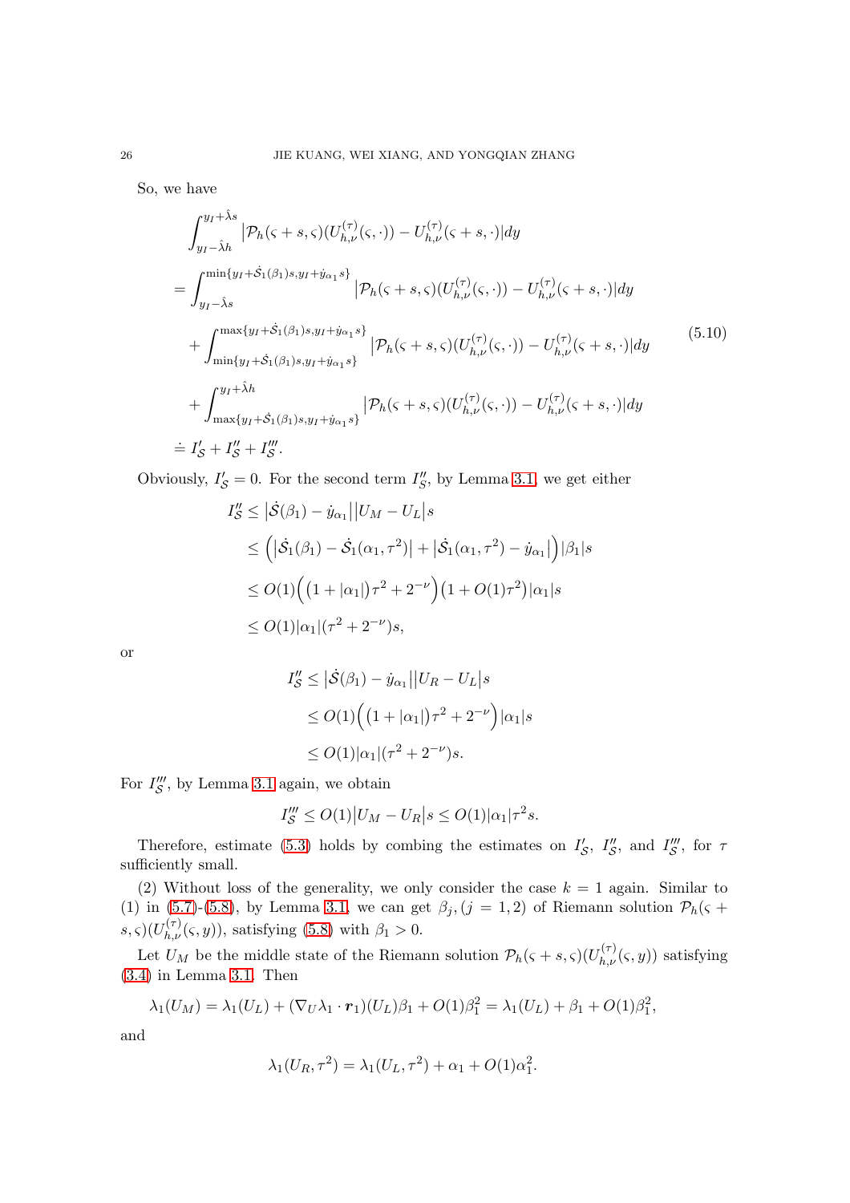So, we have

$$
\begin{aligned}
&\int_{y_I-\hat{\lambda}h}^{y_I+\hat{\lambda}s} \big|\mathcal{P}_h(\varsigma+s,\varsigma)(U^{(\tau)}_{h,\nu}(\varsigma,\cdot)) - U^{(\tau)}_{h,\nu}(\varsigma+s,\cdot)|dy \\
&= \int_{y_I-\hat{\lambda}s}^{\min\{y_I+\dot{\mathcal{S}}_1(\beta_1)s, y_I+\dot{y}_{\alpha_1}s\}} \big|\mathcal{P}_h(\varsigma+s,\varsigma)(U^{(\tau)}_{h,\nu}(\varsigma,\cdot)) - U^{(\tau)}_{h,\nu}(\varsigma+s,\cdot)|dy \\
&\quad + \int_{\min\{y_I+\dot{\mathcal{S}}_1(\beta_1)s, y_I+\dot{y}_{\alpha_1}s\}}^{\max\{y_I+\dot{\mathcal{S}}_1(\beta_1)s, y_I+\dot{y}_{\alpha_1}s\}} \big|\mathcal{P}_h(\varsigma+s,\varsigma)(U^{(\tau)}_{h,\nu}(\varsigma,\cdot)) - U^{(\tau)}_{h,\nu}(\varsigma+s,\cdot)|dy \\
&\quad + \int_{\max\{y_I+\dot{\mathcal{S}}_1(\beta_1)s, y_I+\dot{y}_{\alpha_1}s\}}^{y_I+\hat{\lambda}h} \big|\mathcal{P}_h(\varsigma+s,\varsigma)(U^{(\tau)}_{h,\nu}(\varsigma,\cdot)) - U^{(\tau)}_{h,\nu}(\varsigma+s,\cdot)|dy \\
&\doteq I'_{\mathcal{S}} + I''_{\mathcal{S}} + I'''_{\mathcal{S}}.
\end{aligned}
\tag{5.10}
$$

Obviously, $I'_{\mathcal{S}} = 0$. For the second term $I''_{\mathcal{S}}$, by Lemma 3.1, we get either

$$
\begin{aligned}
I''_{\mathcal{S}} &\leq \big|\dot{\mathcal{S}}(\beta_1) - \dot{y}_{\alpha_1}\big|\big|U_M - U_L\big|s \\
&\leq \Big(\big|\dot{\mathcal{S}}_1(\beta_1) - \dot{\mathcal{S}}_1(\alpha_1,\tau^2)\big| + \big|\dot{\mathcal{S}}_1(\alpha_1,\tau^2) - \dot{y}_{\alpha_1}\big|\Big)|\beta_1|s \\
&\leq O(1)\Big(\big(1+|\alpha_1|\big)\tau^2 + 2^{-\nu}\Big)\big(1+O(1)\tau^2\big)|\alpha_1|s \\
&\leq O(1)|\alpha_1|(\tau^2 + 2^{-\nu})s,
\end{aligned}
$$

or

$$
\begin{aligned}
I''_{\mathcal{S}} &\leq \big|\dot{\mathcal{S}}(\beta_1) - \dot{y}_{\alpha_1}\big|\big|U_R - U_L\big|s \\
&\leq O(1)\Big(\big(1+|\alpha_1|\big)\tau^2 + 2^{-\nu}\Big)|\alpha_1|s \\
&\leq O(1)|\alpha_1|(\tau^2 + 2^{-\nu})s.
\end{aligned}
$$

For $I'''_{\mathcal{S}}$, by Lemma 3.1 again, we obtain

$$
I'''_{\mathcal{S}} \leq O(1)\big|U_M - U_R\big|s \leq O(1)|\alpha_1|\tau^2 s.
$$

Therefore, estimate (5.3) holds by combing the estimates on $I'_{\mathcal{S}}$, $I''_{\mathcal{S}}$, and $I'''_{\mathcal{S}}$, for $\tau$ sufficiently small.

(2) Without loss of the generality, we only consider the case $k=1$ again. Similar to (1) in (5.7)-(5.8), by Lemma 3.1, we can get $\beta_j, (j=1,2)$ of Riemann solution $\mathcal{P}_h(\varsigma + s,\varsigma)(U^{(\tau)}_{h,\nu}(\varsigma,y))$, satisfying (5.8) with $\beta_1 > 0$.

Let $U_M$ be the middle state of the Riemann solution $\mathcal{P}_h(\varsigma+s,\varsigma)(U^{(\tau)}_{h,\nu}(\varsigma,y))$ satisfying (3.4) in Lemma 3.1. Then

$$
\lambda_1(U_M) = \lambda_1(U_L) + (\nabla_U\lambda_1\cdot \boldsymbol{r}_1)(U_L)\beta_1 + O(1)\beta_1^2 = \lambda_1(U_L) + \beta_1 + O(1)\beta_1^2,
$$

and

$$
\lambda_1(U_R,\tau^2) = \lambda_1(U_L,\tau^2) + \alpha_1 + O(1)\alpha_1^2.
$$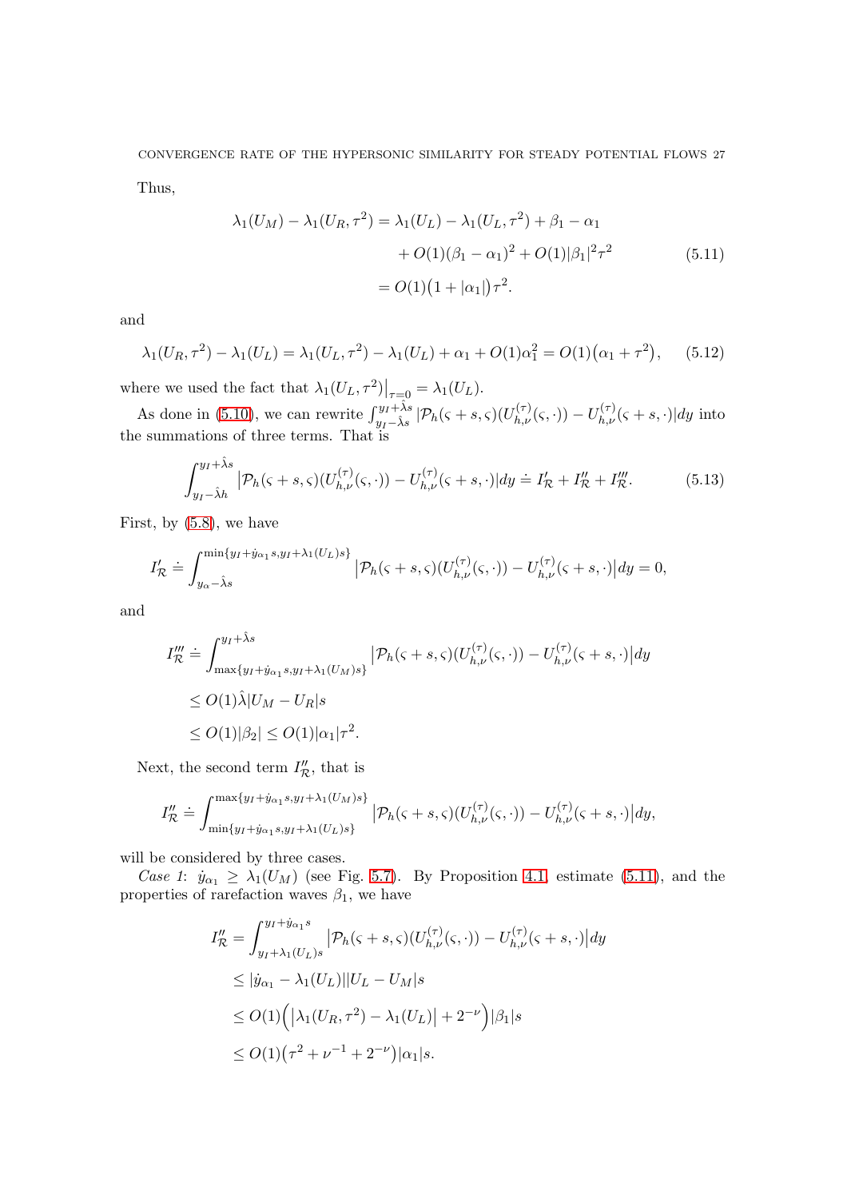Thus,

$$
\begin{aligned}
\lambda_1(U_M) - \lambda_1(U_R, \tau^2) &= \lambda_1(U_L) - \lambda_1(U_L, \tau^2) + \beta_1 - \alpha_1 \\
&\quad + O(1)(\beta_1 - \alpha_1)^2 + O(1)|\beta_1|^2\tau^2 \\
&= O(1)\big(1 + |\alpha_1|\big)\tau^2.
\end{aligned} \tag{5.11}
$$

and

$$
\lambda_1(U_R, \tau^2) - \lambda_1(U_L) = \lambda_1(U_L, \tau^2) - \lambda_1(U_L) + \alpha_1 + O(1)\alpha_1^2 = O(1)\big(\alpha_1 + \tau^2\big), \tag{5.12}
$$

where we used the fact that $\lambda_1(U_L, \tau^2)\big|_{\tau=0} = \lambda_1(U_L)$.

As done in (5.10), we can rewrite $\int_{y_I - \hat{\lambda}s}^{y_I + \hat{\lambda}s} |\mathcal{P}_h(\varsigma + s, \varsigma)(U_{h,\nu}^{(\tau)}(\varsigma, \cdot)) - U_{h,\nu}^{(\tau)}(\varsigma + s, \cdot)|dy$ into the summations of three terms. That is

$$
\int_{y_I - \hat{\lambda}h}^{y_I + \hat{\lambda}s} \big|\mathcal{P}_h(\varsigma + s, \varsigma)(U_{h,\nu}^{(\tau)}(\varsigma, \cdot)) - U_{h,\nu}^{(\tau)}(\varsigma + s, \cdot)|dy \doteq I'_{\mathcal{R}} + I''_{\mathcal{R}} + I'''_{\mathcal{R}}. \tag{5.13}
$$

First, by (5.8), we have

$$
I'_{\mathcal{R}} \doteq \int_{y_\alpha - \hat{\lambda}s}^{\min\{y_I + \dot{y}_{\alpha_1}s, y_I + \lambda_1(U_L)s\}} \big|\mathcal{P}_h(\varsigma + s, \varsigma)(U_{h,\nu}^{(\tau)}(\varsigma, \cdot)) - U_{h,\nu}^{(\tau)}(\varsigma + s, \cdot)\big|dy = 0,
$$

and

$$
\begin{aligned}
I'''_{\mathcal{R}} &\doteq \int_{\max\{y_I + \dot{y}_{\alpha_1}s, y_I + \lambda_1(U_M)s\}}^{y_I + \hat{\lambda}s} \big|\mathcal{P}_h(\varsigma + s, \varsigma)(U_{h,\nu}^{(\tau)}(\varsigma, \cdot)) - U_{h,\nu}^{(\tau)}(\varsigma + s, \cdot)\big|dy \\
&\leq O(1)\hat{\lambda}|U_M - U_R|s \\
&\leq O(1)|\beta_2| \leq O(1)|\alpha_1|\tau^2.
\end{aligned}
$$

Next, the second term $I''_{\mathcal{R}}$, that is

$$
I''_{\mathcal{R}} \doteq \int_{\min\{y_I + \dot{y}_{\alpha_1}s, y_I + \lambda_1(U_L)s\}}^{\max\{y_I + \dot{y}_{\alpha_1}s, y_I + \lambda_1(U_M)s\}} \big|\mathcal{P}_h(\varsigma + s, \varsigma)(U_{h,\nu}^{(\tau)}(\varsigma, \cdot)) - U_{h,\nu}^{(\tau)}(\varsigma + s, \cdot)\big|dy,
$$

will be considered by three cases.

*Case 1*: $\dot{y}_{\alpha_1} \geq \lambda_1(U_M)$ (see Fig. 5.7). By Proposition 4.1, estimate (5.11), and the properties of rarefaction waves $\beta_1$, we have

$$
\begin{aligned}
I''_{\mathcal{R}} &= \int_{y_I + \lambda_1(U_L)s}^{y_I + \dot{y}_{\alpha_1}s} \big|\mathcal{P}_h(\varsigma + s, \varsigma)(U_{h,\nu}^{(\tau)}(\varsigma, \cdot)) - U_{h,\nu}^{(\tau)}(\varsigma + s, \cdot)\big|dy \\
&\leq |\dot{y}_{\alpha_1} - \lambda_1(U_L)||U_L - U_M|s \\
&\leq O(1)\Big(\big|\lambda_1(U_R, \tau^2) - \lambda_1(U_L)\big| + 2^{-\nu}\Big)|\beta_1|s \\
&\leq O(1)\big(\tau^2 + \nu^{-1} + 2^{-\nu}\big)|\alpha_1|s.
\end{aligned}
$$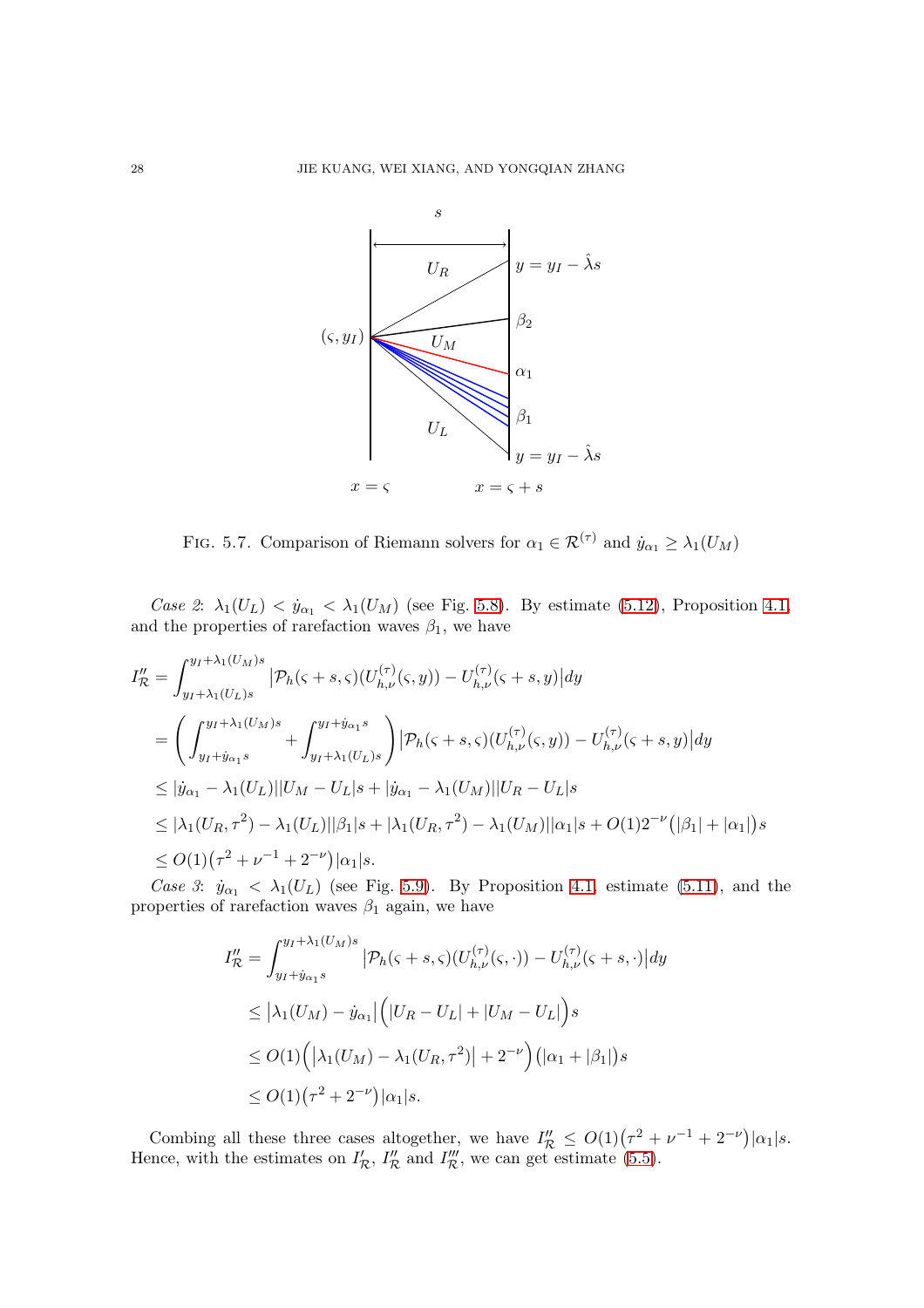FIG. 5.7. Comparison of Riemann solvers for $\alpha_1 \in \mathcal{R}^{(\tau)}$ and $\dot{y}_{\alpha_1} \geq \lambda_1(U_M)$

*Case 2*: $\lambda_1(U_L) < \dot{y}_{\alpha_1} < \lambda_1(U_M)$ (see Fig. 5.8). By estimate (5.12), Proposition 4.1, and the properties of rarefaction waves $\beta_1$, we have

$$
\begin{aligned}
I''_{\mathcal{R}} &= \int_{y_I+\lambda_1(U_L)s}^{y_I+\lambda_1(U_M)s} \big|\mathcal{P}_h(\varsigma+s,\varsigma)(U^{(\tau)}_{h,\nu}(\varsigma,y)) - U^{(\tau)}_{h,\nu}(\varsigma+s,y)\big|dy \\
&= \left(\int_{y_I+\dot{y}_{\alpha_1}s}^{y_I+\lambda_1(U_M)s} + \int_{y_I+\lambda_1(U_L)s}^{y_I+\dot{y}_{\alpha_1}s}\right)\big|\mathcal{P}_h(\varsigma+s,\varsigma)(U^{(\tau)}_{h,\nu}(\varsigma,y)) - U^{(\tau)}_{h,\nu}(\varsigma+s,y)\big|dy \\
&\leq |\dot{y}_{\alpha_1} - \lambda_1(U_L)||U_M - U_L|s + |\dot{y}_{\alpha_1} - \lambda_1(U_M)||U_R - U_L|s \\
&\leq |\lambda_1(U_R,\tau^2) - \lambda_1(U_L)||\beta_1|s + |\lambda_1(U_R,\tau^2) - \lambda_1(U_M)||\alpha_1|s + O(1)2^{-\nu}\big(|\beta_1| + |\alpha_1|\big)s \\
&\leq O(1)\big(\tau^2 + \nu^{-1} + 2^{-\nu}\big)|\alpha_1|s.
\end{aligned}
$$

*Case 3*: $\dot{y}_{\alpha_1} < \lambda_1(U_L)$ (see Fig. 5.9). By Proposition 4.1, estimate (5.11), and the properties of rarefaction waves $\beta_1$ again, we have

$$
\begin{aligned}
I''_{\mathcal{R}} &= \int_{y_I+\dot{y}_{\alpha_1}s}^{y_I+\lambda_1(U_M)s} \big|\mathcal{P}_h(\varsigma+s,\varsigma)(U^{(\tau)}_{h,\nu}(\varsigma,\cdot)) - U^{(\tau)}_{h,\nu}(\varsigma+s,\cdot)\big|dy \\
&\leq \big|\lambda_1(U_M) - \dot{y}_{\alpha_1}\big|\Big(|U_R - U_L| + |U_M - U_L|\Big)s \\
&\leq O(1)\Big(\big|\lambda_1(U_M) - \lambda_1(U_R,\tau^2)\big| + 2^{-\nu}\Big)\big(|\alpha_1 + |\beta_1|\big)s \\
&\leq O(1)\big(\tau^2 + 2^{-\nu}\big)|\alpha_1|s.
\end{aligned}
$$

Combing all these three cases altogether, we have $I''_{\mathcal{R}} \leq O(1)\big(\tau^2 + \nu^{-1} + 2^{-\nu}\big)|\alpha_1|s$. Hence, with the estimates on $I'_{\mathcal{R}}$, $I''_{\mathcal{R}}$ and $I'''_{\mathcal{R}}$, we can get estimate (5.5).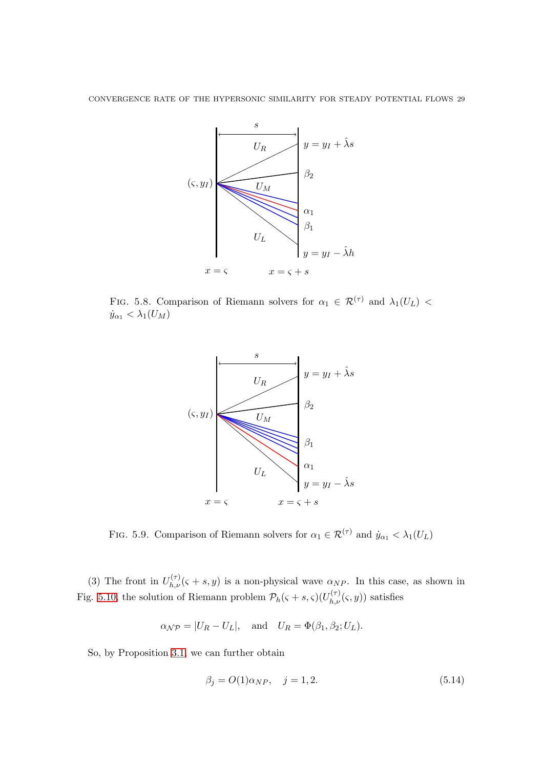FIG. 5.8. Comparison of Riemann solvers for $\alpha_1 \in \mathcal{R}^{(\tau)}$ and $\lambda_1(U_L) < \dot{y}_{\alpha_1} < \lambda_1(U_M)$

FIG. 5.9. Comparison of Riemann solvers for $\alpha_1 \in \mathcal{R}^{(\tau)}$ and $\dot{y}_{\alpha_1} < \lambda_1(U_L)$

(3) The front in $U^{(\tau)}_{h,\nu}(\varsigma + s, y)$ is a non-physical wave $\alpha_{NP}$. In this case, as shown in Fig. 5.10, the solution of Riemann problem $\mathcal{P}_h(\varsigma + s, \varsigma)(U^{(\tau)}_{h,\nu}(\varsigma, y))$ satisfies

$$\alpha_{\mathcal{NP}} = |U_R - U_L|, \quad \text{and} \quad U_R = \Phi(\beta_1, \beta_2; U_L).$$

So, by Proposition 3.1, we can further obtain

$$\beta_j = O(1)\alpha_{NP}, \quad j = 1, 2. \tag{5.14}$$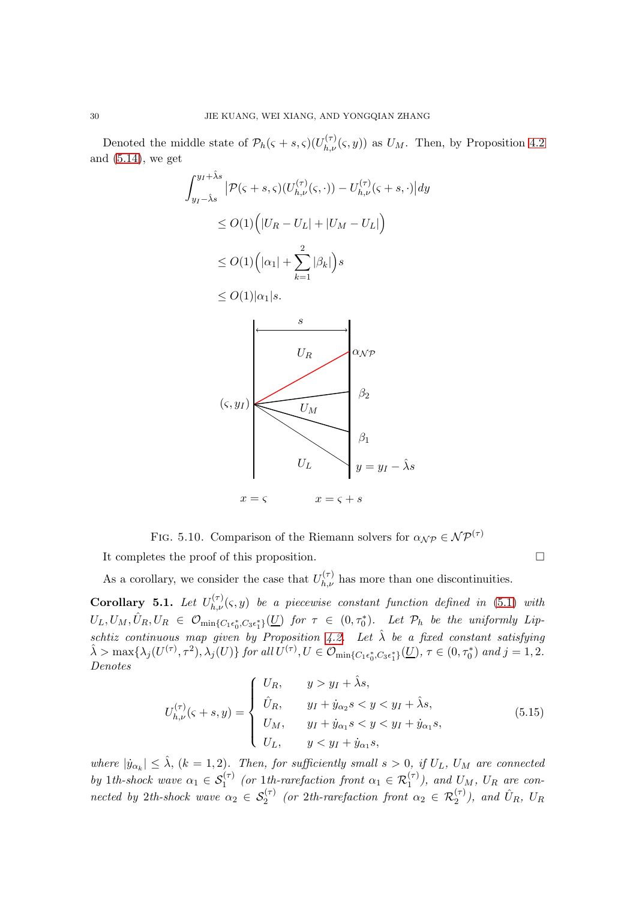Denoted the middle state of $\mathcal{P}_h(\varsigma+s,\varsigma)(U^{(\tau)}_{h,\nu}(\varsigma,y))$ as $U_M$. Then, by Proposition 4.2 and (5.14), we get

$$
\begin{aligned}
&\int_{y_I-\hat{\lambda}s}^{y_I+\hat{\lambda}s}\big|\mathcal{P}(\varsigma+s,\varsigma)(U^{(\tau)}_{h,\nu}(\varsigma,\cdot))-U^{(\tau)}_{h,\nu}(\varsigma+s,\cdot)\big|dy\\
&\quad\le O(1)\Big(|U_R-U_L|+|U_M-U_L|\Big)\\
&\quad\le O(1)\Big(|\alpha_1|+\sum_{k=1}^{2}|\beta_k|\Big)s\\
&\quad\le O(1)|\alpha_1|s.
\end{aligned}
$$

FIG. 5.10. Comparison of the Riemann solvers for $\alpha_{\mathcal{NP}}\in\mathcal{NP}^{(\tau)}$

It completes the proof of this proposition. $\square$

As a corollary, we consider the case that $U^{(\tau)}_{h,\nu}$ has more than one discontinuities.

**Corollary 5.1.** *Let $U^{(\tau)}_{h,\nu}(\varsigma,y)$ be a piecewise constant function defined in (5.1) with $U_L,U_M,\hat{U}_R,U_R\in\mathcal{O}_{\min\{C_1\epsilon_0^*,C_3\epsilon_1^*\}}(\underline{U})$ for $\tau\in(0,\tau_0^*)$. Let $\mathcal{P}_h$ be the uniformly Lipschtiz continuous map given by Proposition 4.2. Let $\hat{\lambda}$ be a fixed constant satisfying $\hat{\lambda}>\max\{\lambda_j(U^{(\tau)},\tau^2),\lambda_j(U)\}$ for all $U^{(\tau)},U\in\mathcal{O}_{\min\{C_1\epsilon_0^*,C_3\epsilon_1^*\}}(\underline{U})$, $\tau\in(0,\tau_0^*)$ and $j=1,2$. Denotes*

$$
U^{(\tau)}_{h,\nu}(\varsigma+s,y)=\begin{cases}
U_R, & y>y_I+\hat{\lambda}s,\\
\hat{U}_R, & y_I+\dot{y}_{\alpha_2}s<y<y_I+\hat{\lambda}s,\\
U_M, & y_I+\dot{y}_{\alpha_1}s<y<y_I+\dot{y}_{\alpha_1}s,\\
U_L, & y<y_I+\dot{y}_{\alpha_1}s,
\end{cases}\tag{5.15}
$$

*where $|\dot{y}_{\alpha_k}|\le\hat{\lambda}$, $(k=1,2)$. Then, for sufficiently small $s>0$, if $U_L$, $U_M$ are connected by 1th-shock wave $\alpha_1\in\mathcal{S}_1^{(\tau)}$ (or 1th-rarefaction front $\alpha_1\in\mathcal{R}_1^{(\tau)}$), and $U_M$, $U_R$ are connected by 2th-shock wave $\alpha_2\in\mathcal{S}_2^{(\tau)}$ (or 2th-rarefaction front $\alpha_2\in\mathcal{R}_2^{(\tau)}$), and $\hat{U}_R$, $U_R$*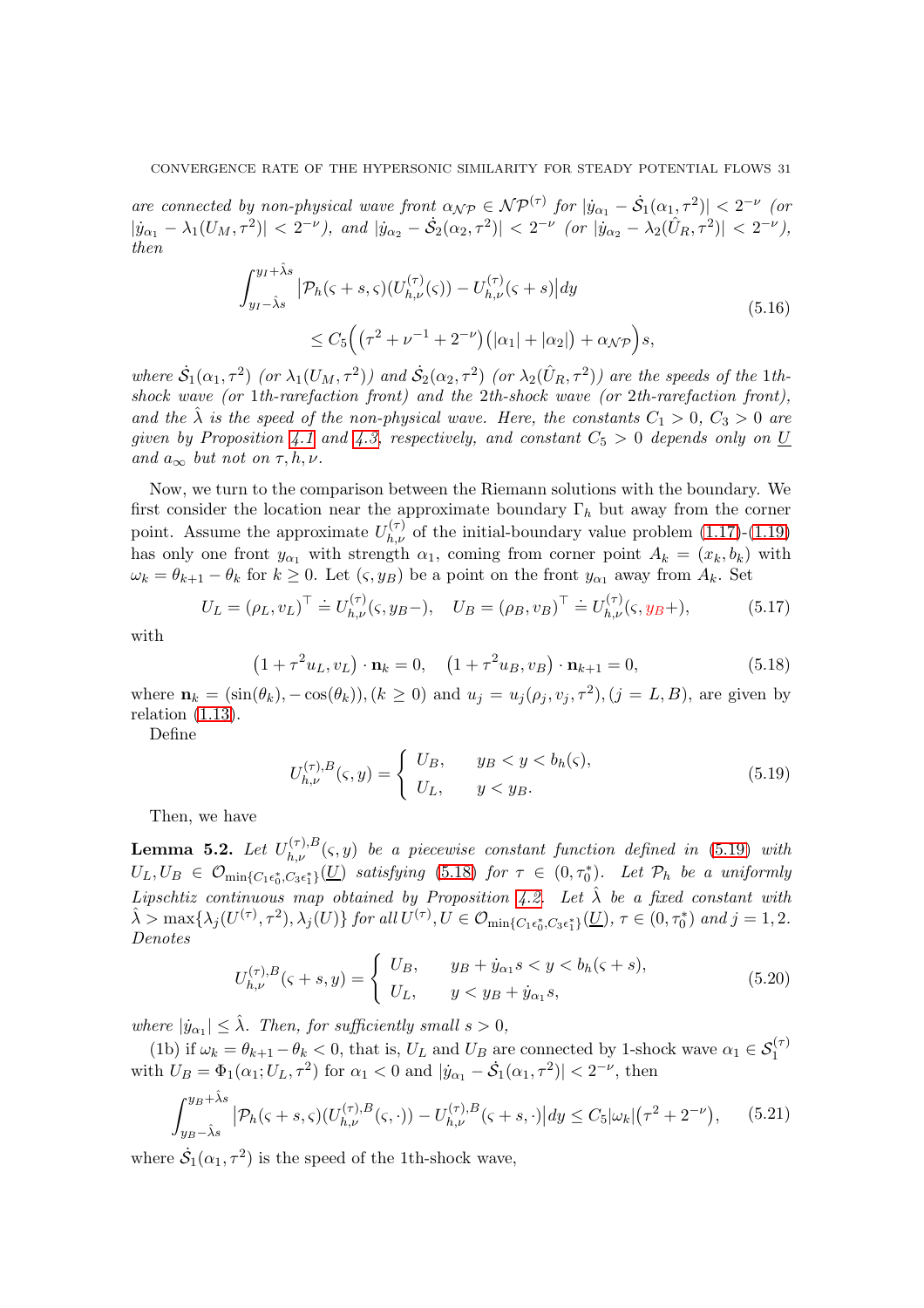*are connected by non-physical wave front $\alpha_{\mathcal{NP}} \in \mathcal{NP}^{(\tau)}$ for $|\dot{y}_{\alpha_1} - \dot{\mathcal{S}}_1(\alpha_1, \tau^2)| < 2^{-\nu}$ (or $|\dot{y}_{\alpha_1} - \lambda_1(U_M, \tau^2)| < 2^{-\nu}$), and $|\dot{y}_{\alpha_2} - \dot{\mathcal{S}}_2(\alpha_2, \tau^2)| < 2^{-\nu}$ (or $|\dot{y}_{\alpha_2} - \lambda_2(\hat{U}_R, \tau^2)| < 2^{-\nu}$), then*

$$
\begin{aligned}
\int_{y_I - \hat{\lambda} s}^{y_I + \hat{\lambda} s} & \left| \mathcal{P}_h(\varsigma + s, \varsigma)(U_{h,\nu}^{(\tau)}(\varsigma)) - U_{h,\nu}^{(\tau)}(\varsigma + s) \right| dy \\
& \leq C_5 \Big( \big( \tau^2 + \nu^{-1} + 2^{-\nu} \big) \big( |\alpha_1| + |\alpha_2| \big) + \alpha_{\mathcal{NP}} \Big) s,
\end{aligned} \tag{5.16}
$$

*where $\dot{\mathcal{S}}_1(\alpha_1, \tau^2)$ (or $\lambda_1(U_M, \tau^2)$) and $\dot{\mathcal{S}}_2(\alpha_2, \tau^2)$ (or $\lambda_2(\hat{U}_R, \tau^2)$) are the speeds of the 1th-shock wave (or 1th-rarefaction front) and the 2th-shock wave (or 2th-rarefaction front), and the $\hat{\lambda}$ is the speed of the non-physical wave. Here, the constants $C_1 > 0$, $C_3 > 0$ are given by Proposition 4.1 and 4.3, respectively, and constant $C_5 > 0$ depends only on $\underline{U}$ and $a_\infty$ but not on $\tau, h, \nu$.*

Now, we turn to the comparison between the Riemann solutions with the boundary. We first consider the location near the approximate boundary $\Gamma_h$ but away from the corner point. Assume the approximate $U_{h,\nu}^{(\tau)}$ of the initial-boundary value problem (1.17)-(1.19) has only one front $y_{\alpha_1}$ with strength $\alpha_1$, coming from corner point $A_k = (x_k, b_k)$ with $\omega_k = \theta_{k+1} - \theta_k$ for $k \geq 0$. Let $(\varsigma, y_B)$ be a point on the front $y_{\alpha_1}$ away from $A_k$. Set

$$
U_L = (\rho_L, v_L)^\top \doteq U_{h,\nu}^{(\tau)}(\varsigma, y_B-), \quad U_B = (\rho_B, v_B)^\top \doteq U_{h,\nu}^{(\tau)}(\varsigma, y_B+), \tag{5.17}
$$

with

$$
\big(1 + \tau^2 u_L, v_L\big) \cdot \mathbf{n}_k = 0, \quad \big(1 + \tau^2 u_B, v_B\big) \cdot \mathbf{n}_{k+1} = 0, \tag{5.18}
$$

where $\mathbf{n}_k = (\sin(\theta_k), -\cos(\theta_k)), (k \geq 0)$ and $u_j = u_j(\rho_j, v_j, \tau^2), (j = L, B)$, are given by relation (1.13).

Define

$$
U_{h,\nu}^{(\tau),B}(\varsigma, y) = \begin{cases} U_B, & y_B < y < b_h(\varsigma), \\ U_L, & y < y_B. \end{cases} \tag{5.19}
$$

Then, we have

**Lemma 5.2.** *Let $U_{h,\nu}^{(\tau),B}(\varsigma, y)$ be a piecewise constant function defined in (5.19) with $U_L, U_B \in \mathcal{O}_{\min\{C_1\epsilon_0^*, C_3\epsilon_1^*\}}(\underline{U})$ satisfying (5.18) for $\tau \in (0, \tau_0^*)$. Let $\mathcal{P}_h$ be a uniformly Lipschtiz continuous map obtained by Proposition 4.2. Let $\hat{\lambda}$ be a fixed constant with $\hat{\lambda} > \max\{\lambda_j(U^{(\tau)}, \tau^2), \lambda_j(U)\}$ for all $U^{(\tau)}, U \in \mathcal{O}_{\min\{C_1\epsilon_0^*, C_3\epsilon_1^*\}}(\underline{U})$, $\tau \in (0, \tau_0^*)$ and $j = 1, 2$. Denotes*

$$
U_{h,\nu}^{(\tau),B}(\varsigma + s, y) = \begin{cases} U_B, & y_B + \dot{y}_{\alpha_1} s < y < b_h(\varsigma + s), \\ U_L, & y < y_B + \dot{y}_{\alpha_1} s, \end{cases} \tag{5.20}
$$

*where $|\dot{y}_{\alpha_1}| \leq \hat{\lambda}$. Then, for sufficiently small $s > 0$,*

(1b) if $\omega_k = \theta_{k+1} - \theta_k < 0$, that is, $U_L$ and $U_B$ are connected by 1-shock wave $\alpha_1 \in \mathcal{S}_1^{(\tau)}$ with $U_B = \Phi_1(\alpha_1; U_L, \tau^2)$ for $\alpha_1 < 0$ and $|\dot{y}_{\alpha_1} - \dot{\mathcal{S}}_1(\alpha_1, \tau^2)| < 2^{-\nu}$, then

$$
\int_{y_B - \hat{\lambda} s}^{y_B + \hat{\lambda} s} \left| \mathcal{P}_h(\varsigma + s, \varsigma)(U_{h,\nu}^{(\tau),B}(\varsigma, \cdot)) - U_{h,\nu}^{(\tau),B}(\varsigma + s, \cdot) \right| dy \leq C_5 |\omega_k| \big( \tau^2 + 2^{-\nu} \big), \tag{5.21}
$$

where $\dot{\mathcal{S}}_1(\alpha_1, \tau^2)$ is the speed of the 1th-shock wave,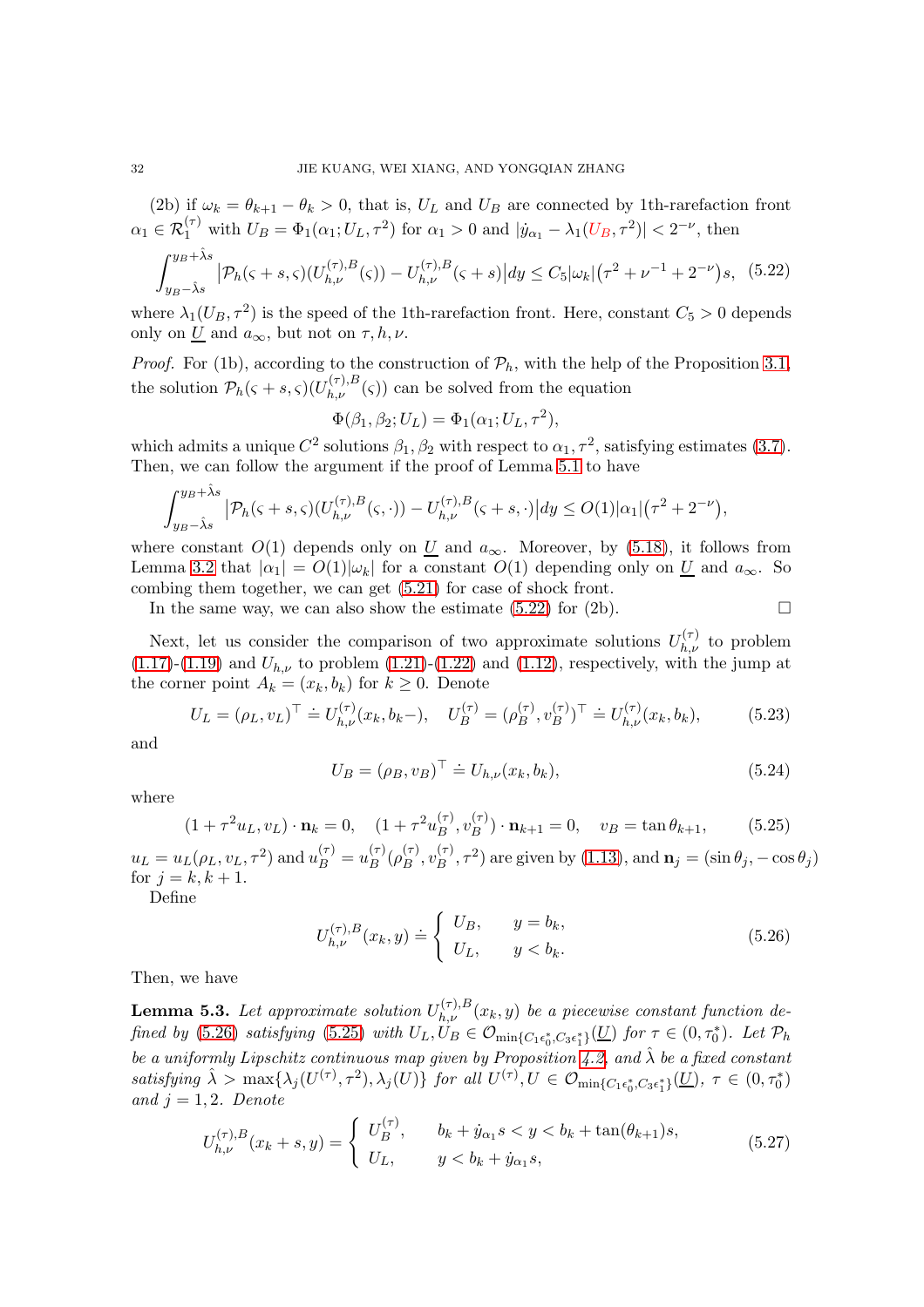(2b) if $\omega_k = \theta_{k+1} - \theta_k > 0$, that is, $U_L$ and $U_B$ are connected by 1th-rarefaction front $\alpha_1 \in \mathcal{R}_1^{(\tau)}$ with $U_B = \Phi_1(\alpha_1; U_L, \tau^2)$ for $\alpha_1 > 0$ and $|\dot{y}_{\alpha_1} - \lambda_1(U_B, \tau^2)| < 2^{-\nu}$, then

$$\int_{y_B - \hat{\lambda}s}^{y_B + \hat{\lambda}s} \left|\mathcal{P}_h(\varsigma + s, \varsigma)(U_{h,\nu}^{(\tau),B}(\varsigma)) - U_{h,\nu}^{(\tau),B}(\varsigma + s)\right| dy \leq C_5 |\omega_k| \left(\tau^2 + \nu^{-1} + 2^{-\nu}\right)s, \quad (5.22)$$

where $\lambda_1(U_B, \tau^2)$ is the speed of the 1th-rarefaction front. Here, constant $C_5 > 0$ depends only on $\underline{U}$ and $a_\infty$, but not on $\tau, h, \nu$.

*Proof.* For (1b), according to the construction of $\mathcal{P}_h$, with the help of the Proposition 3.1, the solution $\mathcal{P}_h(\varsigma + s, \varsigma)(U_{h,\nu}^{(\tau),B}(\varsigma))$ can be solved from the equation

$$\Phi(\beta_1, \beta_2; U_L) = \Phi_1(\alpha_1; U_L, \tau^2),$$

which admits a unique $C^2$ solutions $\beta_1, \beta_2$ with respect to $\alpha_1, \tau^2$, satisfying estimates (3.7). Then, we can follow the argument if the proof of Lemma 5.1 to have

$$\int_{y_B - \hat{\lambda}s}^{y_B + \hat{\lambda}s} \left|\mathcal{P}_h(\varsigma + s, \varsigma)(U_{h,\nu}^{(\tau),B}(\varsigma, \cdot)) - U_{h,\nu}^{(\tau),B}(\varsigma + s, \cdot)\right| dy \leq O(1)|\alpha_1|\left(\tau^2 + 2^{-\nu}\right),$$

where constant $O(1)$ depends only on $\underline{U}$ and $a_\infty$. Moreover, by (5.18), it follows from Lemma 3.2 that $|\alpha_1| = O(1)|\omega_k|$ for a constant $O(1)$ depending only on $\underline{U}$ and $a_\infty$. So combing them together, we can get (5.21) for case of shock front.

In the same way, we can also show the estimate (5.22) for (2b). $\square$

Next, let us consider the comparison of two approximate solutions $U_{h,\nu}^{(\tau)}$ to problem (1.17)-(1.19) and $U_{h,\nu}$ to problem (1.21)-(1.22) and (1.12), respectively, with the jump at the corner point $A_k = (x_k, b_k)$ for $k \geq 0$. Denote

$$U_L = (\rho_L, v_L)^\top \doteq U_{h,\nu}^{(\tau)}(x_k, b_k-), \quad U_B^{(\tau)} = (\rho_B^{(\tau)}, v_B^{(\tau)})^\top \doteq U_{h,\nu}^{(\tau)}(x_k, b_k), \quad (5.23)$$

and

$$U_B = (\rho_B, v_B)^\top \doteq U_{h,\nu}(x_k, b_k), \quad (5.24)$$

where

$$(1 + \tau^2 u_L, v_L) \cdot \mathbf{n}_k = 0, \quad (1 + \tau^2 u_B^{(\tau)}, v_B^{(\tau)}) \cdot \mathbf{n}_{k+1} = 0, \quad v_B = \tan\theta_{k+1}, \quad (5.25)$$

$u_L = u_L(\rho_L, v_L, \tau^2)$ and $u_B^{(\tau)} = u_B^{(\tau)}(\rho_B^{(\tau)}, v_B^{(\tau)}, \tau^2)$ are given by (1.13), and $\mathbf{n}_j = (\sin\theta_j, -\cos\theta_j)$ for $j = k, k+1$.

Define

$$U_{h,\nu}^{(\tau),B}(x_k, y) \doteq \begin{cases} U_B, & y = b_k, \\ U_L, & y < b_k. \end{cases} \quad (5.26)$$

Then, we have

**Lemma 5.3.** *Let approximate solution $U_{h,\nu}^{(\tau),B}(x_k, y)$ be a piecewise constant function defined by (5.26) satisfying (5.25) with $U_L, U_B \in \mathcal{O}_{\min\{C_1\epsilon_0^*, C_3\epsilon_1^*\}}(\underline{U})$ for $\tau \in (0, \tau_0^*)$. Let $\mathcal{P}_h$ be a uniformly Lipschitz continuous map given by Proposition 4.2, and $\hat{\lambda}$ be a fixed constant satisfying $\hat{\lambda} > \max\{\lambda_j(U^{(\tau)}, \tau^2), \lambda_j(U)\}$ for all $U^{(\tau)}, U \in \mathcal{O}_{\min\{C_1\epsilon_0^*, C_3\epsilon_1^*\}}(\underline{U})$, $\tau \in (0, \tau_0^*)$ and $j = 1, 2$. Denote*

$$U_{h,\nu}^{(\tau),B}(x_k + s, y) = \begin{cases} U_B^{(\tau)}, & b_k + \dot{y}_{\alpha_1}s < y < b_k + \tan(\theta_{k+1})s, \\ U_L, & y < b_k + \dot{y}_{\alpha_1}s, \end{cases} \quad (5.27)$$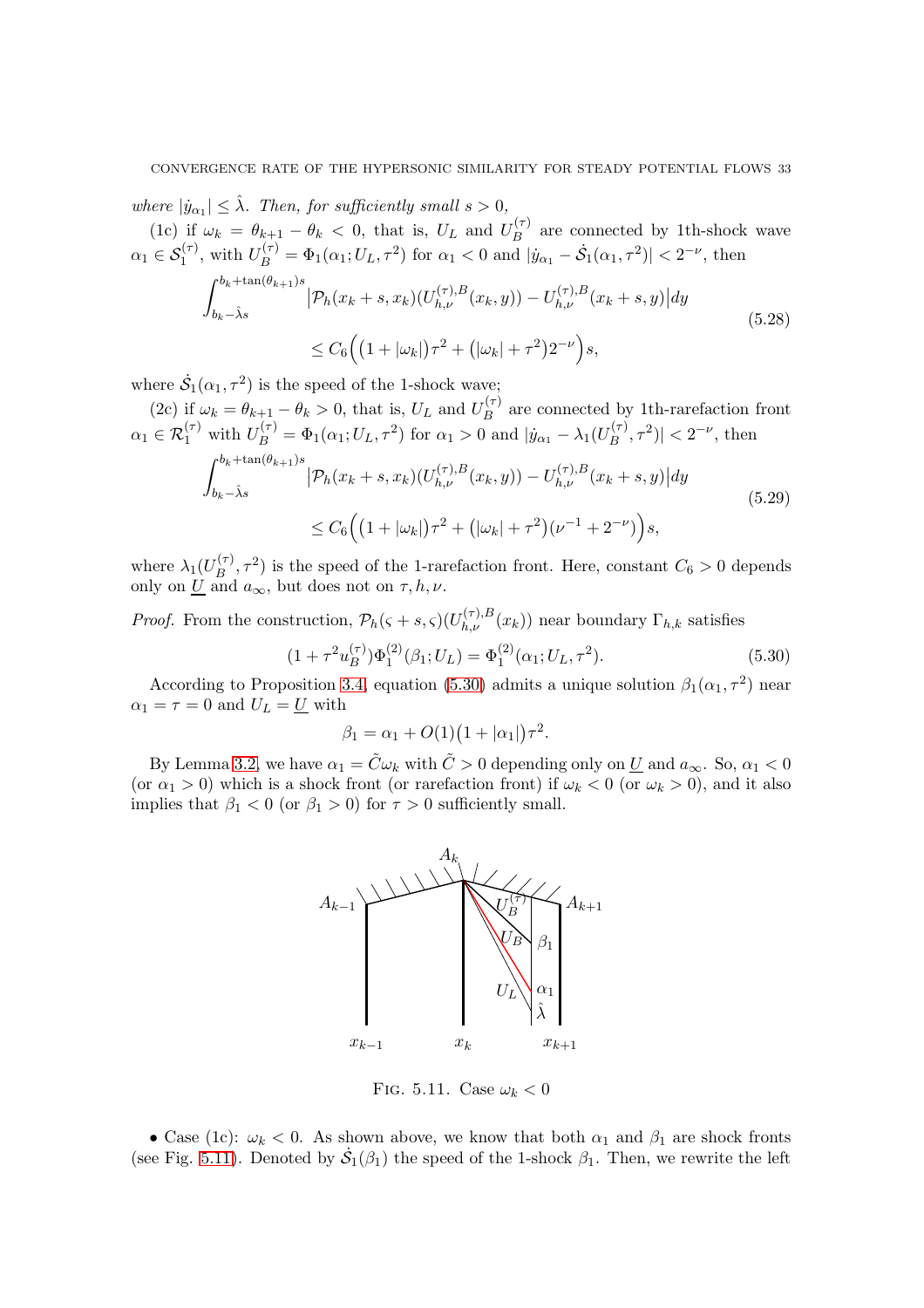*where* $|\dot{y}_{\alpha_1}| \le \hat{\lambda}$. *Then, for sufficiently small* $s > 0$,

(1c) if $\omega_k = \theta_{k+1} - \theta_k < 0$, that is, $U_L$ and $U_B^{(\tau)}$ are connected by 1th-shock wave $\alpha_1 \in \mathcal{S}_1^{(\tau)}$, with $U_B^{(\tau)} = \Phi_1(\alpha_1; U_L, \tau^2)$ for $\alpha_1 < 0$ and $|\dot{y}_{\alpha_1} - \dot{\mathcal{S}}_1(\alpha_1, \tau^2)| < 2^{-\nu}$, then

$$
\begin{aligned}
&\int_{b_k - \hat{\lambda}s}^{b_k + \tan(\theta_{k+1})s} \big|\mathcal{P}_h(x_k + s, x_k)(U_{h,\nu}^{(\tau),B}(x_k, y)) - U_{h,\nu}^{(\tau),B}(x_k + s, y)\big| dy \\
&\qquad \le C_6\Big(\big(1 + |\omega_k|\big)\tau^2 + \big(|\omega_k| + \tau^2\big)2^{-\nu}\Big)s,
\end{aligned}
\tag{5.28}
$$

where $\dot{\mathcal{S}}_1(\alpha_1, \tau^2)$ is the speed of the 1-shock wave;

(2c) if $\omega_k = \theta_{k+1} - \theta_k > 0$, that is, $U_L$ and $U_B^{(\tau)}$ are connected by 1th-rarefaction front $\alpha_1 \in \mathcal{R}_1^{(\tau)}$ with $U_B^{(\tau)} = \Phi_1(\alpha_1; U_L, \tau^2)$ for $\alpha_1 > 0$ and $|\dot{y}_{\alpha_1} - \lambda_1(U_B^{(\tau)}, \tau^2)| < 2^{-\nu}$, then

$$
\begin{aligned}
&\int_{b_k - \hat{\lambda}s}^{b_k + \tan(\theta_{k+1})s} \big|\mathcal{P}_h(x_k + s, x_k)(U_{h,\nu}^{(\tau),B}(x_k, y)) - U_{h,\nu}^{(\tau),B}(x_k + s, y)\big| dy \\
&\qquad \le C_6\Big(\big(1 + |\omega_k|\big)\tau^2 + \big(|\omega_k| + \tau^2\big)(\nu^{-1} + 2^{-\nu})\Big)s,
\end{aligned}
\tag{5.29}
$$

where $\lambda_1(U_B^{(\tau)}, \tau^2)$ is the speed of the 1-rarefaction front. Here, constant $C_6 > 0$ depends only on $\underline{U}$ and $a_\infty$, but does not on $\tau, h, \nu$.

*Proof.* From the construction, $\mathcal{P}_h(\varsigma + s, \varsigma)(U_{h,\nu}^{(\tau),B}(x_k))$ near boundary $\Gamma_{h,k}$ satisfies

$$
(1 + \tau^2 u_B^{(\tau)})\Phi_1^{(2)}(\beta_1; U_L) = \Phi_1^{(2)}(\alpha_1; U_L, \tau^2). \tag{5.30}
$$

According to Proposition 3.4, equation (5.30) admits a unique solution $\beta_1(\alpha_1, \tau^2)$ near $\alpha_1 = \tau = 0$ and $U_L = \underline{U}$ with

$$
\beta_1 = \alpha_1 + O(1)\big(1 + |\alpha_1|\big)\tau^2.
$$

By Lemma 3.2, we have $\alpha_1 = \tilde{C}\omega_k$ with $\tilde{C} > 0$ depending only on $\underline{U}$ and $a_\infty$. So, $\alpha_1 < 0$ (or $\alpha_1 > 0$) which is a shock front (or rarefaction front) if $\omega_k < 0$ (or $\omega_k > 0$), and it also implies that $\beta_1 < 0$ (or $\beta_1 > 0$) for $\tau > 0$ sufficiently small.

Fig. 5.11. Case $\omega_k < 0$

• Case (1c): $\omega_k < 0$. As shown above, we know that both $\alpha_1$ and $\beta_1$ are shock fronts (see Fig. 5.11). Denoted by $\dot{\mathcal{S}}_1(\beta_1)$ the speed of the 1-shock $\beta_1$. Then, we rewrite the left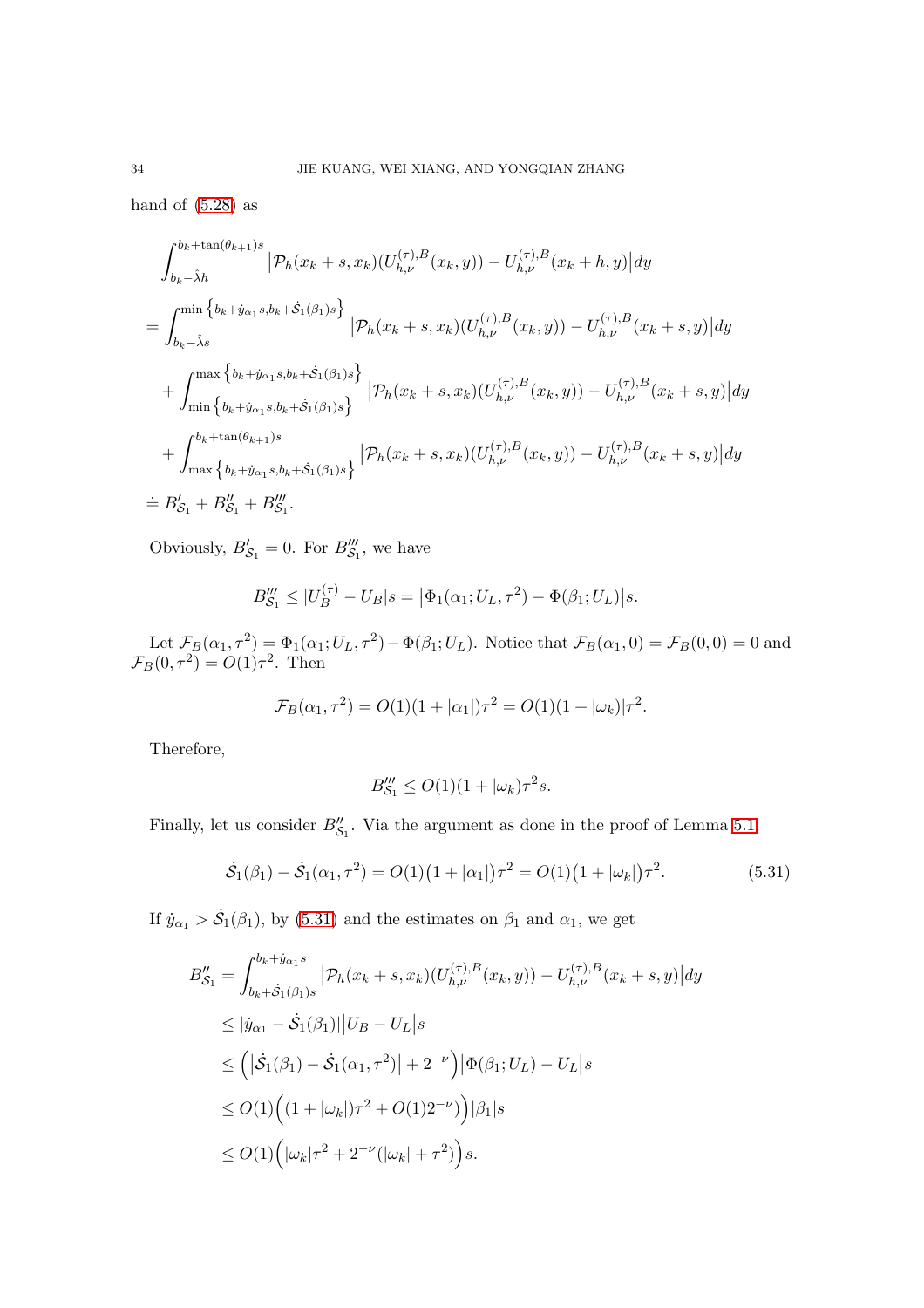hand of (5.28) as

$$
\begin{aligned}
&\int_{b_k-\hat{\lambda}h}^{b_k+\tan(\theta_{k+1})s} \big|\mathcal{P}_h(x_k+s,x_k)(U_{h,\nu}^{(\tau),B}(x_k,y)) - U_{h,\nu}^{(\tau),B}(x_k+h,y)\big|dy \\
=& \int_{b_k-\hat{\lambda}s}^{\min\left\{b_k+\dot{y}_{\alpha_1}s,\, b_k+\dot{\mathcal{S}}_1(\beta_1)s\right\}} \big|\mathcal{P}_h(x_k+s,x_k)(U_{h,\nu}^{(\tau),B}(x_k,y)) - U_{h,\nu}^{(\tau),B}(x_k+s,y)\big|dy \\
&+ \int_{\min\left\{b_k+\dot{y}_{\alpha_1}s,\, b_k+\dot{\mathcal{S}}_1(\beta_1)s\right\}}^{\max\left\{b_k+\dot{y}_{\alpha_1}s,\, b_k+\dot{\mathcal{S}}_1(\beta_1)s\right\}} \big|\mathcal{P}_h(x_k+s,x_k)(U_{h,\nu}^{(\tau),B}(x_k,y)) - U_{h,\nu}^{(\tau),B}(x_k+s,y)\big|dy \\
&+ \int_{\max\left\{b_k+\dot{y}_{\alpha_1}s,\, b_k+\dot{\mathcal{S}}_1(\beta_1)s\right\}}^{b_k+\tan(\theta_{k+1})s} \big|\mathcal{P}_h(x_k+s,x_k)(U_{h,\nu}^{(\tau),B}(x_k,y)) - U_{h,\nu}^{(\tau),B}(x_k+s,y)\big|dy \\
\doteq& B'_{\mathcal{S}_1} + B''_{\mathcal{S}_1} + B'''_{\mathcal{S}_1}.
\end{aligned}
$$

Obviously, $B'_{\mathcal{S}_1} = 0$. For $B'''_{\mathcal{S}_1}$, we have

$$
B'''_{\mathcal{S}_1} \le |U_B^{(\tau)} - U_B|s = \big|\Phi_1(\alpha_1; U_L, \tau^2) - \Phi(\beta_1; U_L)\big|s.
$$

Let $\mathcal{F}_B(\alpha_1, \tau^2) = \Phi_1(\alpha_1; U_L, \tau^2) - \Phi(\beta_1; U_L)$. Notice that $\mathcal{F}_B(\alpha_1, 0) = \mathcal{F}_B(0,0) = 0$ and $\mathcal{F}_B(0, \tau^2) = O(1)\tau^2$. Then

$$
\mathcal{F}_B(\alpha_1, \tau^2) = O(1)(1+|\alpha_1|)\tau^2 = O(1)(1+|\omega_k|)\tau^2.
$$

Therefore,

$$
B'''_{\mathcal{S}_1} \le O(1)(1+|\omega_k)\tau^2 s.
$$

Finally, let us consider $B''_{\mathcal{S}_1}$. Via the argument as done in the proof of Lemma 5.1,

$$
\dot{\mathcal{S}}_1(\beta_1) - \dot{\mathcal{S}}_1(\alpha_1, \tau^2) = O(1)\big(1+|\alpha_1|\big)\tau^2 = O(1)\big(1+|\omega_k|\big)\tau^2. \tag{5.31}
$$

If $\dot{y}_{\alpha_1} > \dot{\mathcal{S}}_1(\beta_1)$, by (5.31) and the estimates on $\beta_1$ and $\alpha_1$, we get

$$
\begin{aligned}
B''_{\mathcal{S}_1} &= \int_{b_k+\dot{\mathcal{S}}_1(\beta_1)s}^{b_k+\dot{y}_{\alpha_1}s} \big|\mathcal{P}_h(x_k+s,x_k)(U_{h,\nu}^{(\tau),B}(x_k,y)) - U_{h,\nu}^{(\tau),B}(x_k+s,y)\big|dy \\
&\le |\dot{y}_{\alpha_1} - \dot{\mathcal{S}}_1(\beta_1)|\big|U_B - U_L\big|s \\
&\le \Big(\big|\dot{\mathcal{S}}_1(\beta_1) - \dot{\mathcal{S}}_1(\alpha_1,\tau^2)\big| + 2^{-\nu}\Big)\big|\Phi(\beta_1; U_L) - U_L\big|s \\
&\le O(1)\Big((1+|\omega_k|)\tau^2 + O(1)2^{-\nu}\Big)\Big)|\beta_1|s \\
&\le O(1)\Big(|\omega_k|\tau^2 + 2^{-\nu}(|\omega_k| + \tau^2)\Big)s.
\end{aligned}
$$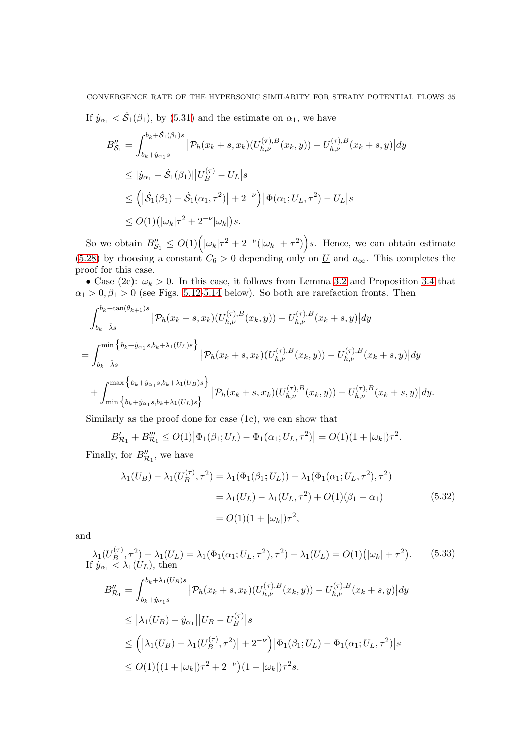If $\dot{y}_{\alpha_1} < \dot{\mathcal{S}}_1(\beta_1)$, by (5.31) and the estimate on $\alpha_1$, we have

$$
\begin{aligned}
B''_{\mathcal{S}_1} &= \int_{b_k+\dot{y}_{\alpha_1}s}^{b_k+\dot{\mathcal{S}}_1(\beta_1)s} \big|\mathcal{P}_h(x_k+s,x_k)(U^{(\tau),B}_{h,\nu}(x_k,y)) - U^{(\tau),B}_{h,\nu}(x_k+s,y)\big|dy \\
&\le |\dot{y}_{\alpha_1} - \dot{\mathcal{S}}_1(\beta_1)|\big|U^{(\tau)}_B - U_L\big|s \\
&\le \Big(\big|\dot{\mathcal{S}}_1(\beta_1) - \dot{\mathcal{S}}_1(\alpha_1,\tau^2)\big| + 2^{-\nu}\Big)\big|\Phi(\alpha_1;U_L,\tau^2) - U_L\big|s \\
&\le O(1)\big(|\omega_k|\tau^2 + 2^{-\nu}|\omega_k|\big)s.
\end{aligned}
$$

So we obtain $B''_{\mathcal{S}_1} \le O(1)\Big(|\omega_k|\tau^2 + 2^{-\nu}(|\omega_k| + \tau^2)\Big)s$. Hence, we can obtain estimate (5.28) by choosing a constant $C_6 > 0$ depending only on $\underline{U}$ and $a_\infty$. This completes the proof for this case.

• Case (2c): $\omega_k > 0$. In this case, it follows from Lemma 3.2 and Proposition 3.4 that $\alpha_1 > 0, \beta_1 > 0$ (see Figs. 5.12-5.14 below). So both are rarefaction fronts. Then

$$
\begin{aligned}
&\int_{b_k-\hat{\lambda}s}^{b_k+\tan(\theta_{k+1})s} \big|\mathcal{P}_h(x_k+s,x_k)(U^{(\tau),B}_{h,\nu}(x_k,y)) - U^{(\tau),B}_{h,\nu}(x_k+s,y)\big|dy \\
={}& \int_{b_k-\hat{\lambda}s}^{\min\big\{b_k+\dot{y}_{\alpha_1}s,\, b_k+\lambda_1(U_L)s\big\}} \big|\mathcal{P}_h(x_k+s,x_k)(U^{(\tau),B}_{h,\nu}(x_k,y)) - U^{(\tau),B}_{h,\nu}(x_k+s,y)\big|dy \\
&+ \int_{\min\big\{b_k+\dot{y}_{\alpha_1}s,\, b_k+\lambda_1(U_L)s\big\}}^{\max\big\{b_k+\dot{y}_{\alpha_1}s,\, b_k+\lambda_1(U_B)s\big\}} \big|\mathcal{P}_h(x_k+s,x_k)(U^{(\tau),B}_{h,\nu}(x_k,y)) - U^{(\tau),B}_{h,\nu}(x_k+s,y)\big|dy.
\end{aligned}
$$

Similarly as the proof done for case (1c), we can show that

$$
B'_{\mathcal{R}_1} + B'''_{\mathcal{R}_1} \le O(1)\big|\Phi_1(\beta_1;U_L) - \Phi_1(\alpha_1;U_L,\tau^2)\big| = O(1)(1+|\omega_k|)\tau^2.
$$

Finally, for $B''_{\mathcal{R}_1}$, we have

$$
\begin{aligned}
\lambda_1(U_B) - \lambda_1(U^{(\tau)}_B,\tau^2) &= \lambda_1(\Phi_1(\beta_1;U_L)) - \lambda_1(\Phi_1(\alpha_1;U_L,\tau^2),\tau^2) \\
&= \lambda_1(U_L) - \lambda_1(U_L,\tau^2) + O(1)(\beta_1 - \alpha_1) \\
&= O(1)(1+|\omega_k|)\tau^2,
\end{aligned} \tag{5.32}
$$

and

$$
\lambda_1(U^{(\tau)}_B,\tau^2) - \lambda_1(U_L) = \lambda_1(\Phi_1(\alpha_1;U_L,\tau^2),\tau^2) - \lambda_1(U_L) = O(1)\big(|\omega_k| + \tau^2\big). \tag{5.33}
$$

If $\dot{y}_{\alpha_1} < \lambda_1(U_L)$, then

$$
\begin{aligned}
B''_{\mathcal{R}_1} &= \int_{b_k+\dot{y}_{\alpha_1}s}^{b_k+\lambda_1(U_B)s} \big|\mathcal{P}_h(x_k+s,x_k)(U^{(\tau),B}_{h,\nu}(x_k,y)) - U^{(\tau),B}_{h,\nu}(x_k+s,y)\big|dy \\
&\le \big|\lambda_1(U_B) - \dot{y}_{\alpha_1}\big|\big|U_B - U^{(\tau)}_B\big|s \\
&\le \Big(\big|\lambda_1(U_B) - \lambda_1(U^{(\tau)}_B,\tau^2)\big| + 2^{-\nu}\Big)\big|\Phi_1(\beta_1;U_L) - \Phi_1(\alpha_1;U_L,\tau^2)\big|s \\
&\le O(1)\big((1+|\omega_k|)\tau^2 + 2^{-\nu}\big)(1+|\omega_k|)\tau^2 s.
\end{aligned}
$$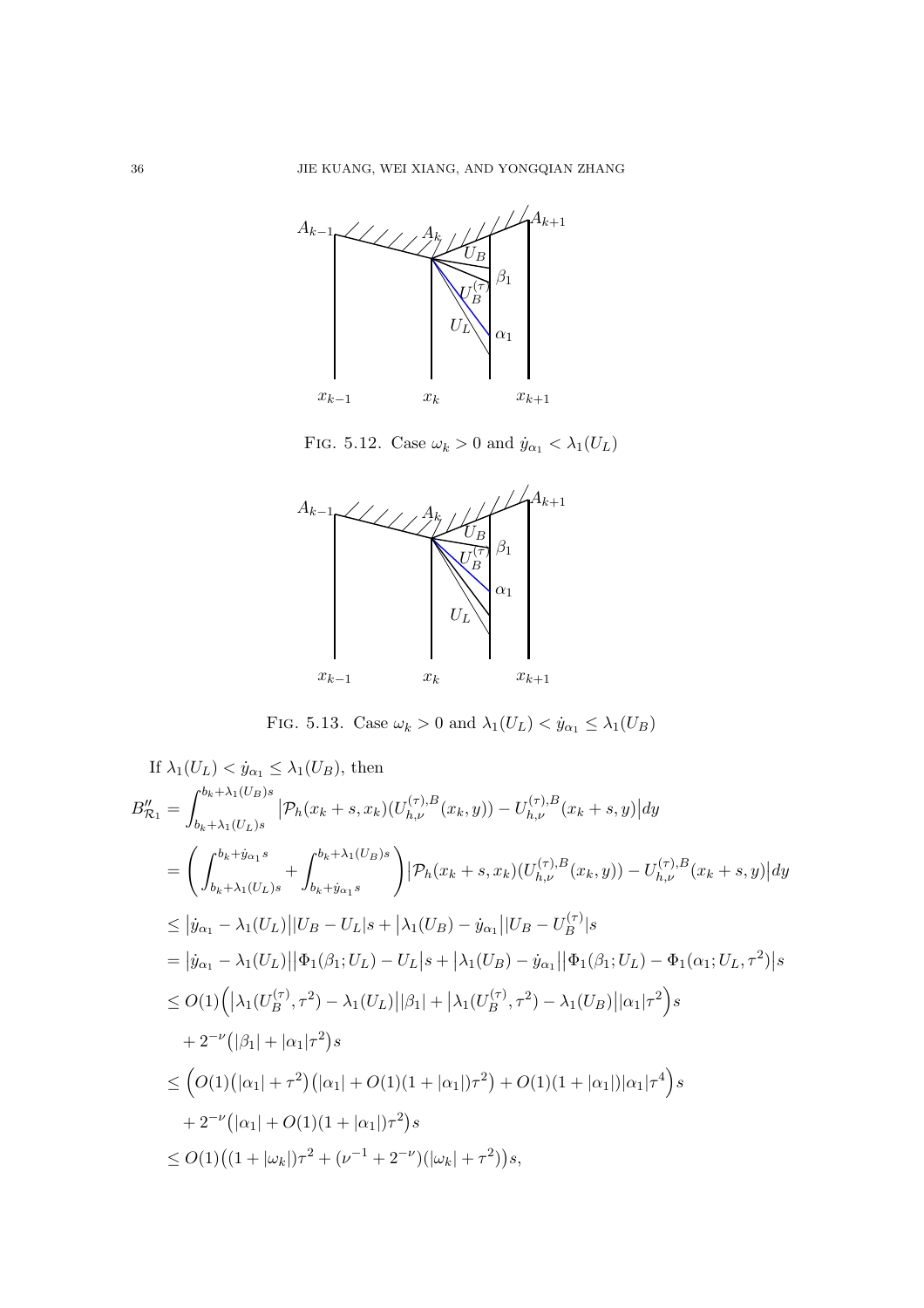FIG. 5.12. Case $\omega_k > 0$ and $\dot{y}_{\alpha_1} < \lambda_1(U_L)$

FIG. 5.13. Case $\omega_k > 0$ and $\lambda_1(U_L) < \dot{y}_{\alpha_1} \leq \lambda_1(U_B)$

If $\lambda_1(U_L) < \dot{y}_{\alpha_1} \leq \lambda_1(U_B)$, then

$$
\begin{aligned}
B''_{\mathcal{R}_1} &= \int_{b_k+\lambda_1(U_L)s}^{b_k+\lambda_1(U_B)s} \big|\mathcal{P}_h(x_k+s,x_k)(U_{h,\nu}^{(\tau),B}(x_k,y)) - U_{h,\nu}^{(\tau),B}(x_k+s,y)\big|dy \\
&= \bigg(\int_{b_k+\lambda_1(U_L)s}^{b_k+\dot{y}_{\alpha_1}s} + \int_{b_k+\dot{y}_{\alpha_1}s}^{b_k+\lambda_1(U_B)s}\bigg)\big|\mathcal{P}_h(x_k+s,x_k)(U_{h,\nu}^{(\tau),B}(x_k,y)) - U_{h,\nu}^{(\tau),B}(x_k+s,y)\big|dy \\
&\leq \big|\dot{y}_{\alpha_1} - \lambda_1(U_L)\big||U_B - U_L|s + \big|\lambda_1(U_B) - \dot{y}_{\alpha_1}\big||U_B - U_B^{(\tau)}|s \\
&= \big|\dot{y}_{\alpha_1} - \lambda_1(U_L)\big|\big|\Phi_1(\beta_1;U_L) - U_L\big|s + \big|\lambda_1(U_B) - \dot{y}_{\alpha_1}\big|\big|\Phi_1(\beta_1;U_L) - \Phi_1(\alpha_1;U_L,\tau^2)\big|s \\
&\leq O(1)\Big(\big|\lambda_1(U_B^{(\tau)},\tau^2) - \lambda_1(U_L)\big||\beta_1| + \big|\lambda_1(U_B^{(\tau)},\tau^2) - \lambda_1(U_B)\big||\alpha_1|\tau^2\Big)s \\
&\quad + 2^{-\nu}\big(|\beta_1| + |\alpha_1|\tau^2\big)s \\
&\leq \Big(O(1)\big(|\alpha_1| + \tau^2\big)\big(|\alpha_1| + O(1)(1+|\alpha_1|)\tau^2\big) + O(1)(1+|\alpha_1|)|\alpha_1|\tau^4\Big)s \\
&\quad + 2^{-\nu}\big(|\alpha_1| + O(1)(1+|\alpha_1|)\tau^2\big)s \\
&\leq O(1)\big((1+|\omega_k|)\tau^2 + (\nu^{-1} + 2^{-\nu})(|\omega_k| + \tau^2)\big)s,
\end{aligned}
$$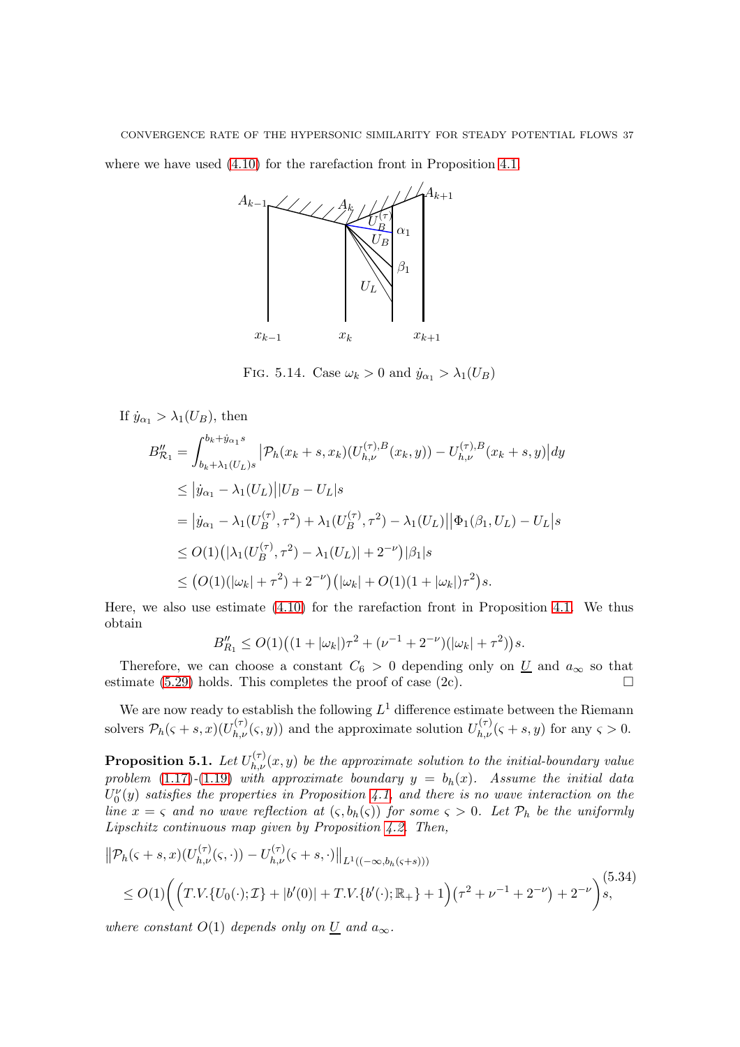where we have used (4.10) for the rarefaction front in Proposition 4.1.

Fig. 5.14. Case $\omega_k > 0$ and $\dot{y}_{\alpha_1} > \lambda_1(U_B)$

If $\dot{y}_{\alpha_1} > \lambda_1(U_B)$, then

$$
\begin{aligned}
B''_{\mathcal{R}_1} &= \int_{b_k+\lambda_1(U_L)s}^{b_k+\dot{y}_{\alpha_1}s} \big|\mathcal{P}_h(x_k+s,x_k)(U^{(\tau),B}_{h,\nu}(x_k,y)) - U^{(\tau),B}_{h,\nu}(x_k+s,y)\big| dy \\
&\le \big|\dot{y}_{\alpha_1} - \lambda_1(U_L)\big|\big|U_B - U_L\big|s \\
&= \big|\dot{y}_{\alpha_1} - \lambda_1(U^{(\tau)}_B,\tau^2) + \lambda_1(U^{(\tau)}_B,\tau^2) - \lambda_1(U_L)\big|\big|\Phi_1(\beta_1,U_L) - U_L\big|s \\
&\le O(1)\big(|\lambda_1(U^{(\tau)}_B,\tau^2) - \lambda_1(U_L)| + 2^{-\nu}\big)|\beta_1|s \\
&\le \big(O(1)(|\omega_k| + \tau^2) + 2^{-\nu}\big)\big(|\omega_k| + O(1)(1+|\omega_k|)\tau^2\big)s.
\end{aligned}
$$

Here, we also use estimate (4.10) for the rarefaction front in Proposition 4.1. We thus obtain

$$
B''_{R_1} \le O(1)\big((1+|\omega_k|)\tau^2 + (\nu^{-1} + 2^{-\nu})(|\omega_k| + \tau^2)\big)s.
$$

Therefore, we can choose a constant $C_6 > 0$ depending only on $\underline{U}$ and $a_\infty$ so that estimate (5.29) holds. This completes the proof of case (2c). □

We are now ready to establish the following $L^1$ difference estimate between the Riemann solvers $\mathcal{P}_h(\varsigma+s,x)(U^{(\tau)}_{h,\nu}(\varsigma,y))$ and the approximate solution $U^{(\tau)}_{h,\nu}(\varsigma+s,y)$ for any $\varsigma > 0$.

**Proposition 5.1.** *Let $U^{(\tau)}_{h,\nu}(x,y)$ be the approximate solution to the initial-boundary value problem (1.17)-(1.19) with approximate boundary $y = b_h(x)$. Assume the initial data $U^{\nu}_0(y)$ satisfies the properties in Proposition 4.1, and there is no wave interaction on the line $x = \varsigma$ and no wave reflection at $(\varsigma, b_h(\varsigma))$ for some $\varsigma > 0$. Let $\mathcal{P}_h$ be the uniformly Lipschitz continuous map given by Proposition 4.2. Then,*

$$
\begin{aligned}
&\big\|\mathcal{P}_h(\varsigma+s,x)(U^{(\tau)}_{h,\nu}(\varsigma,\cdot)) - U^{(\tau)}_{h,\nu}(\varsigma+s,\cdot)\big\|_{L^1((-\infty,b_h(\varsigma+s)))} \\
&\quad \le O(1)\bigg(\Big(T.V.\{U_0(\cdot);\mathcal{I}\} + |b'(0)| + T.V.\{b'(\cdot);\mathbb{R}_+\} + 1\Big)\big(\tau^2 + \nu^{-1} + 2^{-\nu}\big) + 2^{-\nu}\bigg)s,
\end{aligned}
\tag{5.34}
$$

*where constant $O(1)$ depends only on $\underline{U}$ and $a_\infty$.*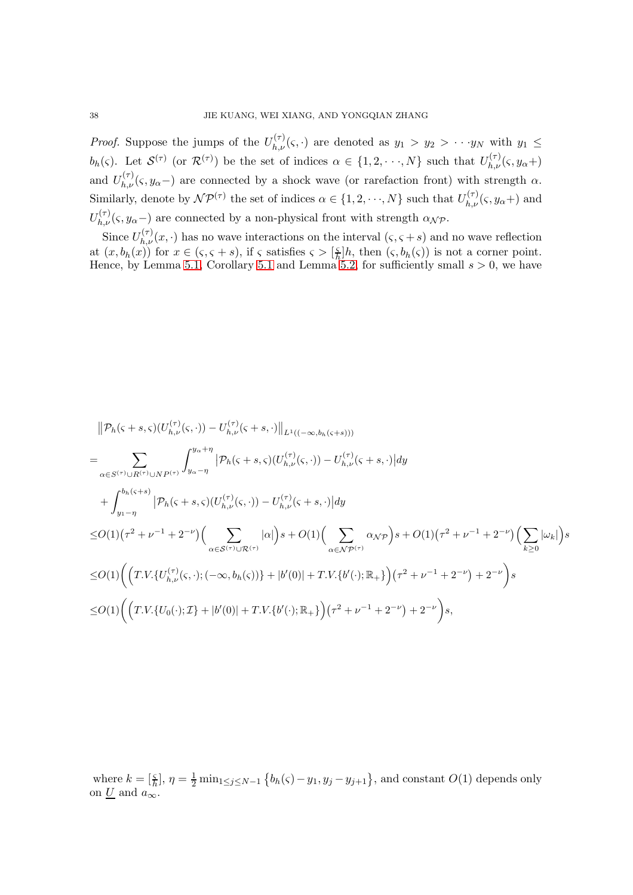*Proof.* Suppose the jumps of the $U^{(\tau)}_{h,\nu}(\varsigma,\cdot)$ are denoted as $y_1 > y_2 > \cdots y_N$ with $y_1 \leq b_h(\varsigma)$. Let $\mathcal{S}^{(\tau)}$ (or $\mathcal{R}^{(\tau)}$) be the set of indices $\alpha \in \{1,2,\cdots,N\}$ such that $U^{(\tau)}_{h,\nu}(\varsigma,y_\alpha+)$ and $U^{(\tau)}_{h,\nu}(\varsigma,y_\alpha-)$ are connected by a shock wave (or rarefaction front) with strength $\alpha$. Similarly, denote by $\mathcal{NP}^{(\tau)}$ the set of indices $\alpha \in \{1,2,\cdots,N\}$ such that $U^{(\tau)}_{h,\nu}(\varsigma,y_\alpha+)$ and $U^{(\tau)}_{h,\nu}(\varsigma,y_\alpha-)$ are connected by a non-physical front with strength $\alpha_{\mathcal{NP}}$.

Since $U^{(\tau)}_{h,\nu}(x,\cdot)$ has no wave interactions on the interval $(\varsigma,\varsigma+s)$ and no wave reflection at $(x,b_h(x))$ for $x\in(\varsigma,\varsigma+s)$, if $\varsigma$ satisfies $\varsigma > [\frac{\varsigma}{h}]h$, then $(\varsigma,b_h(\varsigma))$ is not a corner point. Hence, by Lemma 5.1, Corollary 5.1 and Lemma 5.2, for sufficiently small $s>0$, we have

$$
\begin{aligned}
&\big\|\mathcal{P}_h(\varsigma+s,\varsigma)(U^{(\tau)}_{h,\nu}(\varsigma,\cdot)) - U^{(\tau)}_{h,\nu}(\varsigma+s,\cdot)\big\|_{L^1((-\infty,b_h(\varsigma+s)))}\\
=&\sum_{\alpha\in S^{(\tau)}\cup R^{(\tau)}\cup NP^{(\tau)}}\int_{y_\alpha-\eta}^{y_\alpha+\eta}\big|\mathcal{P}_h(\varsigma+s,\varsigma)(U^{(\tau)}_{h,\nu}(\varsigma,\cdot)) - U^{(\tau)}_{h,\nu}(\varsigma+s,\cdot)\big|dy\\
&+\int_{y_1-\eta}^{b_h(\varsigma+s)}\big|\mathcal{P}_h(\varsigma+s,\varsigma)(U^{(\tau)}_{h,\nu}(\varsigma,\cdot)) - U^{(\tau)}_{h,\nu}(\varsigma+s,\cdot)\big|dy\\
\leq& O(1)\big(\tau^2+\nu^{-1}+2^{-\nu}\big)\Big(\sum_{\alpha\in\mathcal{S}^{(\tau)}\cup\mathcal{R}^{(\tau)}}|\alpha|\Big)s + O(1)\Big(\sum_{\alpha\in\mathcal{NP}^{(\tau)}}\alpha_{\mathcal{NP}}\Big)s + O(1)\big(\tau^2+\nu^{-1}+2^{-\nu}\big)\Big(\sum_{k\geq 0}|\omega_k|\Big)s\\
\leq& O(1)\bigg(\Big(T.V.\{U^{(\tau)}_{h,\nu}(\varsigma,\cdot);(-\infty,b_h(\varsigma))\} + |b'(0)| + T.V.\{b'(\cdot);\mathbb{R}_+\}\Big)\big(\tau^2+\nu^{-1}+2^{-\nu}\big)+2^{-\nu}\bigg)s\\
\leq& O(1)\bigg(\Big(T.V.\{U_0(\cdot);\mathcal{I}\} + |b'(0)| + T.V.\{b'(\cdot);\mathbb{R}_+\}\Big)\big(\tau^2+\nu^{-1}+2^{-\nu}\big)+2^{-\nu}\bigg)s,
\end{aligned}
$$

where $k=[\frac{\varsigma}{h}]$, $\eta=\frac{1}{2}\min_{1\leq j\leq N-1}\big\{b_h(\varsigma)-y_1, y_j-y_{j+1}\big\}$, and constant $O(1)$ depends only on $\underline{U}$ and $a_\infty$.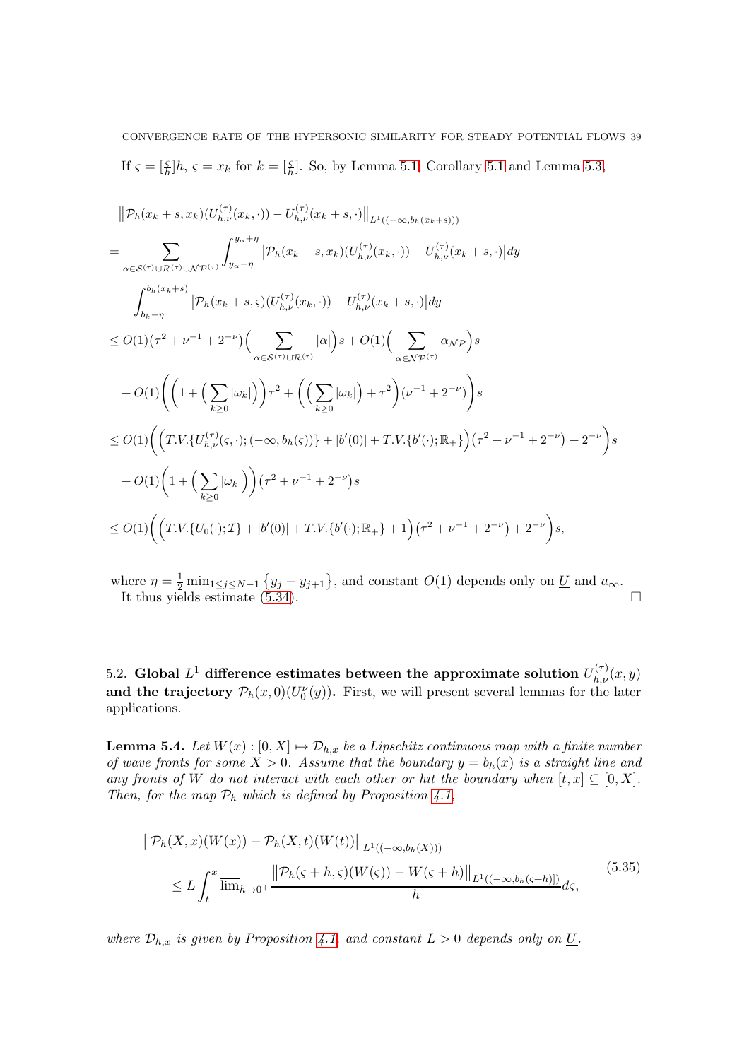If $\varsigma = [\frac{\varsigma}{h}]h$, $\varsigma = x_k$ for $k = [\frac{\varsigma}{h}]$. So, by Lemma 5.1, Corollary 5.1 and Lemma 5.3,

$$
\begin{aligned}
&\left\|\mathcal{P}_h(x_k+s,x_k)(U^{(\tau)}_{h,\nu}(x_k,\cdot)) - U^{(\tau)}_{h,\nu}(x_k+s,\cdot)\right\|_{L^1((-\infty,b_h(x_k+s)))}\\
&= \sum_{\alpha\in\mathcal{S}^{(\tau)}\cup\mathcal{R}^{(\tau)}\cup\mathcal{NP}^{(\tau)}} \int_{y_\alpha-\eta}^{y_\alpha+\eta} \left|\mathcal{P}_h(x_k+s,x_k)(U^{(\tau)}_{h,\nu}(x_k,\cdot)) - U^{(\tau)}_{h,\nu}(x_k+s,\cdot)\right| dy\\
&\quad + \int_{b_k-\eta}^{b_h(x_k+s)} \left|\mathcal{P}_h(x_k+s,\varsigma)(U^{(\tau)}_{h,\nu}(x_k,\cdot)) - U^{(\tau)}_{h,\nu}(x_k+s,\cdot)\right| dy\\
&\le O(1)\big(\tau^2+\nu^{-1}+2^{-\nu}\big)\Big(\sum_{\alpha\in\mathcal{S}^{(\tau)}\cup\mathcal{R}^{(\tau)}}|\alpha|\Big)s + O(1)\Big(\sum_{\alpha\in\mathcal{NP}^{(\tau)}}\alpha_{\mathcal{NP}}\Big)s\\
&\quad + O(1)\bigg(\Big(1+\Big(\sum_{k\ge0}|\omega_k|\Big)\Big)\tau^2 + \Big(\Big(\sum_{k\ge0}|\omega_k|\Big)+\tau^2\Big)(\nu^{-1}+2^{-\nu})\bigg)s\\
&\le O(1)\bigg(\Big(T.V.\{U^{(\tau)}_{h,\nu}(\varsigma,\cdot);(-\infty,b_h(\varsigma))\} + |b'(0)| + T.V.\{b'(\cdot);\mathbb{R}_+\}\Big)\big(\tau^2+\nu^{-1}+2^{-\nu}\big)+2^{-\nu}\bigg)s\\
&\quad + O(1)\Big(1+\Big(\sum_{k\ge0}|\omega_k|\Big)\Big)\big(\tau^2+\nu^{-1}+2^{-\nu}\big)s\\
&\le O(1)\bigg(\Big(T.V.\{U_0(\cdot);\mathcal{I}\} + |b'(0)| + T.V.\{b'(\cdot);\mathbb{R}_+\}+1\Big)\big(\tau^2+\nu^{-1}+2^{-\nu}\big)+2^{-\nu}\bigg)s,
\end{aligned}
$$

where $\eta = \frac{1}{2}\min_{1\le j\le N-1}\{y_j - y_{j+1}\}$, and constant $O(1)$ depends only on $\underline{U}$ and $a_\infty$. It thus yields estimate (5.34). $\square$

### 5.2. Global $L^1$ difference estimates between the approximate solution $U^{(\tau)}_{h,\nu}(x,y)$ and the trajectory $\mathcal{P}_h(x,0)(U^{\nu}_0(y))$.

First, we will present several lemmas for the later applications.

**Lemma 5.4.** *Let $W(x):[0,X]\mapsto \mathcal{D}_{h,x}$ be a Lipschitz continuous map with a finite number of wave fronts for some $X>0$. Assume that the boundary $y=b_h(x)$ is a straight line and any fronts of $W$ do not interact with each other or hit the boundary when $[t,x]\subseteq[0,X]$. Then, for the map $\mathcal{P}_h$ which is defined by Proposition 4.1,*

$$
\begin{aligned}
&\left\|\mathcal{P}_h(X,x)(W(x)) - \mathcal{P}_h(X,t)(W(t))\right\|_{L^1((-\infty,b_h(X)))}\\
&\qquad \le L\int_t^x \overline{\lim}_{h\to0^+}\frac{\left\|\mathcal{P}_h(\varsigma+h,\varsigma)(W(\varsigma)) - W(\varsigma+h)\right\|_{L^1((-\infty,b_h(\varsigma+h)])}}{h}d\varsigma,
\end{aligned}
\tag{5.35}
$$

*where $\mathcal{D}_{h,x}$ is given by Proposition 4.1, and constant $L>0$ depends only on $\underline{U}$.*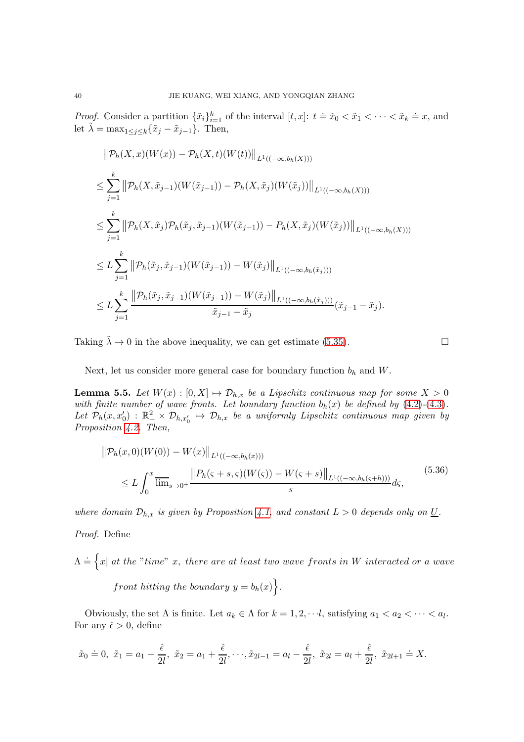*Proof.* Consider a partition $\{\tilde{x}_i\}_{i=1}^k$ of the interval $[t,x]$: $t \doteq \tilde{x}_0 < \tilde{x}_1 < \cdots < \tilde{x}_k \doteq x$, and let $\tilde{\lambda} = \max_{1\le j\le k}\{\tilde{x}_j - \tilde{x}_{j-1}\}$. Then,

$$
\begin{aligned}
&\left\|\mathcal{P}_h(X,x)(W(x)) - \mathcal{P}_h(X,t)(W(t))\right\|_{L^1((-\infty,b_h(X)))}\\
&\le \sum_{j=1}^{k}\left\|\mathcal{P}_h(X,\tilde{x}_{j-1})(W(\tilde{x}_{j-1})) - \mathcal{P}_h(X,\tilde{x}_j)(W(\tilde{x}_j))\right\|_{L^1((-\infty,b_h(X)))}\\
&\le \sum_{j=1}^{k}\left\|\mathcal{P}_h(X,\tilde{x}_j)\mathcal{P}_h(\tilde{x}_j,\tilde{x}_{j-1})(W(\tilde{x}_{j-1})) - P_h(X,\tilde{x}_j)(W(\tilde{x}_j))\right\|_{L^1((-\infty,b_h(X)))}\\
&\le L\sum_{j=1}^{k}\left\|\mathcal{P}_h(\tilde{x}_j,\tilde{x}_{j-1})(W(\tilde{x}_{j-1})) - W(\tilde{x}_j)\right\|_{L^1((-\infty,b_h(\tilde{x}_j)))}\\
&\le L\sum_{j=1}^{k}\frac{\left\|\mathcal{P}_h(\tilde{x}_j,\tilde{x}_{j-1})(W(\tilde{x}_{j-1})) - W(\tilde{x}_j)\right\|_{L^1((-\infty,b_h(\tilde{x}_j)))}}{\tilde{x}_{j-1}-\tilde{x}_j}(\tilde{x}_{j-1}-\tilde{x}_j).
\end{aligned}
$$

Taking $\tilde{\lambda}\to 0$ in the above inequality, we can get estimate (5.35). $\square$

Next, let us consider more general case for boundary function $b_h$ and $W$.

**Lemma 5.5.** *Let $W(x) : [0,X] \mapsto \mathcal{D}_{h,x}$ be a Lipschitz continuous map for some $X>0$ with finite number of wave fronts. Let boundary function $b_h(x)$ be defined by (4.2)-(4.3). Let $\mathcal{P}_h(x,x_0') : \mathbb{R}_+^2 \times \mathcal{D}_{h,x_0'} \mapsto \mathcal{D}_{h,x}$ be a uniformly Lipschitz continuous map given by Proposition 4.2. Then,*

$$
\begin{aligned}
&\left\|\mathcal{P}_h(x,0)(W(0)) - W(x)\right\|_{L^1((-\infty,b_h(x)))}\\
&\qquad \le L\int_0^x \overline{\lim}_{s\to 0^+}\frac{\left\|P_h(\varsigma+s,\varsigma)(W(\varsigma)) - W(\varsigma+s)\right\|_{L^1((-\infty,b_h(\varsigma+h)))}}{s}d\varsigma,
\end{aligned}
\tag{5.36}
$$

*where domain $\mathcal{D}_{h,x}$ is given by Proposition 4.1, and constant $L>0$ depends only on $\underline{U}$.*

*Proof.* Define

$$
\Lambda \doteq \Big\{x \,|\, \textit{at the "time" } x, \textit{ there are at least two wave fronts in } W \textit{ interacted or a wave front hitting the boundary } y=b_h(x)\Big\}.
$$

Obviously, the set $\Lambda$ is finite. Let $a_k \in \Lambda$ for $k=1,2,\cdots l$, satisfying $a_1 < a_2 < \cdots < a_l$. For any $\hat{\epsilon}>0$, define

$$
\tilde{x}_0 \doteq 0,\ \tilde{x}_1 = a_1 - \frac{\hat{\epsilon}}{2l},\ \tilde{x}_2 = a_1 + \frac{\hat{\epsilon}}{2l},\cdots,\tilde{x}_{2l-1} = a_l - \frac{\hat{\epsilon}}{2l},\ \tilde{x}_{2l} = a_l + \frac{\hat{\epsilon}}{2l},\ \tilde{x}_{2l+1} \doteq X.
$$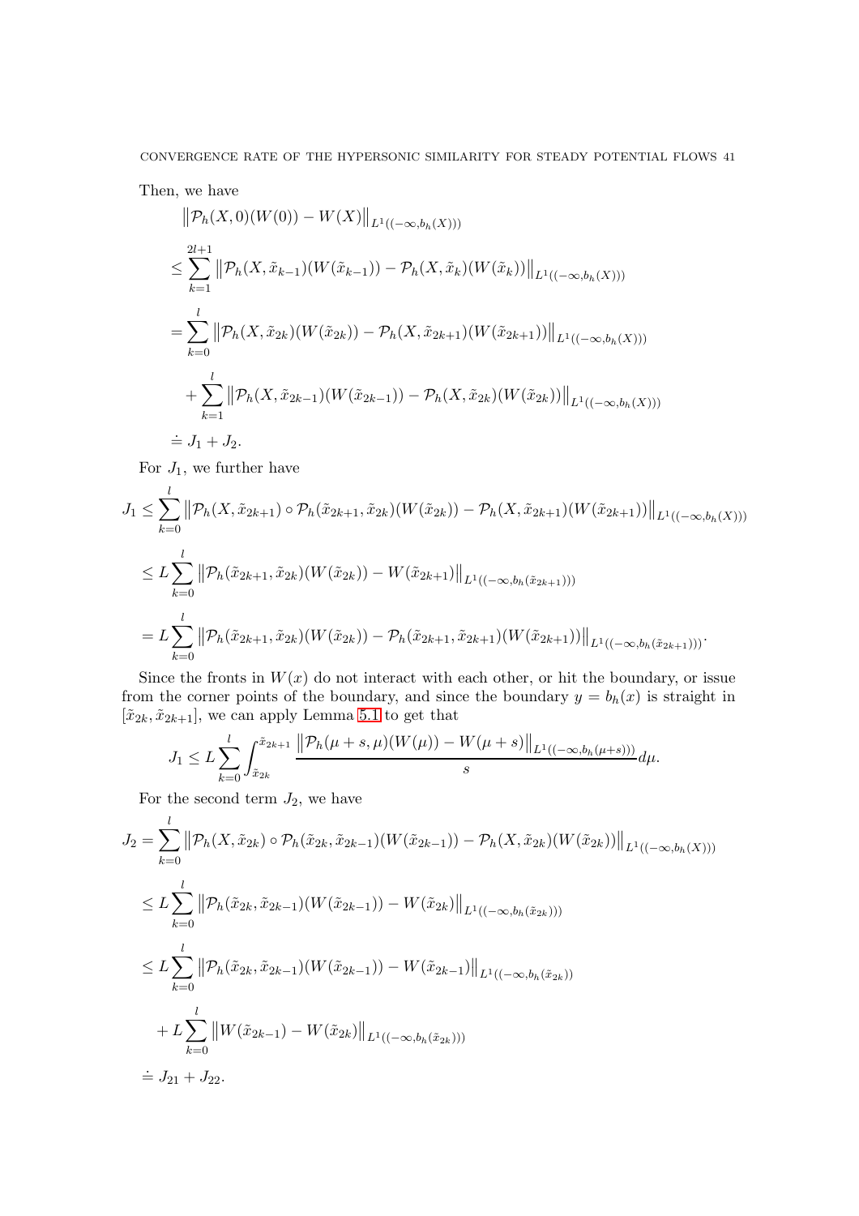Then, we have

$$
\begin{aligned}
&\left\|\mathcal{P}_h(X,0)(W(0)) - W(X)\right\|_{L^1((-\infty,b_h(X)))} \\
&\le \sum_{k=1}^{2l+1}\left\|\mathcal{P}_h(X,\tilde{x}_{k-1})(W(\tilde{x}_{k-1})) - \mathcal{P}_h(X,\tilde{x}_k)(W(\tilde{x}_k))\right\|_{L^1((-\infty,b_h(X)))} \\
&= \sum_{k=0}^{l}\left\|\mathcal{P}_h(X,\tilde{x}_{2k})(W(\tilde{x}_{2k})) - \mathcal{P}_h(X,\tilde{x}_{2k+1})(W(\tilde{x}_{2k+1}))\right\|_{L^1((-\infty,b_h(X)))} \\
&\quad + \sum_{k=1}^{l}\left\|\mathcal{P}_h(X,\tilde{x}_{2k-1})(W(\tilde{x}_{2k-1})) - \mathcal{P}_h(X,\tilde{x}_{2k})(W(\tilde{x}_{2k}))\right\|_{L^1((-\infty,b_h(X)))} \\
&\doteq J_1 + J_2.
\end{aligned}
$$

For $J_1$, we further have

$$
\begin{aligned}
J_1 &\le \sum_{k=0}^{l}\left\|\mathcal{P}_h(X,\tilde{x}_{2k+1})\circ\mathcal{P}_h(\tilde{x}_{2k+1},\tilde{x}_{2k})(W(\tilde{x}_{2k})) - \mathcal{P}_h(X,\tilde{x}_{2k+1})(W(\tilde{x}_{2k+1}))\right\|_{L^1((-\infty,b_h(X)))} \\
&\le L\sum_{k=0}^{l}\left\|\mathcal{P}_h(\tilde{x}_{2k+1},\tilde{x}_{2k})(W(\tilde{x}_{2k})) - W(\tilde{x}_{2k+1})\right\|_{L^1((-\infty,b_h(\tilde{x}_{2k+1})))} \\
&= L\sum_{k=0}^{l}\left\|\mathcal{P}_h(\tilde{x}_{2k+1},\tilde{x}_{2k})(W(\tilde{x}_{2k})) - \mathcal{P}_h(\tilde{x}_{2k+1},\tilde{x}_{2k+1})(W(\tilde{x}_{2k+1}))\right\|_{L^1((-\infty,b_h(\tilde{x}_{2k+1})))}.
\end{aligned}
$$

Since the fronts in $W(x)$ do not interact with each other, or hit the boundary, or issue from the corner points of the boundary, and since the boundary $y = b_h(x)$ is straight in $[\tilde{x}_{2k}, \tilde{x}_{2k+1}]$, we can apply Lemma 5.1 to get that

$$
J_1 \le L\sum_{k=0}^{l}\int_{\tilde{x}_{2k}}^{\tilde{x}_{2k+1}}\frac{\left\|\mathcal{P}_h(\mu+s,\mu)(W(\mu)) - W(\mu+s)\right\|_{L^1((-\infty,b_h(\mu+s)))}}{s}d\mu.
$$

For the second term $J_2$, we have

$$
\begin{aligned}
J_2 &= \sum_{k=0}^{l}\left\|\mathcal{P}_h(X,\tilde{x}_{2k})\circ\mathcal{P}_h(\tilde{x}_{2k},\tilde{x}_{2k-1})(W(\tilde{x}_{2k-1})) - \mathcal{P}_h(X,\tilde{x}_{2k})(W(\tilde{x}_{2k}))\right\|_{L^1((-\infty,b_h(X)))} \\
&\le L\sum_{k=0}^{l}\left\|\mathcal{P}_h(\tilde{x}_{2k},\tilde{x}_{2k-1})(W(\tilde{x}_{2k-1})) - W(\tilde{x}_{2k})\right\|_{L^1((-\infty,b_h(\tilde{x}_{2k})))} \\
&\le L\sum_{k=0}^{l}\left\|\mathcal{P}_h(\tilde{x}_{2k},\tilde{x}_{2k-1})(W(\tilde{x}_{2k-1})) - W(\tilde{x}_{2k-1})\right\|_{L^1((-\infty,b_h(\tilde{x}_{2k}))} \\
&\quad + L\sum_{k=0}^{l}\left\|W(\tilde{x}_{2k-1}) - W(\tilde{x}_{2k})\right\|_{L^1((-\infty,b_h(\tilde{x}_{2k})))} \\
&\doteq J_{21} + J_{22}.
\end{aligned}
$$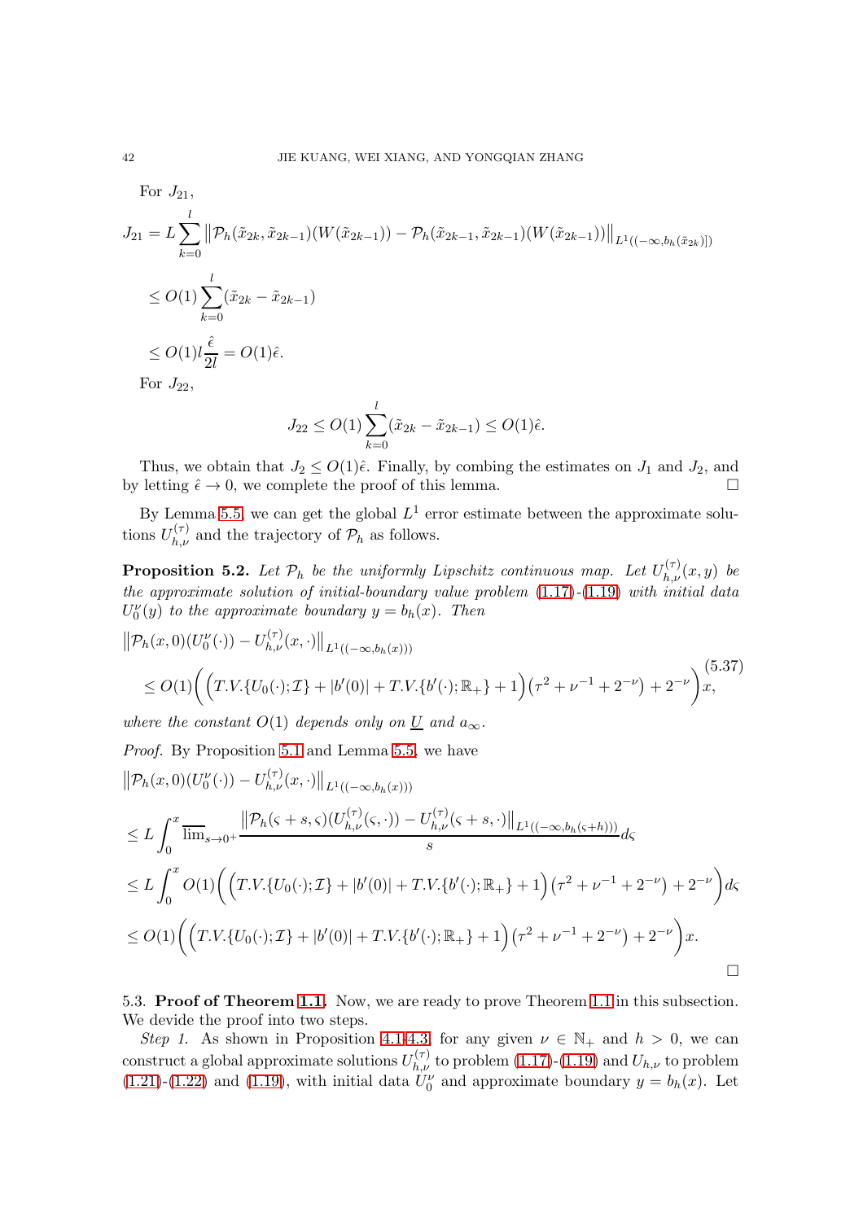For $J_{21}$,

$$
\begin{aligned}
J_{21} &= L \sum_{k=0}^{l} \left\| \mathcal{P}_h(\tilde{x}_{2k}, \tilde{x}_{2k-1})(W(\tilde{x}_{2k-1})) - \mathcal{P}_h(\tilde{x}_{2k-1}, \tilde{x}_{2k-1})(W(\tilde{x}_{2k-1})) \right\|_{L^1((-\infty, b_h(\tilde{x}_{2k})])} \\
&\leq O(1) \sum_{k=0}^{l} (\tilde{x}_{2k} - \tilde{x}_{2k-1}) \\
&\leq O(1) l \frac{\hat{\epsilon}}{2l} = O(1)\hat{\epsilon}.
\end{aligned}
$$

For $J_{22}$,

$$
J_{22} \leq O(1) \sum_{k=0}^{l} (\tilde{x}_{2k} - \tilde{x}_{2k-1}) \leq O(1)\hat{\epsilon}.
$$

Thus, we obtain that $J_2 \leq O(1)\hat{\epsilon}$. Finally, by combing the estimates on $J_1$ and $J_2$, and by letting $\hat{\epsilon} \to 0$, we complete the proof of this lemma. $\square$

By Lemma 5.5, we can get the global $L^1$ error estimate between the approximate solutions $U^{(\tau)}_{h,\nu}$ and the trajectory of $\mathcal{P}_h$ as follows.

**Proposition 5.2.** *Let $\mathcal{P}_h$ be the uniformly Lipschitz continuous map. Let $U^{(\tau)}_{h,\nu}(x, y)$ be the approximate solution of initial-boundary value problem (1.17)-(1.19) with initial data $U^\nu_0(y)$ to the approximate boundary $y = b_h(x)$. Then*

$$
\begin{aligned}
&\left\| \mathcal{P}_h(x, 0)(U^\nu_0(\cdot)) - U^{(\tau)}_{h,\nu}(x, \cdot) \right\|_{L^1((-\infty, b_h(x)))} \\
&\quad \leq O(1)\bigg( \Big( T.V.\{U_0(\cdot); \mathcal{I}\} + |b'(0)| + T.V.\{b'(\cdot); \mathbb{R}_+\} + 1 \Big) \big(\tau^2 + \nu^{-1} + 2^{-\nu}\big) + 2^{-\nu} \bigg) x,
\end{aligned}
\tag{5.37}
$$

*where the constant $O(1)$ depends only on $\underline{U}$ and $a_\infty$.*

*Proof.* By Proposition 5.1 and Lemma 5.5, we have

$$
\begin{aligned}
&\left\| \mathcal{P}_h(x, 0)(U^\nu_0(\cdot)) - U^{(\tau)}_{h,\nu}(x, \cdot) \right\|_{L^1((-\infty, b_h(x)))} \\
&\leq L \int_0^x \overline{\lim}_{s \to 0^+} \frac{\left\| \mathcal{P}_h(\varsigma + s, \varsigma)(U^{(\tau)}_{h,\nu}(\varsigma, \cdot)) - U^{(\tau)}_{h,\nu}(\varsigma + s, \cdot) \right\|_{L^1((-\infty, b_h(\varsigma + h)))}}{s} d\varsigma \\
&\leq L \int_0^x O(1)\bigg( \Big( T.V.\{U_0(\cdot); \mathcal{I}\} + |b'(0)| + T.V.\{b'(\cdot); \mathbb{R}_+\} + 1 \Big) \big(\tau^2 + \nu^{-1} + 2^{-\nu}\big) + 2^{-\nu} \bigg) d\varsigma \\
&\leq O(1)\bigg( \Big( T.V.\{U_0(\cdot); \mathcal{I}\} + |b'(0)| + T.V.\{b'(\cdot); \mathbb{R}_+\} + 1 \Big) \big(\tau^2 + \nu^{-1} + 2^{-\nu}\big) + 2^{-\nu} \bigg) x.
\end{aligned}
$$

$\square$

5.3. **Proof of Theorem 1.1.** Now, we are ready to prove Theorem 1.1 in this subsection. We devide the proof into two steps.

*Step 1.* As shown in Proposition 4.1-4.3, for any given $\nu \in \mathbb{N}_+$ and $h > 0$, we can construct a global approximate solutions $U^{(\tau)}_{h,\nu}$ to problem (1.17)-(1.19) and $U_{h,\nu}$ to problem (1.21)-(1.22) and (1.19), with initial data $U^\nu_0$ and approximate boundary $y = b_h(x)$. Let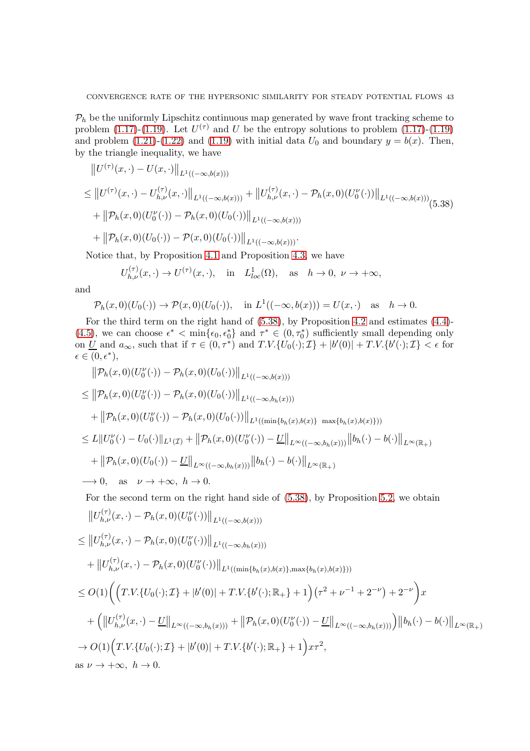$\mathcal{P}_h$ be the uniformly Lipschitz continuous map generated by wave front tracking scheme to problem (1.17)-(1.19). Let $U^{(\tau)}$ and $U$ be the entropy solutions to problem (1.17)-(1.19) and problem (1.21)-(1.22) and (1.19) with initial data $U_0$ and boundary $y = b(x)$. Then, by the triangle inequality, we have

$$
\begin{aligned}
&\left\|U^{(\tau)}(x,\cdot) - U(x,\cdot)\right\|_{L^1((-\infty,b(x)))} \\
\le\ &\left\|U^{(\tau)}(x,\cdot) - U^{(\tau)}_{h,\nu}(x,\cdot)\right\|_{L^1((-\infty,b(x)))} + \left\|U^{(\tau)}_{h,\nu}(x,\cdot) - \mathcal{P}_h(x,0)(U_0^\nu(\cdot))\right\|_{L^1((-\infty,b(x)))} \\
&+ \left\|\mathcal{P}_h(x,0)(U_0^\nu(\cdot)) - \mathcal{P}_h(x,0)(U_0(\cdot))\right\|_{L^1((-\infty,b(x)))} \\
&+ \left\|\mathcal{P}_h(x,0)(U_0(\cdot)) - \mathcal{P}(x,0)(U_0(\cdot))\right\|_{L^1((-\infty,b(x)))}.
\end{aligned}
\tag{5.38}
$$

Notice that, by Proposition 4.1 and Proposition 4.3, we have

$$
U^{(\tau)}_{h,\nu}(x,\cdot) \to U^{(\tau)}(x,\cdot), \quad \text{in} \quad L^1_{loc}(\Omega), \quad \text{as} \quad h \to 0,\ \nu \to +\infty,
$$

and

$$
\mathcal{P}_h(x,0)(U_0(\cdot)) \to \mathcal{P}(x,0)(U_0(\cdot)), \quad \text{in } L^1((-\infty,b(x))) = U(x,\cdot) \quad \text{as} \quad h \to 0.
$$

For the third term on the right hand of (5.38), by Proposition 4.2 and estimates (4.4)-(4.5), we can choose $\epsilon^* < \min\{\epsilon_0, \epsilon_0^*\}$ and $\tau^* \in (0, \tau_0^*)$ sufficiently small depending only on $\underline{U}$ and $a_\infty$, such that if $\tau \in (0,\tau^*)$ and $T.V.\{U_0(\cdot);\mathcal{I}\} + |b'(0)| + T.V.\{b'(\cdot);\mathcal{I}\} < \epsilon$ for $\epsilon \in (0,\epsilon^*)$,

$$
\begin{aligned}
&\left\|\mathcal{P}_h(x,0)(U_0^\nu(\cdot)) - \mathcal{P}_h(x,0)(U_0(\cdot))\right\|_{L^1((-\infty,b(x)))} \\
\le\ &\left\|\mathcal{P}_h(x,0)(U_0^\nu(\cdot)) - \mathcal{P}_h(x,0)(U_0(\cdot))\right\|_{L^1((-\infty,b_h(x)))} \\
&+ \left\|\mathcal{P}_h(x,0)(U_0^\nu(\cdot)) - \mathcal{P}_h(x,0)(U_0(\cdot))\right\|_{L^1((\min\{b_h(x),b(x)\}\ \max\{b_h(x),b(x)\}))} \\
\le\ & L\|U_0^\nu(\cdot) - U_0(\cdot)\|_{L^1(\mathcal{I})} + \left\|\mathcal{P}_h(x,0)(U_0^\nu(\cdot)) - \underline{U}\right\|_{L^\infty((-\infty,b_h(x)))}\left\|b_h(\cdot) - b(\cdot)\right\|_{L^\infty(\mathbb{R}_+)} \\
&+ \left\|\mathcal{P}_h(x,0)(U_0(\cdot)) - \underline{U}\right\|_{L^\infty((-\infty,b_h(x)))}\left\|b_h(\cdot) - b(\cdot)\right\|_{L^\infty(\mathbb{R}_+)} \\
\longrightarrow\ & 0, \quad \text{as} \quad \nu \to +\infty,\ h \to 0.
\end{aligned}
$$

For the second term on the right hand side of (5.38), by Proposition 5.2, we obtain

$$
\begin{aligned}
&\left\|U^{(\tau)}_{h,\nu}(x,\cdot) - \mathcal{P}_h(x,0)(U_0^\nu(\cdot))\right\|_{L^1((-\infty,b(x)))} \\
\le\ &\left\|U^{(\tau)}_{h,\nu}(x,\cdot) - \mathcal{P}_h(x,0)(U_0^\nu(\cdot))\right\|_{L^1((-\infty,b_h(x)))} \\
&+ \left\|U^{(\tau)}_{h,\nu}(x,\cdot) - \mathcal{P}_h(x,0)(U_0^\nu(\cdot))\right\|_{L^1((\min\{b_h(x),b(x)\},\max\{b_h(x),b(x)\}))} \\
\le\ & O(1)\Big(\Big(T.V.\{U_0(\cdot);\mathcal{I}\} + |b'(0)| + T.V.\{b'(\cdot);\mathbb{R}_+\} + 1\Big)\big(\tau^2 + \nu^{-1} + 2^{-\nu}\big) + 2^{-\nu}\Big)x \\
&+ \Big(\left\|U^{(\tau)}_{h,\nu}(x,\cdot) - \underline{U}\right\|_{L^\infty((-\infty,b_h(x)))} + \left\|\mathcal{P}_h(x,0)(U_0^\nu(\cdot)) - \underline{U}\right\|_{L^\infty((-\infty,b_h(x)))}\Big)\left\|b_h(\cdot) - b(\cdot)\right\|_{L^\infty(\mathbb{R}_+)} \\
\to\ & O(1)\Big(T.V.\{U_0(\cdot);\mathcal{I}\} + |b'(0)| + T.V.\{b'(\cdot);\mathbb{R}_+\} + 1\Big)x\tau^2,
\end{aligned}
$$

as $\nu \to +\infty,\ h \to 0$.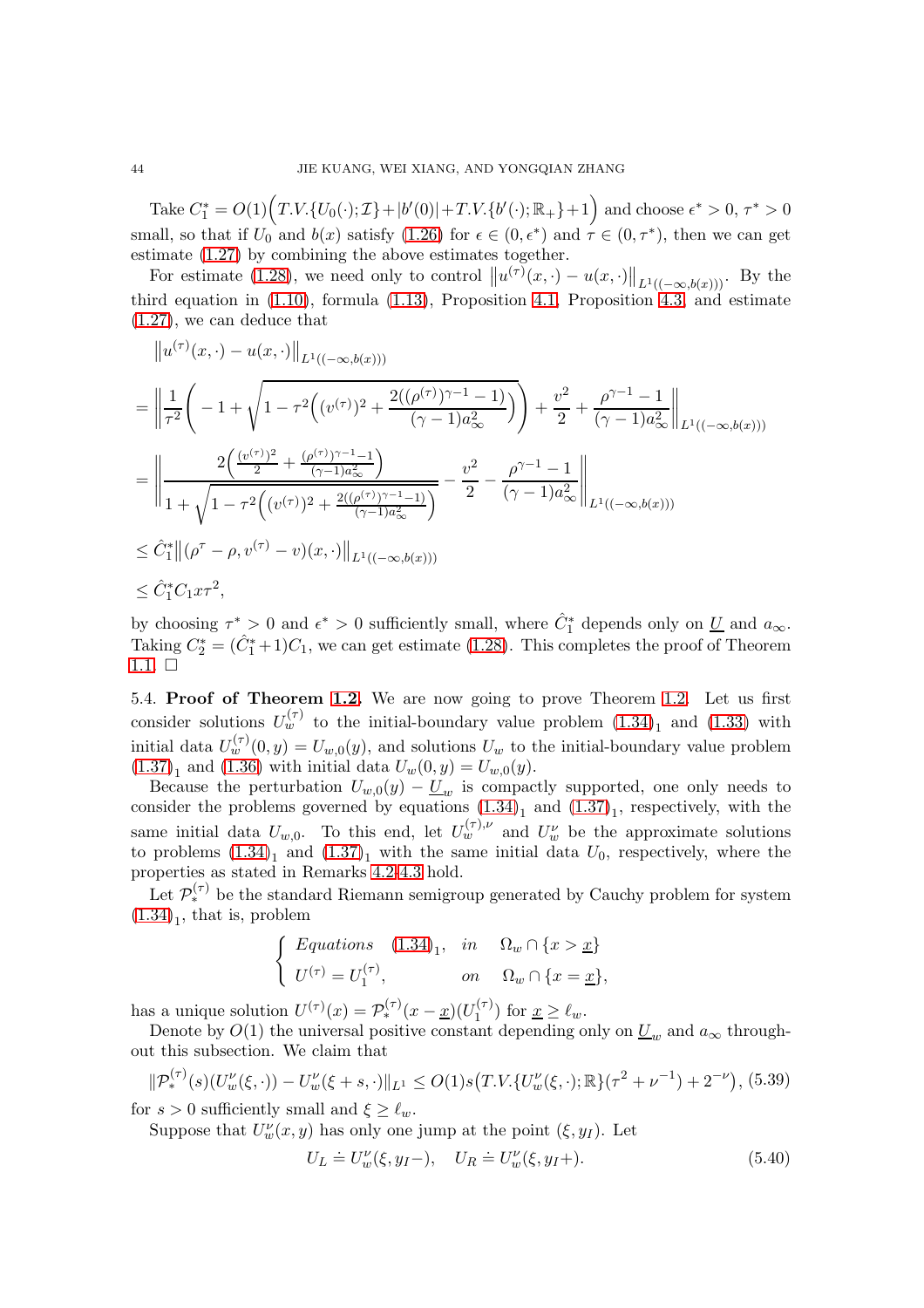Take $C_1^* = O(1)\Big(T.V.\{U_0(\cdot);\mathcal{I}\}+|b'(0)|+T.V.\{b'(\cdot);\mathbb{R}_+\}+1\Big)$ and choose $\epsilon^*>0$, $\tau^*>0$ small, so that if $U_0$ and $b(x)$ satisfy (1.26) for $\epsilon\in(0,\epsilon^*)$ and $\tau\in(0,\tau^*)$, then we can get estimate (1.27) by combining the above estimates together.

For estimate (1.28), we need only to control $\big\|u^{(\tau)}(x,\cdot)-u(x,\cdot)\big\|_{L^1((-\infty,b(x)))}$. By the third equation in (1.10), formula (1.13), Proposition 4.1, Proposition 4.3, and estimate (1.27), we can deduce that

$$
\begin{aligned}
&\big\|u^{(\tau)}(x,\cdot)-u(x,\cdot)\big\|_{L^1((-\infty,b(x)))}\\
&=\Bigg\|\frac{1}{\tau^2}\Bigg(-1+\sqrt{1-\tau^2\Big((v^{(\tau)})^2+\frac{2((\rho^{(\tau)})^{\gamma-1}-1)}{(\gamma-1)a_\infty^2}\Big)}\Bigg)+\frac{v^2}{2}+\frac{\rho^{\gamma-1}-1}{(\gamma-1)a_\infty^2}\Bigg\|_{L^1((-\infty,b(x)))}\\
&=\Bigg\|\frac{2\Big(\frac{(v^{(\tau)})^2}{2}+\frac{(\rho^{(\tau)})^{\gamma-1}-1}{(\gamma-1)a_\infty^2}\Big)}{1+\sqrt{1-\tau^2\Big((v^{(\tau)})^2+\frac{2((\rho^{(\tau)})^{\gamma-1}-1)}{(\gamma-1)a_\infty^2}\Big)}}-\frac{v^2}{2}-\frac{\rho^{\gamma-1}-1}{(\gamma-1)a_\infty^2}\Bigg\|_{L^1((-\infty,b(x)))}\\
&\le \hat{C}_1^*\big\|(\rho^\tau-\rho,v^{(\tau)}-v)(x,\cdot)\big\|_{L^1((-\infty,b(x)))}\\
&\le \hat{C}_1^*C_1x\tau^2,
\end{aligned}
$$

by choosing $\tau^*>0$ and $\epsilon^*>0$ sufficiently small, where $\hat{C}_1^*$ depends only on $\underline{U}$ and $a_\infty$. Taking $C_2^*=(\hat{C}_1^*+1)C_1$, we can get estimate (1.28). This completes the proof of Theorem 1.1. $\Box$

5.4. **Proof of Theorem 1.2.** We are now going to prove Theorem 1.2. Let us first consider solutions $U_w^{(\tau)}$ to the initial-boundary value problem $(1.34)_1$ and (1.33) with initial data $U_w^{(\tau)}(0,y)=U_{w,0}(y)$, and solutions $U_w$ to the initial-boundary value problem $(1.37)_1$ and (1.36) with initial data $U_w(0,y)=U_{w,0}(y)$.

Because the perturbation $U_{w,0}(y)-\underline{U}_w$ is compactly supported, one only needs to consider the problems governed by equations $(1.34)_1$ and $(1.37)_1$, respectively, with the same initial data $U_{w,0}$. To this end, let $U_w^{(\tau),\nu}$ and $U_w^\nu$ be the approximate solutions to problems $(1.34)_1$ and $(1.37)_1$ with the same initial data $U_0$, respectively, where the properties as stated in Remarks 4.2–4.3 hold.

Let $\mathcal{P}_*^{(\tau)}$ be the standard Riemann semigroup generated by Cauchy problem for system $(1.34)_1$, that is, problem

$$
\begin{cases}
Equations\quad (1.34)_1, & in\quad \Omega_w\cap\{x>\underline{x}\}\\
U^{(\tau)}=U_1^{(\tau)}, & on\quad \Omega_w\cap\{x=\underline{x}\},
\end{cases}
$$

has a unique solution $U^{(\tau)}(x)=\mathcal{P}_*^{(\tau)}(x-\underline{x})(U_1^{(\tau)})$ for $\underline{x}\ge\ell_w$.

Denote by $O(1)$ the universal positive constant depending only on $\underline{U}_w$ and $a_\infty$ throughout this subsection. We claim that

$$
\|\mathcal{P}_*^{(\tau)}(s)(U_w^\nu(\xi,\cdot))-U_w^\nu(\xi+s,\cdot)\|_{L^1}\le O(1)s\big(T.V.\{U_w^\nu(\xi,\cdot);\mathbb{R}\}(\tau^2+\nu^{-1})+2^{-\nu}\big), \tag{5.39}
$$

for $s>0$ sufficiently small and $\xi\ge\ell_w$.

Suppose that $U_w^\nu(x,y)$ has only one jump at the point $(\xi,y_I)$. Let

$$
U_L\doteq U_w^\nu(\xi,y_I-),\quad U_R\doteq U_w^\nu(\xi,y_I+). \tag{5.40}
$$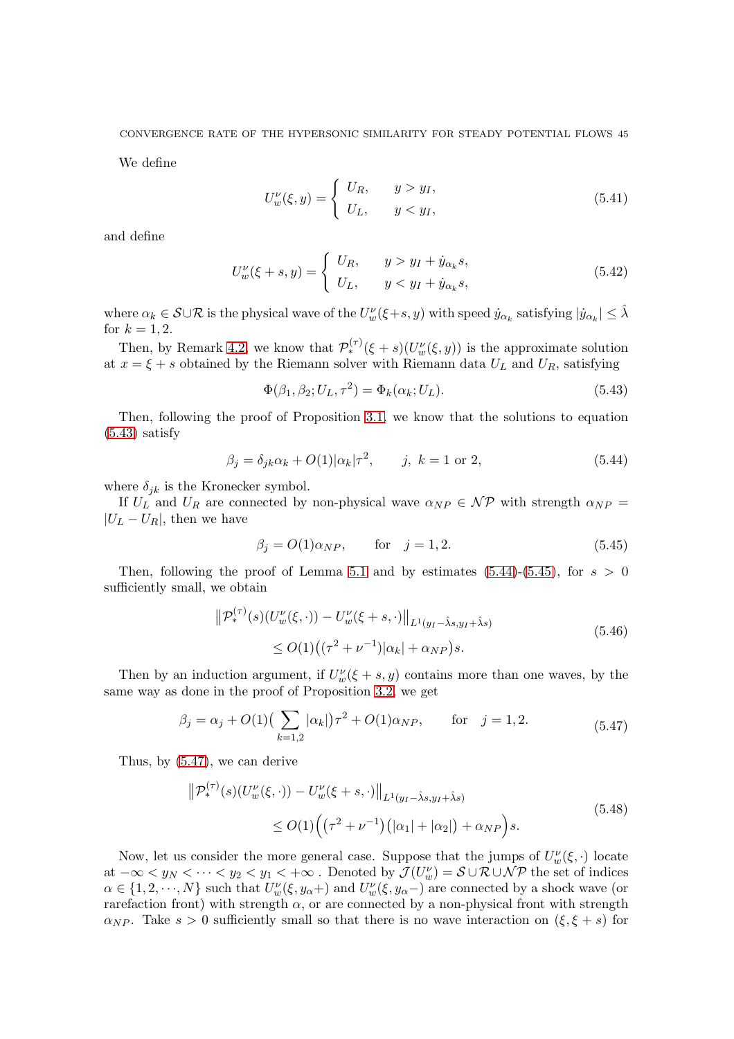We define

$$U_w^\nu(\xi, y) = \begin{cases} U_R, & y > y_I, \\ U_L, & y < y_I, \end{cases} \tag{5.41}$$

and define

$$U_w^\nu(\xi + s, y) = \begin{cases} U_R, & y > y_I + \dot{y}_{\alpha_k} s, \\ U_L, & y < y_I + \dot{y}_{\alpha_k} s, \end{cases} \tag{5.42}$$

where $\alpha_k \in \mathcal{S} \cup \mathcal{R}$ is the physical wave of the $U_w^\nu(\xi+s, y)$ with speed $\dot{y}_{\alpha_k}$ satisfying $|\dot{y}_{\alpha_k}| \leq \hat{\lambda}$ for $k = 1, 2$.

Then, by Remark 4.2, we know that $\mathcal{P}_*^{(\tau)}(\xi + s)(U_w^\nu(\xi, y))$ is the approximate solution at $x = \xi + s$ obtained by the Riemann solver with Riemann data $U_L$ and $U_R$, satisfying

$$\Phi(\beta_1, \beta_2; U_L, \tau^2) = \Phi_k(\alpha_k; U_L). \tag{5.43}$$

Then, following the proof of Proposition 3.1, we know that the solutions to equation (5.43) satisfy

$$\beta_j = \delta_{jk}\alpha_k + O(1)|\alpha_k|\tau^2, \qquad j,\ k = 1 \text{ or } 2, \tag{5.44}$$

where $\delta_{jk}$ is the Kronecker symbol.

If $U_L$ and $U_R$ are connected by non-physical wave $\alpha_{NP} \in \mathcal{NP}$ with strength $\alpha_{NP} = |U_L - U_R|$, then we have

$$\beta_j = O(1)\alpha_{NP}, \qquad \text{for} \quad j = 1, 2. \tag{5.45}$$

Then, following the proof of Lemma 5.1 and by estimates (5.44)-(5.45), for $s > 0$ sufficiently small, we obtain

$$\begin{aligned} &\left\| \mathcal{P}_*^{(\tau)}(s)(U_w^\nu(\xi, \cdot)) - U_w^\nu(\xi + s, \cdot) \right\|_{L^1(y_I - \hat{\lambda}s, y_I + \hat{\lambda}s)} \\ &\qquad \leq O(1)\big((\tau^2 + \nu^{-1})|\alpha_k| + \alpha_{NP}\big)s. \end{aligned} \tag{5.46}$$

Then by an induction argument, if $U_w^\nu(\xi + s, y)$ contains more than one waves, by the same way as done in the proof of Proposition 3.2, we get

$$\beta_j = \alpha_j + O(1)\big(\sum_{k=1,2} |\alpha_k|\big)\tau^2 + O(1)\alpha_{NP}, \qquad \text{for} \quad j = 1, 2. \tag{5.47}$$

Thus, by (5.47), we can derive

$$\begin{aligned} &\left\| \mathcal{P}_*^{(\tau)}(s)(U_w^\nu(\xi, \cdot)) - U_w^\nu(\xi + s, \cdot) \right\|_{L^1(y_I - \hat{\lambda}s, y_I + \hat{\lambda}s)} \\ &\qquad \leq O(1)\Big(\big(\tau^2 + \nu^{-1}\big)\big(|\alpha_1| + |\alpha_2|\big) + \alpha_{NP}\Big)s. \end{aligned} \tag{5.48}$$

Now, let us consider the more general case. Suppose that the jumps of $U_w^\nu(\xi, \cdot)$ locate at $-\infty < y_N < \cdots < y_2 < y_1 < +\infty$ . Denoted by $\mathcal{J}(U_w^\nu) = \mathcal{S} \cup \mathcal{R} \cup \mathcal{NP}$ the set of indices $\alpha \in \{1, 2, \cdots, N\}$ such that $U_w^\nu(\xi, y_\alpha+)$ and $U_w^\nu(\xi, y_\alpha-)$ are connected by a shock wave (or rarefaction front) with strength $\alpha$, or are connected by a non-physical front with strength $\alpha_{NP}$. Take $s > 0$ sufficiently small so that there is no wave interaction on $(\xi, \xi + s)$ for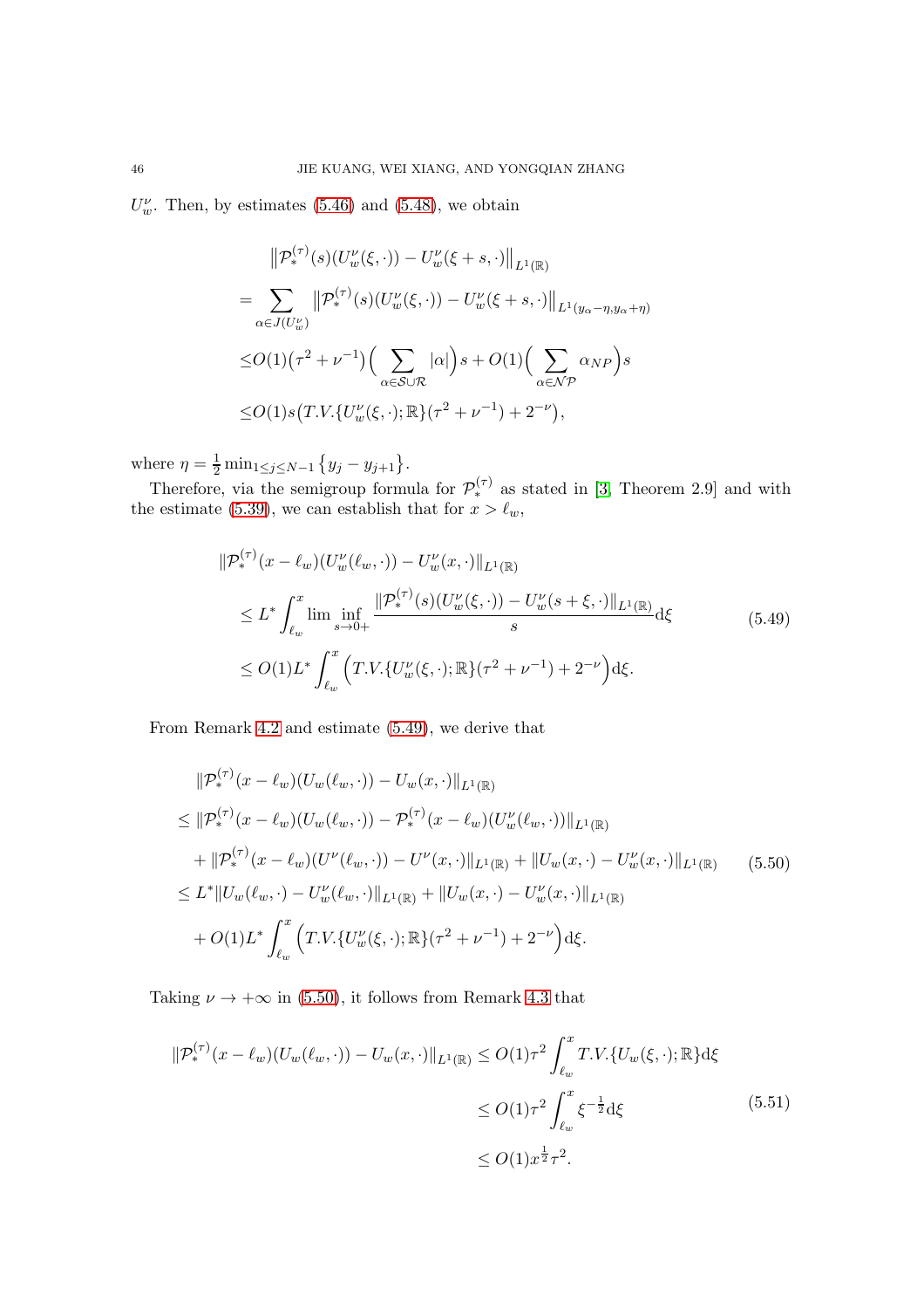$U_w^\nu$. Then, by estimates (5.46) and (5.48), we obtain

$$
\begin{aligned}
&\big\|\mathcal{P}_*^{(\tau)}(s)(U_w^\nu(\xi,\cdot)) - U_w^\nu(\xi+s,\cdot)\big\|_{L^1(\mathbb{R})}\\
=&\sum_{\alpha\in J(U_w^\nu)}\big\|\mathcal{P}_*^{(\tau)}(s)(U_w^\nu(\xi,\cdot)) - U_w^\nu(\xi+s,\cdot)\big\|_{L^1(y_\alpha-\eta,y_\alpha+\eta)}\\
\le& O(1)\big(\tau^2+\nu^{-1}\big)\Big(\sum_{\alpha\in\mathcal{S}\cup\mathcal{R}}|\alpha|\Big)s + O(1)\Big(\sum_{\alpha\in\mathcal{NP}}\alpha_{NP}\Big)s\\
\le& O(1)s\big(T.V.\{U_w^\nu(\xi,\cdot);\mathbb{R}\}(\tau^2+\nu^{-1})+2^{-\nu}\big),
\end{aligned}
$$

where $\eta=\frac{1}{2}\min_{1\le j\le N-1}\{y_j-y_{j+1}\}$.

Therefore, via the semigroup formula for $\mathcal{P}_*^{(\tau)}$ as stated in [3, Theorem 2.9] and with the estimate (5.39), we can establish that for $x>\ell_w$,

$$
\begin{aligned}
&\|\mathcal{P}_*^{(\tau)}(x-\ell_w)(U_w^\nu(\ell_w,\cdot)) - U_w^\nu(x,\cdot)\|_{L^1(\mathbb{R})}\\
&\le L^*\int_{\ell_w}^x \liminf_{s\to 0+}\frac{\|\mathcal{P}_*^{(\tau)}(s)(U_w^\nu(\xi,\cdot)) - U_w^\nu(s+\xi,\cdot)\|_{L^1(\mathbb{R})}}{s}\mathrm{d}\xi\\
&\le O(1)L^*\int_{\ell_w}^x\Big(T.V.\{U_w^\nu(\xi,\cdot);\mathbb{R}\}(\tau^2+\nu^{-1})+2^{-\nu}\Big)\mathrm{d}\xi.
\end{aligned}
\tag{5.49}
$$

From Remark 4.2 and estimate (5.49), we derive that

$$
\begin{aligned}
&\|\mathcal{P}_*^{(\tau)}(x-\ell_w)(U_w(\ell_w,\cdot)) - U_w(x,\cdot)\|_{L^1(\mathbb{R})}\\
\le&\|\mathcal{P}_*^{(\tau)}(x-\ell_w)(U_w(\ell_w,\cdot)) - \mathcal{P}_*^{(\tau)}(x-\ell_w)(U_w^\nu(\ell_w,\cdot))\|_{L^1(\mathbb{R})}\\
&+\|\mathcal{P}_*^{(\tau)}(x-\ell_w)(U^\nu(\ell_w,\cdot)) - U^\nu(x,\cdot)\|_{L^1(\mathbb{R})}+\|U_w(x,\cdot)-U_w^\nu(x,\cdot)\|_{L^1(\mathbb{R})}\\
\le& L^*\|U_w(\ell_w,\cdot)-U_w^\nu(\ell_w,\cdot)\|_{L^1(\mathbb{R})}+\|U_w(x,\cdot)-U_w^\nu(x,\cdot)\|_{L^1(\mathbb{R})}\\
&+O(1)L^*\int_{\ell_w}^x\Big(T.V.\{U_w^\nu(\xi,\cdot);\mathbb{R}\}(\tau^2+\nu^{-1})+2^{-\nu}\Big)\mathrm{d}\xi.
\end{aligned}
\tag{5.50}
$$

Taking $\nu\to+\infty$ in (5.50), it follows from Remark 4.3 that

$$
\begin{aligned}
\|\mathcal{P}_*^{(\tau)}(x-\ell_w)(U_w(\ell_w,\cdot)) - U_w(x,\cdot)\|_{L^1(\mathbb{R})}&\le O(1)\tau^2\int_{\ell_w}^x T.V.\{U_w(\xi,\cdot);\mathbb{R}\}\mathrm{d}\xi\\
&\le O(1)\tau^2\int_{\ell_w}^x \xi^{-\frac{1}{2}}\mathrm{d}\xi\\
&\le O(1)x^{\frac{1}{2}}\tau^2.
\end{aligned}
\tag{5.51}
$$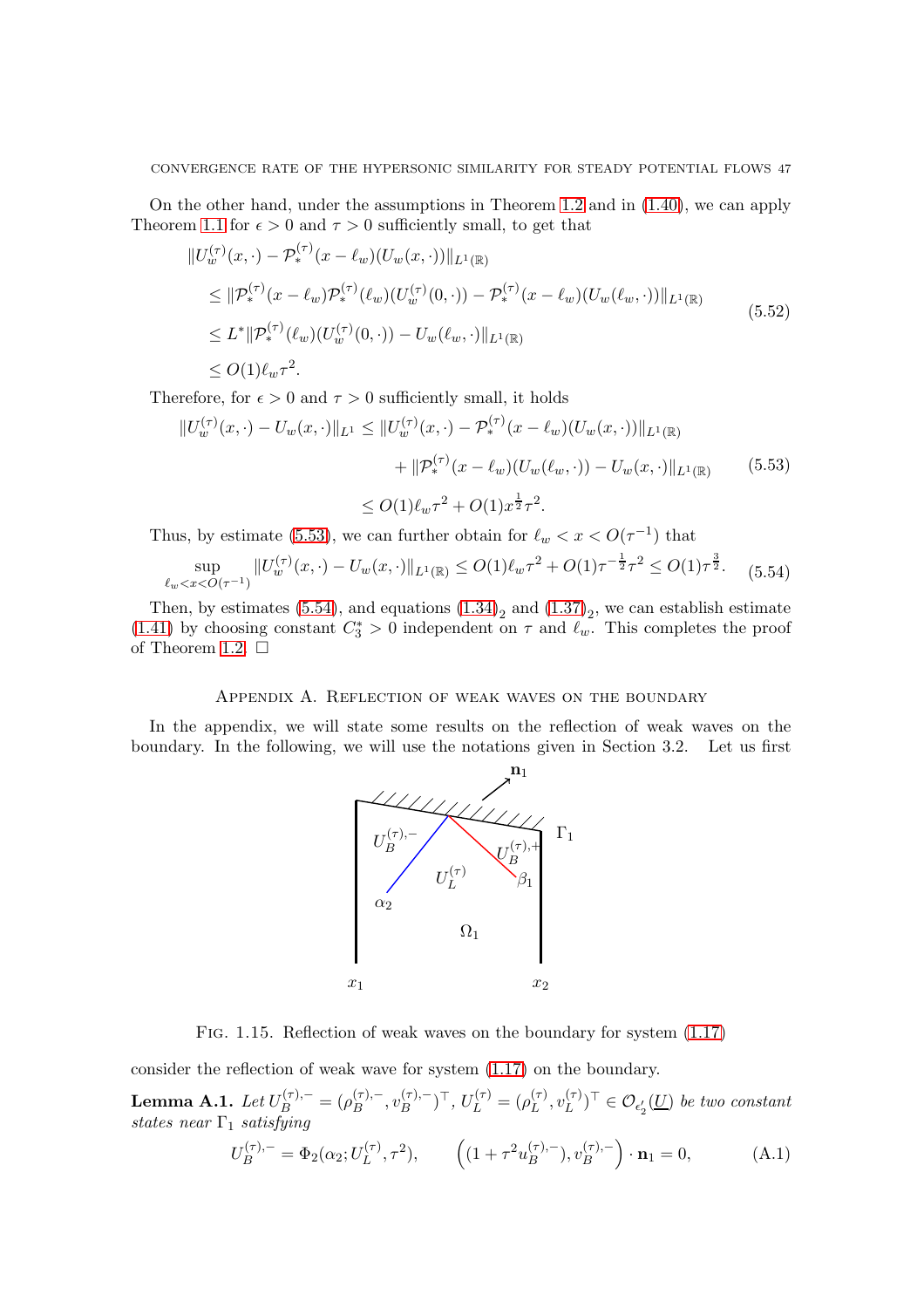On the other hand, under the assumptions in Theorem 1.2 and in (1.40), we can apply Theorem 1.1 for $\epsilon > 0$ and $\tau > 0$ sufficiently small, to get that

$$
\begin{aligned}
&\|U_w^{(\tau)}(x,\cdot) - \mathcal{P}_*^{(\tau)}(x-\ell_w)(U_w(x,\cdot))\|_{L^1(\mathbb{R})} \\
&\leq \|\mathcal{P}_*^{(\tau)}(x-\ell_w)\mathcal{P}_*^{(\tau)}(\ell_w)(U_w^{(\tau)}(0,\cdot)) - \mathcal{P}_*^{(\tau)}(x-\ell_w)(U_w(\ell_w,\cdot))\|_{L^1(\mathbb{R})} \\
&\leq L^*\|\mathcal{P}_*^{(\tau)}(\ell_w)(U_w^{(\tau)}(0,\cdot)) - U_w(\ell_w,\cdot)\|_{L^1(\mathbb{R})} \\
&\leq O(1)\ell_w\tau^2.
\end{aligned}
\tag{5.52}
$$

Therefore, for $\epsilon > 0$ and $\tau > 0$ sufficiently small, it holds

$$
\begin{aligned}
\|U_w^{(\tau)}(x,\cdot) - U_w(x,\cdot)\|_{L^1} &\leq \|U_w^{(\tau)}(x,\cdot) - \mathcal{P}_*^{(\tau)}(x-\ell_w)(U_w(x,\cdot))\|_{L^1(\mathbb{R})} \\
&\quad + \|\mathcal{P}_*^{(\tau)}(x-\ell_w)(U_w(\ell_w,\cdot)) - U_w(x,\cdot)\|_{L^1(\mathbb{R})} \\
&\leq O(1)\ell_w\tau^2 + O(1)x^{\frac{1}{2}}\tau^2.
\end{aligned}
\tag{5.53}
$$

Thus, by estimate (5.53), we can further obtain for $\ell_w < x < O(\tau^{-1})$ that

$$
\sup_{\ell_w < x < O(\tau^{-1})} \|U_w^{(\tau)}(x,\cdot) - U_w(x,\cdot)\|_{L^1(\mathbb{R})} \leq O(1)\ell_w\tau^2 + O(1)\tau^{-\frac{1}{2}}\tau^2 \leq O(1)\tau^{\frac{3}{2}}. \tag{5.54}
$$

Then, by estimates (5.54), and equations $(1.34)_2$ and $(1.37)_2$, we can establish estimate (1.41) by choosing constant $C_3^* > 0$ independent on $\tau$ and $\ell_w$. This completes the proof of Theorem 1.2. $\square$

## Appendix A. Reflection of weak waves on the boundary

In the appendix, we will state some results on the reflection of weak waves on the boundary. In the following, we will use the notations given in Section 3.2. Let us first consider the reflection of weak wave for system (1.17) on the boundary.

Fig. 1.15. Reflection of weak waves on the boundary for system (1.17)

**Lemma A.1.** *Let $U_B^{(\tau),-} = (\rho_B^{(\tau),-}, v_B^{(\tau),-})^\top$, $U_L^{(\tau)} = (\rho_L^{(\tau)}, v_L^{(\tau)})^\top \in \mathcal{O}_{\epsilon_2'}(\underline{U})$ be two constant states near $\Gamma_1$ satisfying*

$$
U_B^{(\tau),-} = \Phi_2(\alpha_2; U_L^{(\tau)}, \tau^2), \qquad \Big((1+\tau^2 u_B^{(\tau),-}), v_B^{(\tau),-}\Big)\cdot \mathbf{n}_1 = 0, \tag{A.1}
$$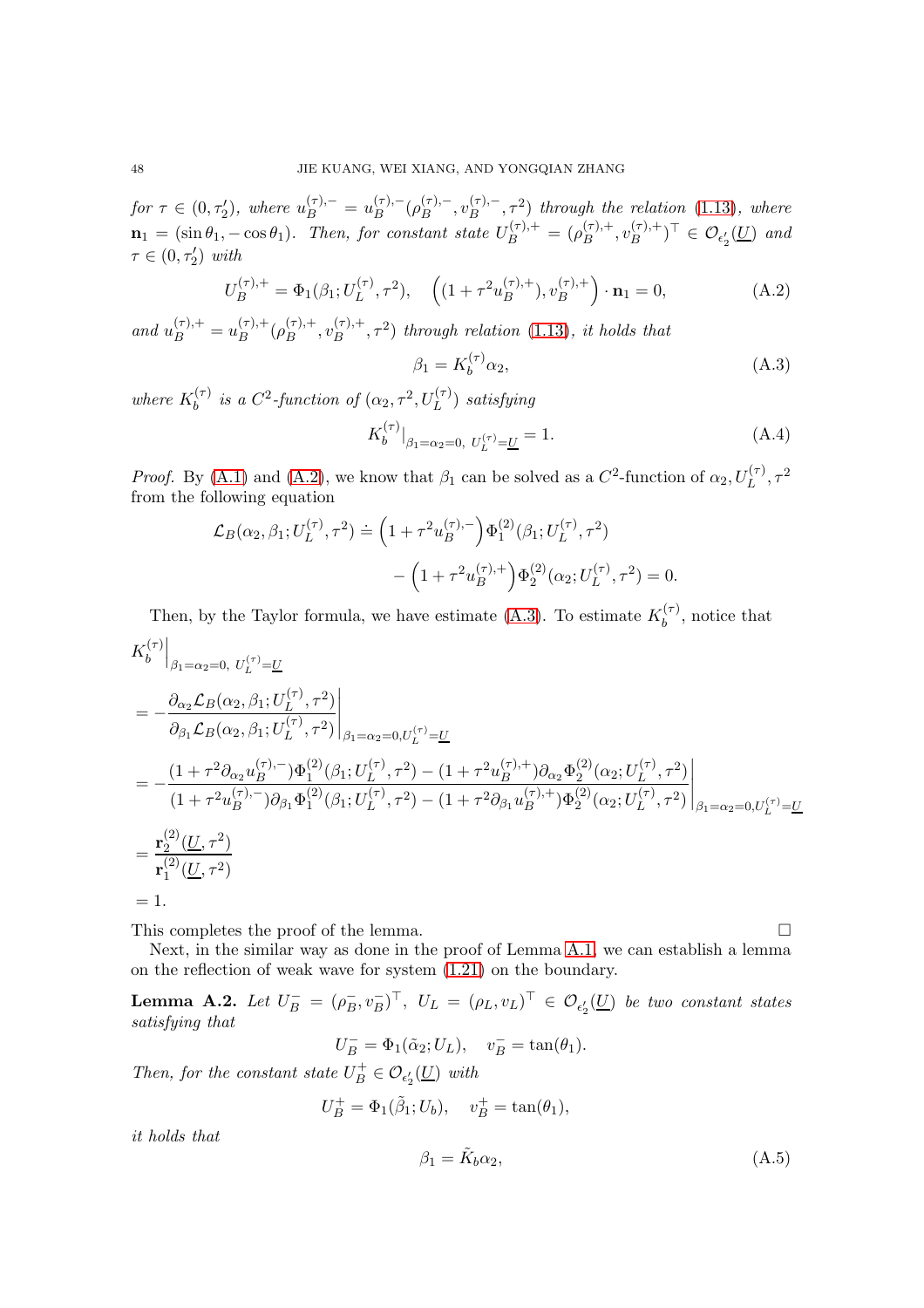*for* $\tau \in (0, \tau_2')$*, where* $u_B^{(\tau),-} = u_B^{(\tau),-}(\rho_B^{(\tau),-}, v_B^{(\tau),-}, \tau^2)$ *through the relation* (1.13)*, where* $\mathbf{n}_1 = (\sin\theta_1, -\cos\theta_1)$*. Then, for constant state* $U_B^{(\tau),+} = (\rho_B^{(\tau),+}, v_B^{(\tau),+})^\top \in \mathcal{O}_{\epsilon_2'}(\underline{U})$ *and* $\tau \in (0, \tau_2')$ *with*

$$U_B^{(\tau),+} = \Phi_1(\beta_1; U_L^{(\tau)}, \tau^2), \quad \Big((1 + \tau^2 u_B^{(\tau),+}), v_B^{(\tau),+}\Big) \cdot \mathbf{n}_1 = 0, \tag{A.2}$$

*and* $u_B^{(\tau),+} = u_B^{(\tau),+}(\rho_B^{(\tau),+}, v_B^{(\tau),+}, \tau^2)$ *through relation* (1.13)*, it holds that*

$$\beta_1 = K_b^{(\tau)} \alpha_2, \tag{A.3}$$

*where* $K_b^{(\tau)}$ *is a* $C^2$*-function of* $(\alpha_2, \tau^2, U_L^{(\tau)})$ *satisfying*

$$K_b^{(\tau)}\big|_{\beta_1 = \alpha_2 = 0,\ U_L^{(\tau)} = \underline{U}} = 1. \tag{A.4}$$

*Proof.* By (A.1) and (A.2), we know that $\beta_1$ can be solved as a $C^2$-function of $\alpha_2, U_L^{(\tau)}, \tau^2$ from the following equation

$$\begin{aligned}
\mathcal{L}_B(\alpha_2, \beta_1; U_L^{(\tau)}, \tau^2) \doteq \Big(1 + \tau^2 u_B^{(\tau),-}\Big) &\Phi_1^{(2)}(\beta_1; U_L^{(\tau)}, \tau^2) \\
&- \Big(1 + \tau^2 u_B^{(\tau),+}\Big) \Phi_2^{(2)}(\alpha_2; U_L^{(\tau)}, \tau^2) = 0.
\end{aligned}$$

Then, by the Taylor formula, we have estimate (A.3). To estimate $K_b^{(\tau)}$, notice that

$$\begin{aligned}
&K_b^{(\tau)}\Big|_{\beta_1 = \alpha_2 = 0,\ U_L^{(\tau)} = \underline{U}} \\
&= -\frac{\partial_{\alpha_2} \mathcal{L}_B(\alpha_2, \beta_1; U_L^{(\tau)}, \tau^2)}{\partial_{\beta_1} \mathcal{L}_B(\alpha_2, \beta_1; U_L^{(\tau)}, \tau^2)}\Bigg|_{\beta_1 = \alpha_2 = 0, U_L^{(\tau)} = \underline{U}} \\
&= -\frac{(1 + \tau^2 \partial_{\alpha_2} u_B^{(\tau),-}) \Phi_1^{(2)}(\beta_1; U_L^{(\tau)}, \tau^2) - (1 + \tau^2 u_B^{(\tau),+}) \partial_{\alpha_2} \Phi_2^{(2)}(\alpha_2; U_L^{(\tau)}, \tau^2)}{(1 + \tau^2 u_B^{(\tau),-}) \partial_{\beta_1} \Phi_1^{(2)}(\beta_1; U_L^{(\tau)}, \tau^2) - (1 + \tau^2 \partial_{\beta_1} u_B^{(\tau),+}) \Phi_2^{(2)}(\alpha_2; U_L^{(\tau)}, \tau^2)}\Bigg|_{\beta_1 = \alpha_2 = 0, U_L^{(\tau)} = \underline{U}} \\
&= \frac{\mathbf{r}_2^{(2)}(\underline{U}, \tau^2)}{\mathbf{r}_1^{(2)}(\underline{U}, \tau^2)} \\
&= 1.
\end{aligned}$$

This completes the proof of the lemma. $\square$

Next, in the similar way as done in the proof of Lemma A.1, we can establish a lemma on the reflection of weak wave for system (1.21) on the boundary.

**Lemma A.2.** *Let* $U_B^- = (\rho_B^-, v_B^-)^\top$*,* $U_L = (\rho_L, v_L)^\top \in \mathcal{O}_{\epsilon_2'}(\underline{U})$ *be two constant states satisfying that*

$$U_B^- = \Phi_1(\tilde{\alpha}_2; U_L), \quad v_B^- = \tan(\theta_1).$$

*Then, for the constant state* $U_B^+ \in \mathcal{O}_{\epsilon_2'}(\underline{U})$ *with*

$$U_B^+ = \Phi_1(\tilde{\beta}_1; U_b), \quad v_B^+ = \tan(\theta_1),$$

*it holds that*

$$\beta_1 = \tilde{K}_b \alpha_2, \tag{A.5}$$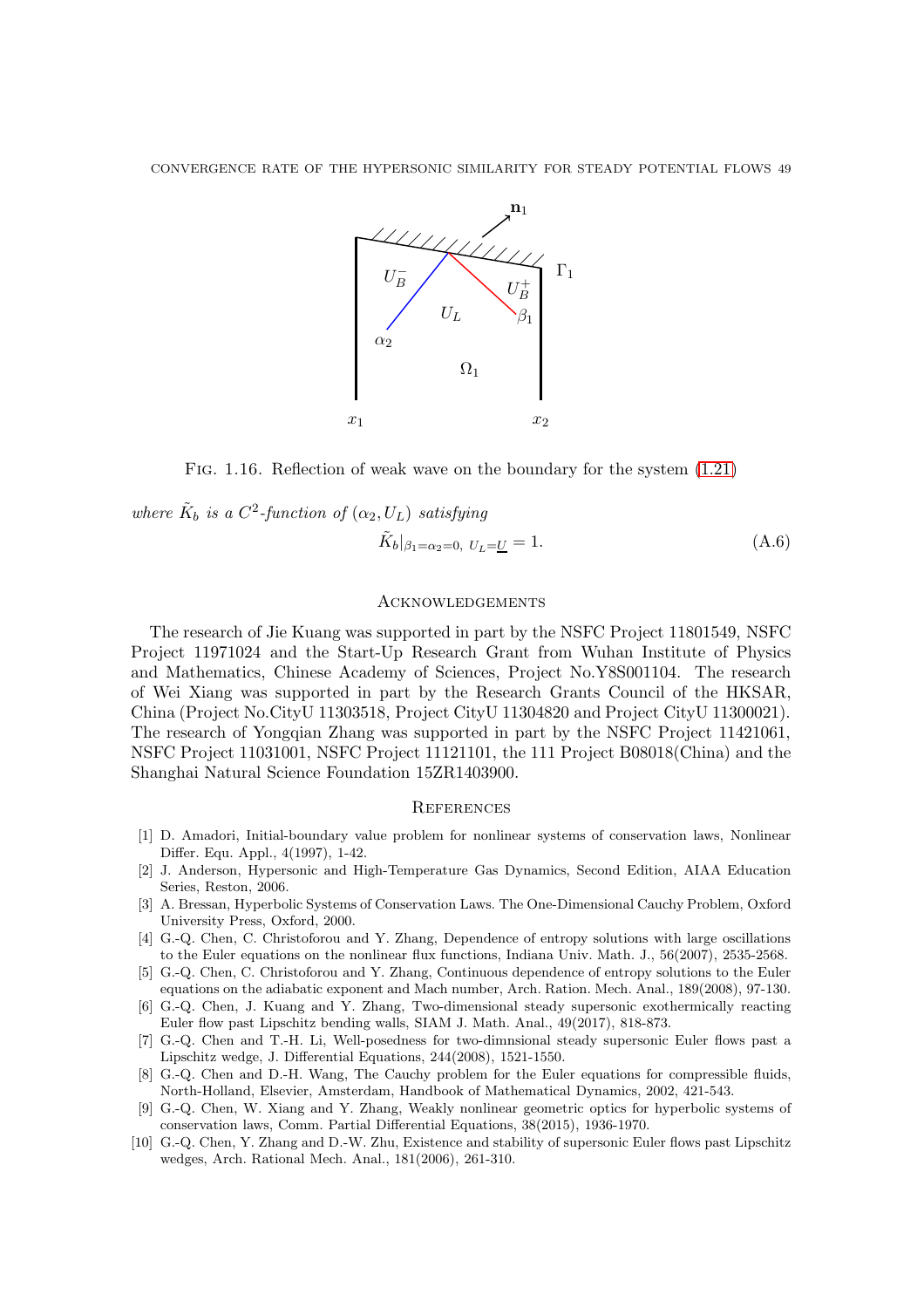Fig. 1.16. Reflection of weak wave on the boundary for the system (1.21)

*where $\tilde{K}_b$ is a $C^2$-function of $(\alpha_2, U_L)$ satisfying*

$$\tilde{K}_b|_{\beta_1=\alpha_2=0,\ U_L=\underline{U}} = 1. \tag{A.6}$$

## Acknowledgements

The research of Jie Kuang was supported in part by the NSFC Project 11801549, NSFC Project 11971024 and the Start-Up Research Grant from Wuhan Institute of Physics and Mathematics, Chinese Academy of Sciences, Project No.Y8S001104. The research of Wei Xiang was supported in part by the Research Grants Council of the HKSAR, China (Project No.CityU 11303518, Project CityU 11304820 and Project CityU 11300021). The research of Yongqian Zhang was supported in part by the NSFC Project 11421061, NSFC Project 11031001, NSFC Project 11121101, the 111 Project B08018(China) and the Shanghai Natural Science Foundation 15ZR1403900.

## References

[1] D. Amadori, Initial-boundary value problem for nonlinear systems of conservation laws, Nonlinear Differ. Equ. Appl., 4(1997), 1-42.

[2] J. Anderson, Hypersonic and High-Temperature Gas Dynamics, Second Edition, AIAA Education Series, Reston, 2006.

[3] A. Bressan, Hyperbolic Systems of Conservation Laws. The One-Dimensional Cauchy Problem, Oxford University Press, Oxford, 2000.

[4] G.-Q. Chen, C. Christoforou and Y. Zhang, Dependence of entropy solutions with large oscillations to the Euler equations on the nonlinear flux functions, Indiana Univ. Math. J., 56(2007), 2535-2568.

[5] G.-Q. Chen, C. Christoforou and Y. Zhang, Continuous dependence of entropy solutions to the Euler equations on the adiabatic exponent and Mach number, Arch. Ration. Mech. Anal., 189(2008), 97-130.

[6] G.-Q. Chen, J. Kuang and Y. Zhang, Two-dimensional steady supersonic exothermically reacting Euler flow past Lipschitz bending walls, SIAM J. Math. Anal., 49(2017), 818-873.

[7] G.-Q. Chen and T.-H. Li, Well-posedness for two-dimnsional steady supersonic Euler flows past a Lipschitz wedge, J. Differential Equations, 244(2008), 1521-1550.

[8] G.-Q. Chen and D.-H. Wang, The Cauchy problem for the Euler equations for compressible fluids, North-Holland, Elsevier, Amsterdam, Handbook of Mathematical Dynamics, 2002, 421-543.

[9] G.-Q. Chen, W. Xiang and Y. Zhang, Weakly nonlinear geometric optics for hyperbolic systems of conservation laws, Comm. Partial Differential Equations, 38(2015), 1936-1970.

[10] G.-Q. Chen, Y. Zhang and D.-W. Zhu, Existence and stability of supersonic Euler flows past Lipschitz wedges, Arch. Rational Mech. Anal., 181(2006), 261-310.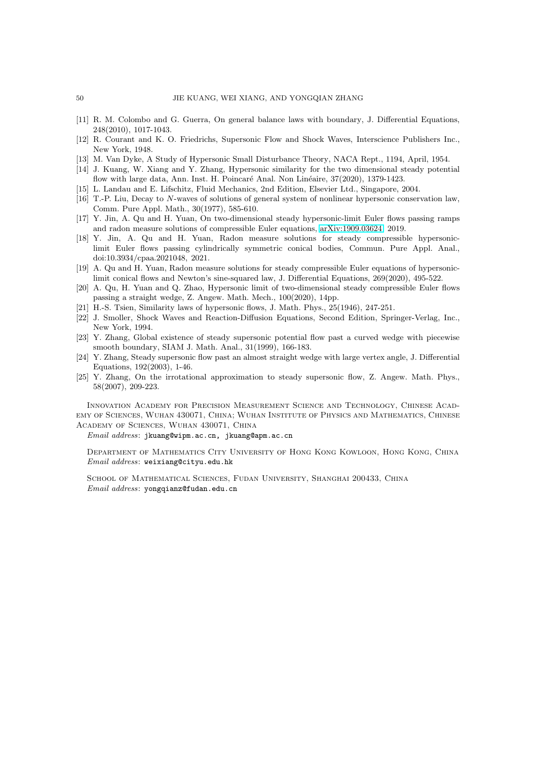[11] R. M. Colombo and G. Guerra, On general balance laws with boundary, J. Differential Equations, 248(2010), 1017-1043.

[12] R. Courant and K. O. Friedrichs, Supersonic Flow and Shock Waves, Interscience Publishers Inc., New York, 1948.

[13] M. Van Dyke, A Study of Hypersonic Small Disturbance Theory, NACA Rept., 1194, April, 1954.

[14] J. Kuang, W. Xiang and Y. Zhang, Hypersonic similarity for the two dimensional steady potential flow with large data, Ann. Inst. H. Poincaré Anal. Non Linéaire, 37(2020), 1379-1423.

[15] L. Landau and E. Lifschitz, Fluid Mechanics, 2nd Edition, Elsevier Ltd., Singapore, 2004.

[16] T.-P. Liu, Decay to $N$-waves of solutions of general system of nonlinear hypersonic conservation law, Comm. Pure Appl. Math., 30(1977), 585-610.

[17] Y. Jin, A. Qu and H. Yuan, On two-dimensional steady hypersonic-limit Euler flows passing ramps and radon measure solutions of compressible Euler equations, arXiv:1909.03624, 2019.

[18] Y. Jin, A. Qu and H. Yuan, Radon measure solutions for steady compressible hypersonic-limit Euler flows passing cylindrically symmetric conical bodies, Commun. Pure Appl. Anal., doi:10.3934/cpaa.2021048, 2021.

[19] A. Qu and H. Yuan, Radon measure solutions for steady compressible Euler equations of hypersonic-limit conical flows and Newton's sine-squared law, J. Differential Equations, 269(2020), 495-522.

[20] A. Qu, H. Yuan and Q. Zhao, Hypersonic limit of two-dimensional steady compressible Euler flows passing a straight wedge, Z. Angew. Math. Mech., 100(2020), 14pp.

[21] H.-S. Tsien, Similarity laws of hypersonic flows, J. Math. Phys., 25(1946), 247-251.

[22] J. Smoller, Shock Waves and Reaction-Diffusion Equations, Second Edition, Springer-Verlag, Inc., New York, 1994.

[23] Y. Zhang, Global existence of steady supersonic potential flow past a curved wedge with piecewise smooth boundary, SIAM J. Math. Anal., 31(1999), 166-183.

[24] Y. Zhang, Steady supersonic flow past an almost straight wedge with large vertex angle, J. Differential Equations, 192(2003), 1-46.

[25] Y. Zhang, On the irrotational approximation to steady supersonic flow, Z. Angew. Math. Phys., 58(2007), 209-223.

Innovation Academy for Precision Measurement Science and Technology, Chinese Academy of Sciences, Wuhan 430071, China; Wuhan Institute of Physics and Mathematics, Chinese Academy of Sciences, Wuhan 430071, China

*Email address*: jkuang@wipm.ac.cn, jkuang@apm.ac.cn

Department of Mathematics City University of Hong Kong Kowloon, Hong Kong, China

*Email address*: weixiang@cityu.edu.hk

School of Mathematical Sciences, Fudan University, Shanghai 200433, China

*Email address*: yongqianz@fudan.edu.cn